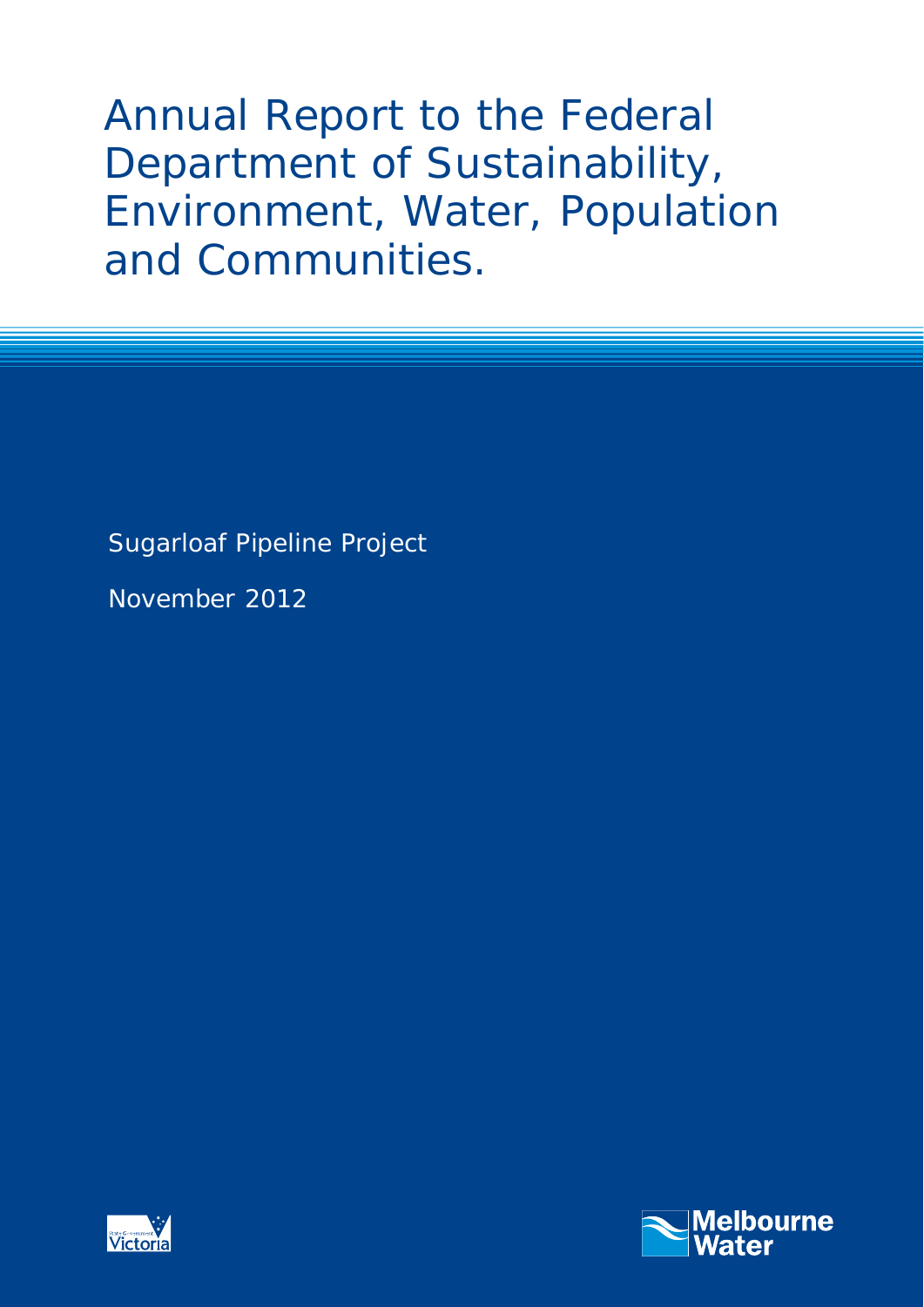# Annual Report to the Federal Department of Sustainability, Environment, Water, Population and Communities.

Sugarloaf Pipeline Project

November 2012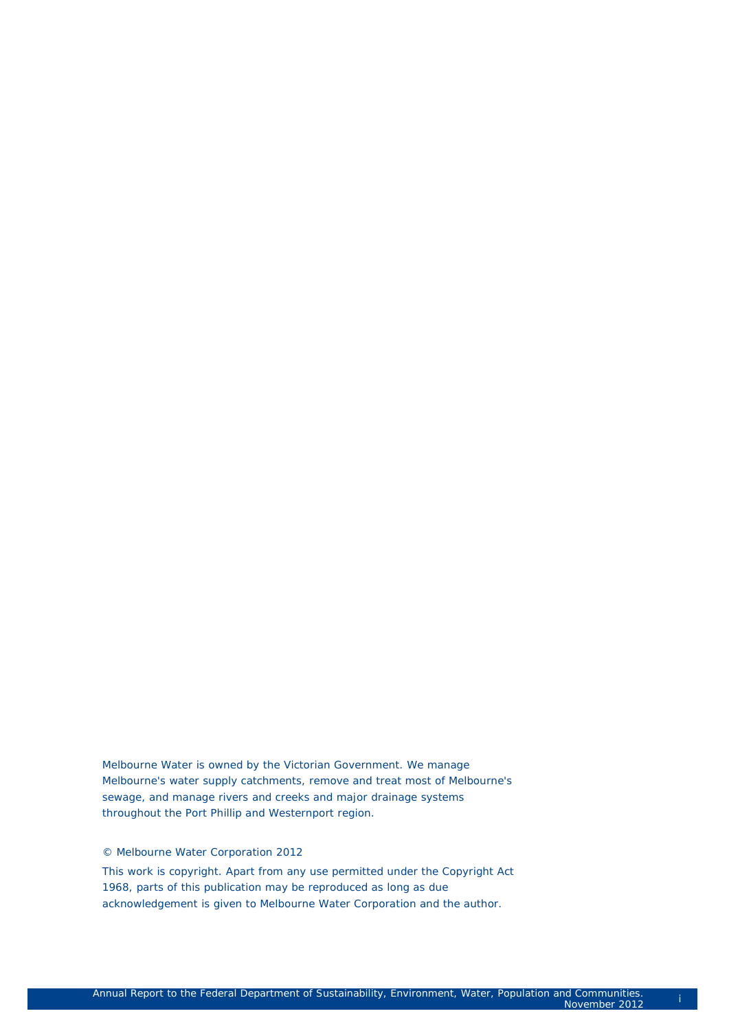Melbourne Water is owned by the Victorian Government. We manage Melbourne's water supply catchments, remove and treat most of Melbourne's sewage, and manage rivers and creeks and major drainage systems throughout the Port Phillip and Westernport region.

© Melbourne Water Corporation 2012

This work is copyright. Apart from any use permitted under the Copyright Act 1968, parts of this publication may be reproduced as long as due acknowledgement is given to Melbourne Water Corporation and the author.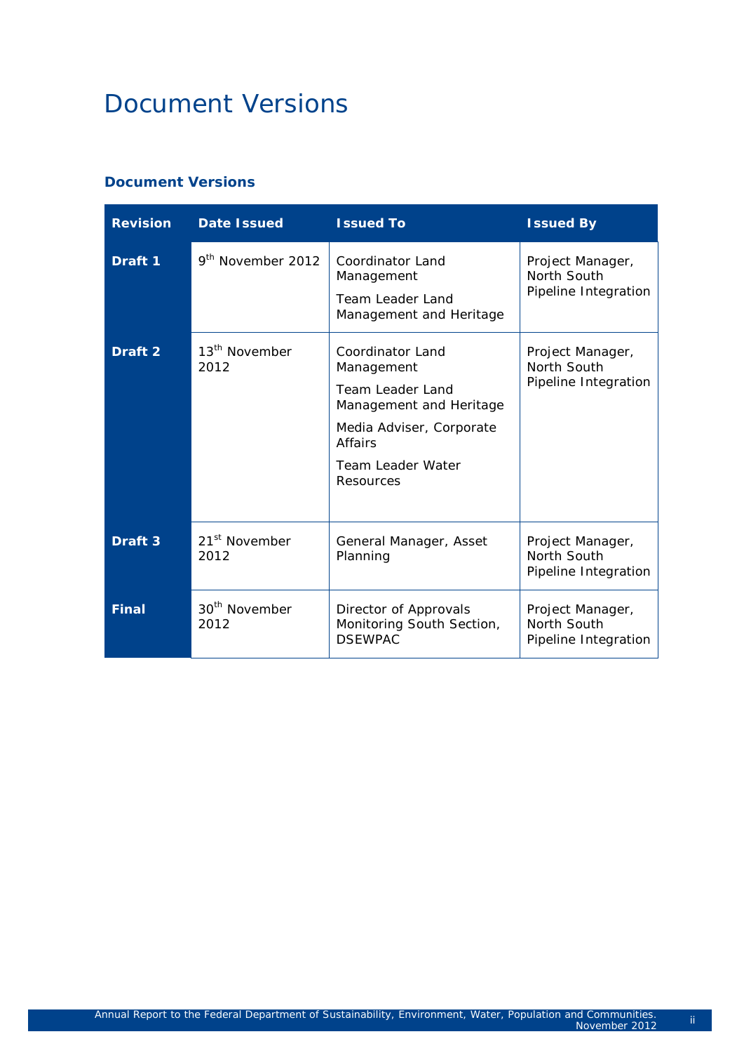# Document Versions

### Document Versions

| Revision | Date Issued | Issued To | Issued By |
|---|---|---|---|
| **Draft 1** | 9th November 2012 | Coordinator Land Management<br>Team Leader Land Management and Heritage | Project Manager, North South Pipeline Integration |
| **Draft 2** | 13th November 2012 | Coordinator Land Management<br>Team Leader Land Management and Heritage<br>Media Adviser, Corporate Affairs<br>Team Leader Water Resources | Project Manager, North South Pipeline Integration |
| **Draft 3** | 21st November 2012 | General Manager, Asset Planning | Project Manager, North South Pipeline Integration |
| **Final** | 30th November 2012 | Director of Approvals Monitoring South Section, DSEWPAC | Project Manager, North South Pipeline Integration |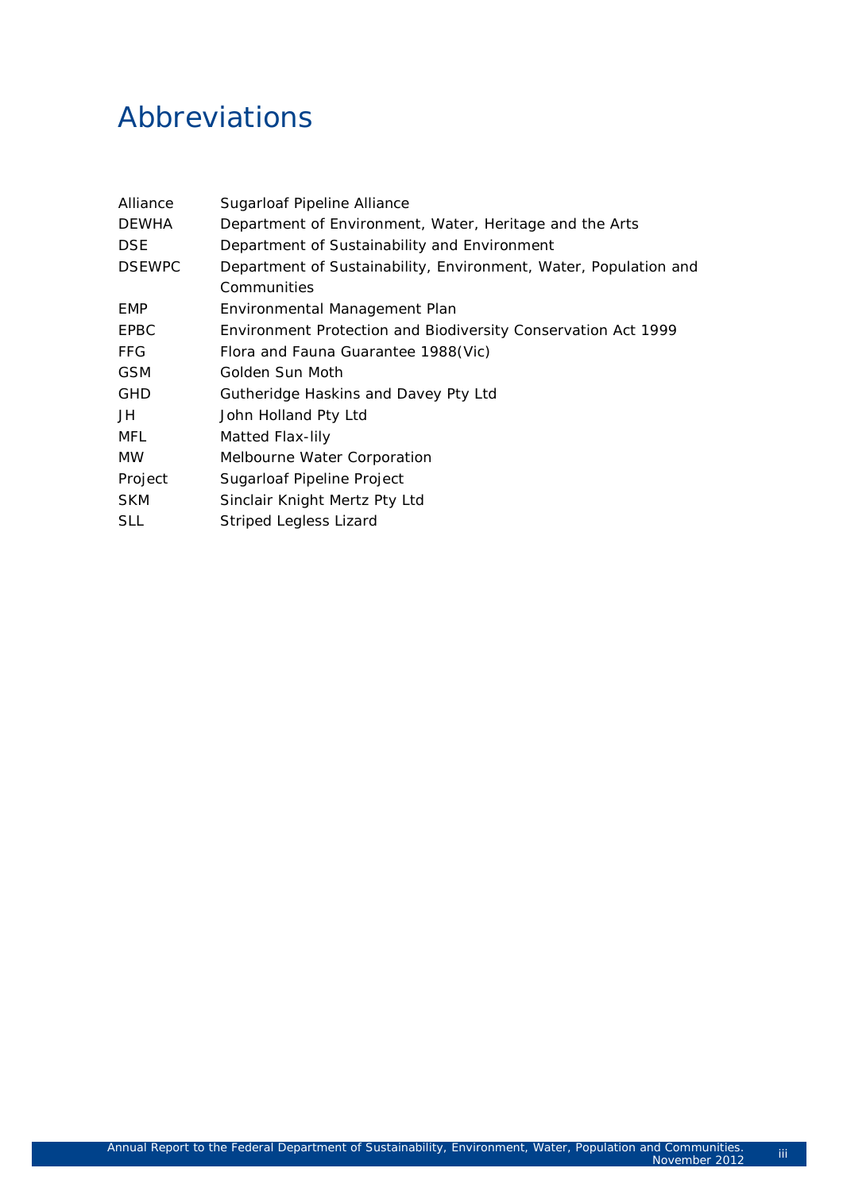# Abbreviations

| | |
|---|---|
| Alliance | Sugarloaf Pipeline Alliance |
| DEWHA | Department of Environment, Water, Heritage and the Arts |
| DSE | Department of Sustainability and Environment |
| DSEWPC | Department of Sustainability, Environment, Water, Population and Communities |
| EMP | Environmental Management Plan |
| EPBC | Environment Protection and Biodiversity Conservation Act 1999 |
| FFG | Flora and Fauna Guarantee 1988(Vic) |
| GSM | Golden Sun Moth |
| GHD | Gutheridge Haskins and Davey Pty Ltd |
| JH | John Holland Pty Ltd |
| MFL | Matted Flax-lily |
| MW | Melbourne Water Corporation |
| Project | Sugarloaf Pipeline Project |
| SKM | Sinclair Knight Mertz Pty Ltd |
| SLL | Striped Legless Lizard |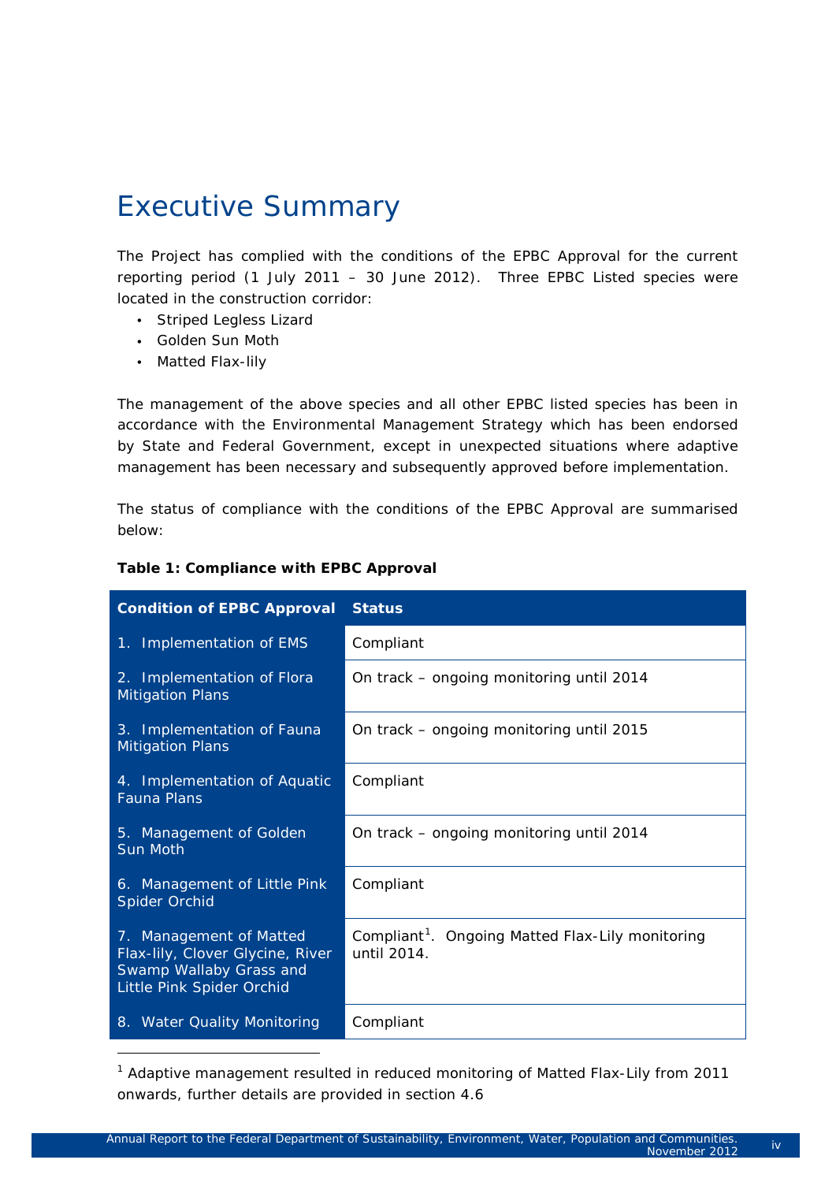# Executive Summary

The Project has complied with the conditions of the EPBC Approval for the current reporting period (1 July 2011 – 30 June 2012). Three EPBC Listed species were located in the construction corridor:

- Striped Legless Lizard
- Golden Sun Moth
- Matted Flax-lily

The management of the above species and all other EPBC listed species has been in accordance with the Environmental Management Strategy which has been endorsed by State and Federal Government, except in unexpected situations where adaptive management has been necessary and subsequently approved before implementation.

The status of compliance with the conditions of the EPBC Approval are summarised below:

**Table 1: Compliance with EPBC Approval**

| Condition of EPBC Approval | Status |
|---|---|
| 1. Implementation of EMS | Compliant |
| 2. Implementation of Flora Mitigation Plans | On track – ongoing monitoring until 2014 |
| 3. Implementation of Fauna Mitigation Plans | On track – ongoing monitoring until 2015 |
| 4. Implementation of Aquatic Fauna Plans | Compliant |
| 5. Management of Golden Sun Moth | On track – ongoing monitoring until 2014 |
| 6. Management of Little Pink Spider Orchid | Compliant |
| 7. Management of Matted Flax-lily, Clover Glycine, River Swamp Wallaby Grass and Little Pink Spider Orchid | Compliant[1]. Ongoing Matted Flax-Lily monitoring until 2014. |
| 8. Water Quality Monitoring | Compliant |

[1] Adaptive management resulted in reduced monitoring of Matted Flax-Lily from 2011 onwards, further details are provided in section 4.6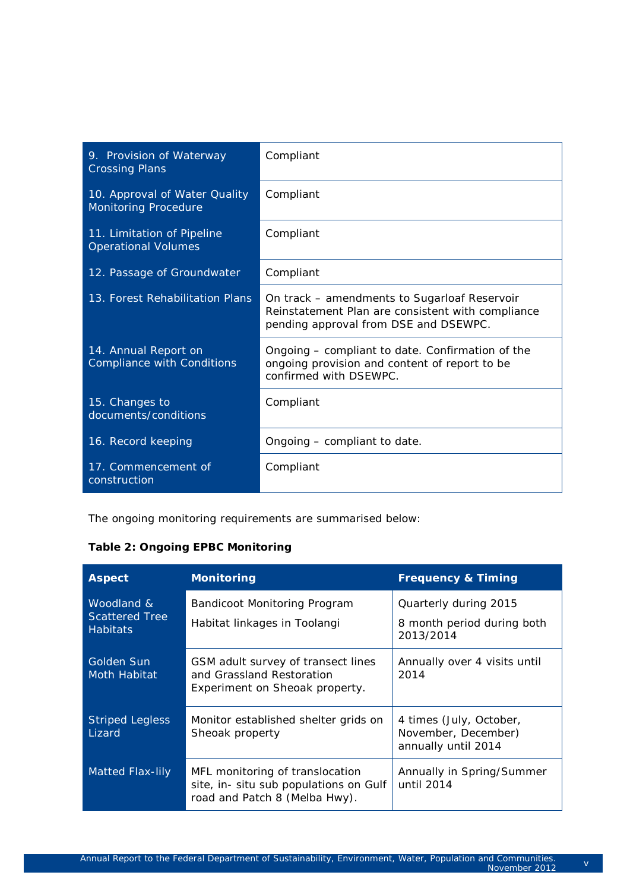| | |
|---|---|
| 9. Provision of Waterway Crossing Plans | Compliant |
| 10. Approval of Water Quality Monitoring Procedure | Compliant |
| 11. Limitation of Pipeline Operational Volumes | Compliant |
| 12. Passage of Groundwater | Compliant |
| 13. Forest Rehabilitation Plans | On track – amendments to Sugarloaf Reservoir Reinstatement Plan are consistent with compliance pending approval from DSE and DSEWPC. |
| 14. Annual Report on Compliance with Conditions | Ongoing – compliant to date. Confirmation of the ongoing provision and content of report to be confirmed with DSEWPC. |
| 15. Changes to documents/conditions | Compliant |
| 16. Record keeping | Ongoing – compliant to date. |
| 17. Commencement of construction | Compliant |

The ongoing monitoring requirements are summarised below:

**Table 2: Ongoing EPBC Monitoring**

| Aspect | Monitoring | Frequency & Timing |
|---|---|---|
| Woodland & Scattered Tree Habitats | Bandicoot Monitoring Program<br>Habitat linkages in Toolangi | Quarterly during 2015<br>8 month period during both 2013/2014 |
| Golden Sun Moth Habitat | GSM adult survey of transect lines and Grassland Restoration Experiment on Sheoak property. | Annually over 4 visits until 2014 |
| Striped Legless Lizard | Monitor established shelter grids on Sheoak property | 4 times (July, October, November, December) annually until 2014 |
| Matted Flax-lily | MFL monitoring of translocation site, in- situ sub populations on Gulf road and Patch 8 (Melba Hwy). | Annually in Spring/Summer until 2014 |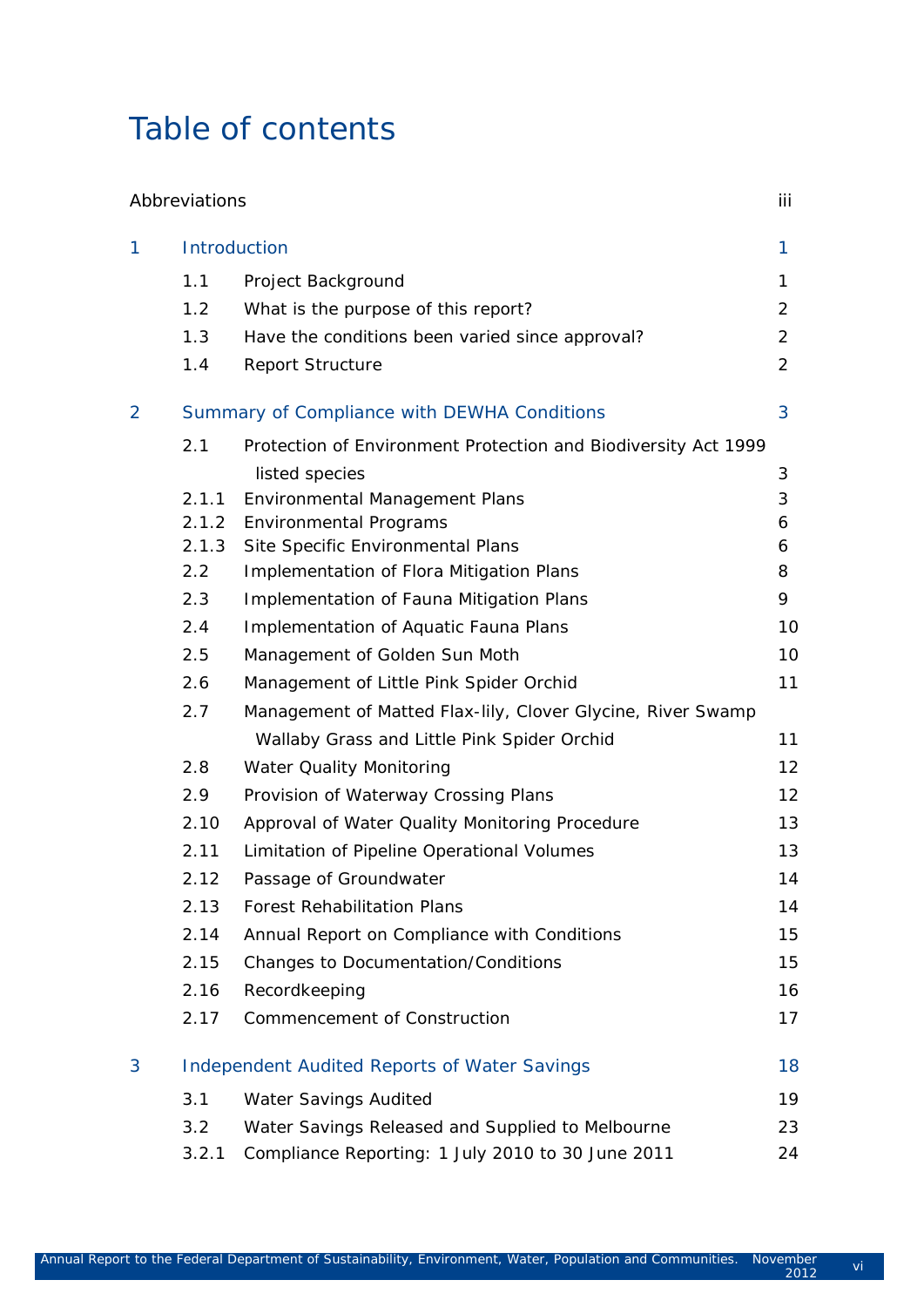# Table of contents

| | | |
|---|---|---|
| Abbreviations | | iii |
| **1** | **Introduction** | **1** |
| 1.1 | Project Background | 1 |
| 1.2 | What is the purpose of this report? | 2 |
| 1.3 | Have the conditions been varied since approval? | 2 |
| 1.4 | Report Structure | 2 |
| **2** | **Summary of Compliance with DEWHA Conditions** | **3** |
| 2.1 | Protection of Environment Protection and Biodiversity Act 1999 listed species | 3 |
| 2.1.1 | Environmental Management Plans | 3 |
| 2.1.2 | Environmental Programs | 6 |
| 2.1.3 | Site Specific Environmental Plans | 6 |
| 2.2 | Implementation of Flora Mitigation Plans | 8 |
| 2.3 | Implementation of Fauna Mitigation Plans | 9 |
| 2.4 | Implementation of Aquatic Fauna Plans | 10 |
| 2.5 | Management of Golden Sun Moth | 10 |
| 2.6 | Management of Little Pink Spider Orchid | 11 |
| 2.7 | Management of Matted Flax-lily, Clover Glycine, River Swamp Wallaby Grass and Little Pink Spider Orchid | 11 |
| 2.8 | Water Quality Monitoring | 12 |
| 2.9 | Provision of Waterway Crossing Plans | 12 |
| 2.10 | Approval of Water Quality Monitoring Procedure | 13 |
| 2.11 | Limitation of Pipeline Operational Volumes | 13 |
| 2.12 | Passage of Groundwater | 14 |
| 2.13 | Forest Rehabilitation Plans | 14 |
| 2.14 | Annual Report on Compliance with Conditions | 15 |
| 2.15 | Changes to Documentation/Conditions | 15 |
| 2.16 | Recordkeeping | 16 |
| 2.17 | Commencement of Construction | 17 |
| **3** | **Independent Audited Reports of Water Savings** | **18** |
| 3.1 | Water Savings Audited | 19 |
| 3.2 | Water Savings Released and Supplied to Melbourne | 23 |
| 3.2.1 | Compliance Reporting: 1 July 2010 to 30 June 2011 | 24 |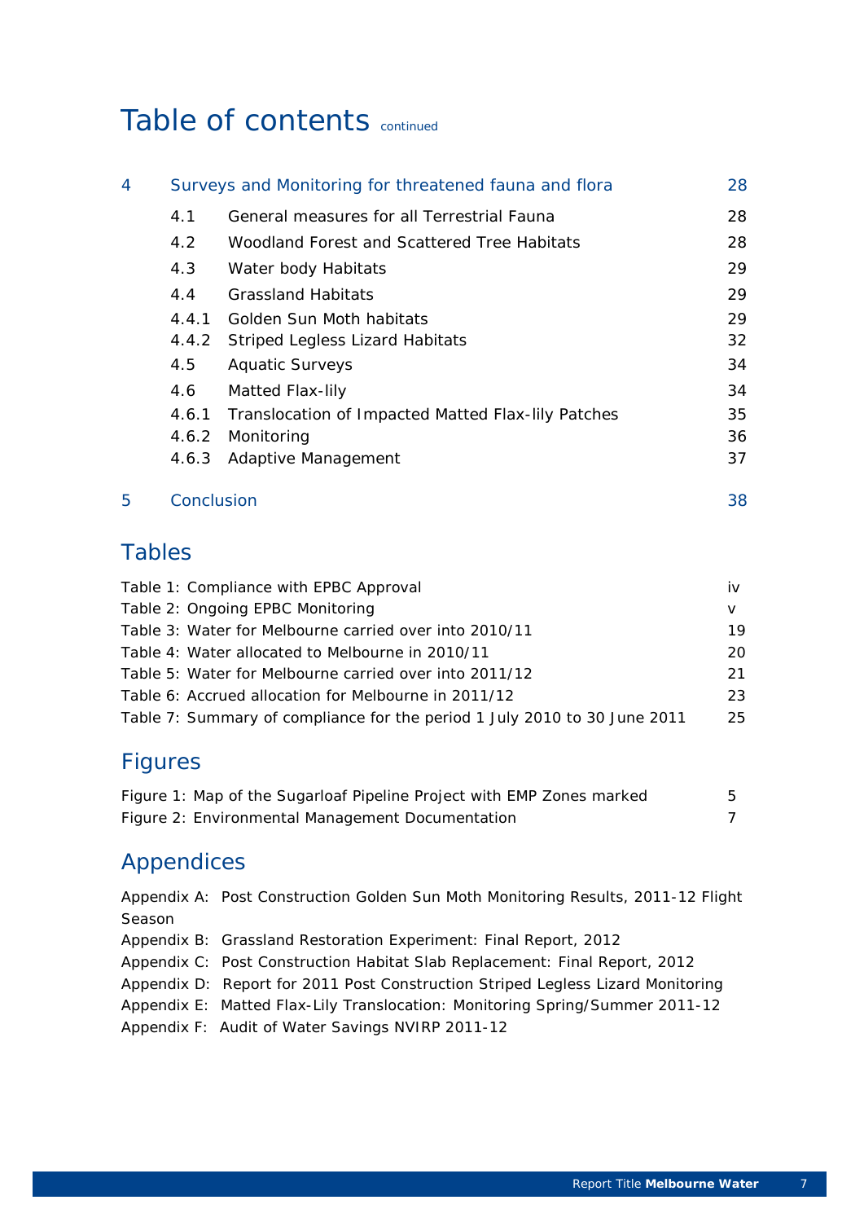# Table of contents continued

| | | | |
|---|---|---|---|
| 4 | Surveys and Monitoring for threatened fauna and flora | | 28 |
| | 4.1 | General measures for all Terrestrial Fauna | 28 |
| | 4.2 | Woodland Forest and Scattered Tree Habitats | 28 |
| | 4.3 | Water body Habitats | 29 |
| | 4.4 | Grassland Habitats | 29 |
| | 4.4.1 | Golden Sun Moth habitats | 29 |
| | 4.4.2 | Striped Legless Lizard Habitats | 32 |
| | 4.5 | Aquatic Surveys | 34 |
| | 4.6 | Matted Flax-lily | 34 |
| | 4.6.1 | Translocation of Impacted Matted Flax-lily Patches | 35 |
| | 4.6.2 | Monitoring | 36 |
| | 4.6.3 | Adaptive Management | 37 |
| 5 | Conclusion | | 38 |

## Tables

| | |
|---|---|
| Table 1: Compliance with EPBC Approval | iv |
| Table 2: Ongoing EPBC Monitoring | v |
| Table 3: Water for Melbourne carried over into 2010/11 | 19 |
| Table 4: Water allocated to Melbourne in 2010/11 | 20 |
| Table 5: Water for Melbourne carried over into 2011/12 | 21 |
| Table 6: Accrued allocation for Melbourne in 2011/12 | 23 |
| Table 7: Summary of compliance for the period 1 July 2010 to 30 June 2011 | 25 |

## Figures

| | |
|---|---|
| Figure 1: Map of the Sugarloaf Pipeline Project with EMP Zones marked | 5 |
| Figure 2: Environmental Management Documentation | 7 |

## Appendices

Appendix A: Post Construction Golden Sun Moth Monitoring Results, 2011-12 Flight Season

Appendix B: Grassland Restoration Experiment: Final Report, 2012

Appendix C: Post Construction Habitat Slab Replacement: Final Report, 2012

Appendix D: Report for 2011 Post Construction Striped Legless Lizard Monitoring

Appendix E: Matted Flax-Lily Translocation: Monitoring Spring/Summer 2011-12

Appendix F: Audit of Water Savings NVIRP 2011-12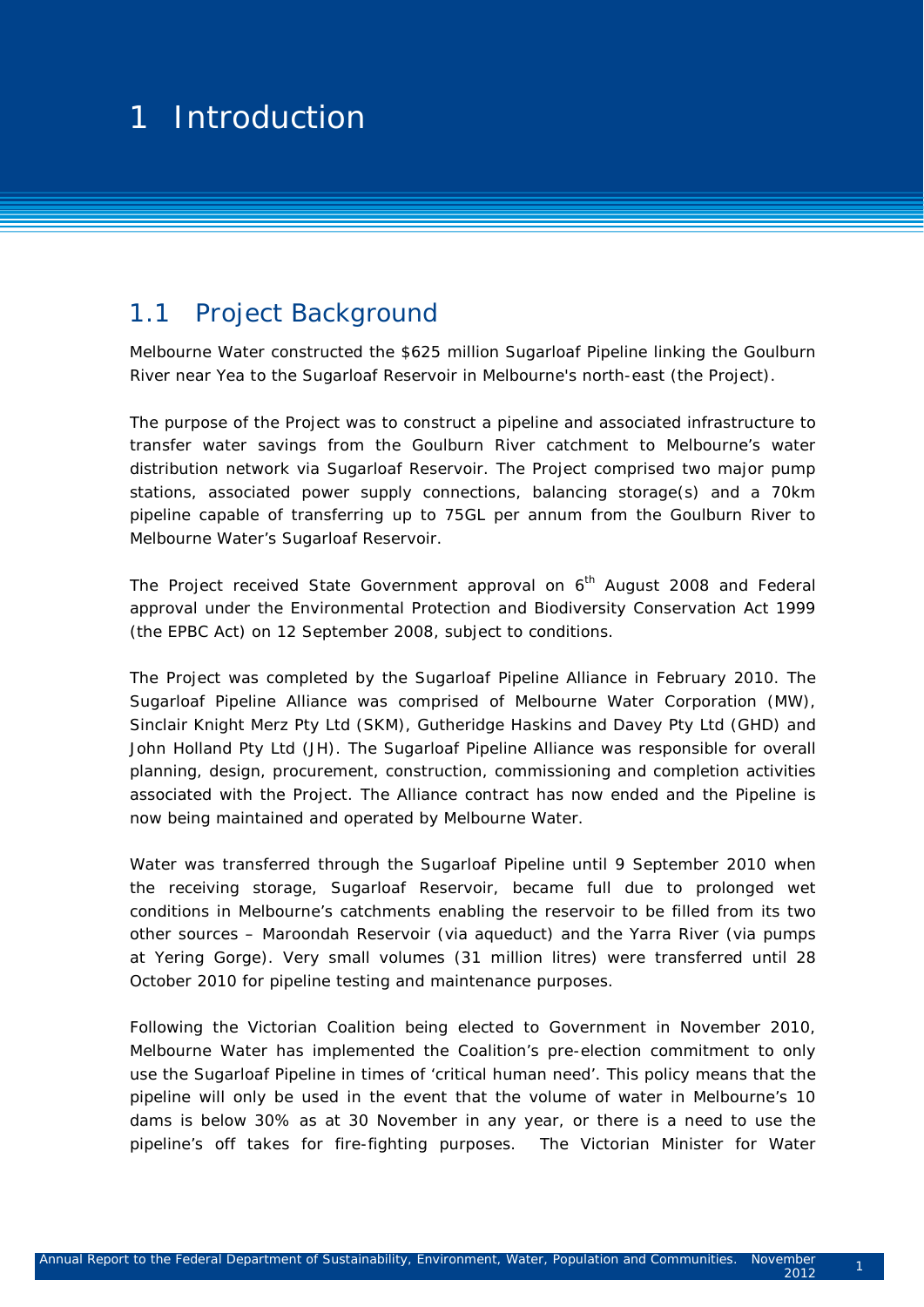# 1 Introduction

## 1.1 Project Background

Melbourne Water constructed the $625 million Sugarloaf Pipeline linking the Goulburn River near Yea to the Sugarloaf Reservoir in Melbourne's north-east (the Project).

The purpose of the Project was to construct a pipeline and associated infrastructure to transfer water savings from the Goulburn River catchment to Melbourne's water distribution network via Sugarloaf Reservoir. The Project comprised two major pump stations, associated power supply connections, balancing storage(s) and a 70km pipeline capable of transferring up to 75GL per annum from the Goulburn River to Melbourne Water's Sugarloaf Reservoir.

The Project received State Government approval on 6th August 2008 and Federal approval under the Environmental Protection and Biodiversity Conservation Act 1999 (the EPBC Act) on 12 September 2008, subject to conditions.

The Project was completed by the Sugarloaf Pipeline Alliance in February 2010. The Sugarloaf Pipeline Alliance was comprised of Melbourne Water Corporation (MW), Sinclair Knight Merz Pty Ltd (SKM), Gutheridge Haskins and Davey Pty Ltd (GHD) and John Holland Pty Ltd (JH). The Sugarloaf Pipeline Alliance was responsible for overall planning, design, procurement, construction, commissioning and completion activities associated with the Project. The Alliance contract has now ended and the Pipeline is now being maintained and operated by Melbourne Water.

Water was transferred through the Sugarloaf Pipeline until 9 September 2010 when the receiving storage, Sugarloaf Reservoir, became full due to prolonged wet conditions in Melbourne's catchments enabling the reservoir to be filled from its two other sources – Maroondah Reservoir (via aqueduct) and the Yarra River (via pumps at Yering Gorge). Very small volumes (31 million litres) were transferred until 28 October 2010 for pipeline testing and maintenance purposes.

Following the Victorian Coalition being elected to Government in November 2010, Melbourne Water has implemented the Coalition's pre-election commitment to only use the Sugarloaf Pipeline in times of 'critical human need'. This policy means that the pipeline will only be used in the event that the volume of water in Melbourne's 10 dams is below 30% as at 30 November in any year, or there is a need to use the pipeline's off takes for fire-fighting purposes. The Victorian Minister for Water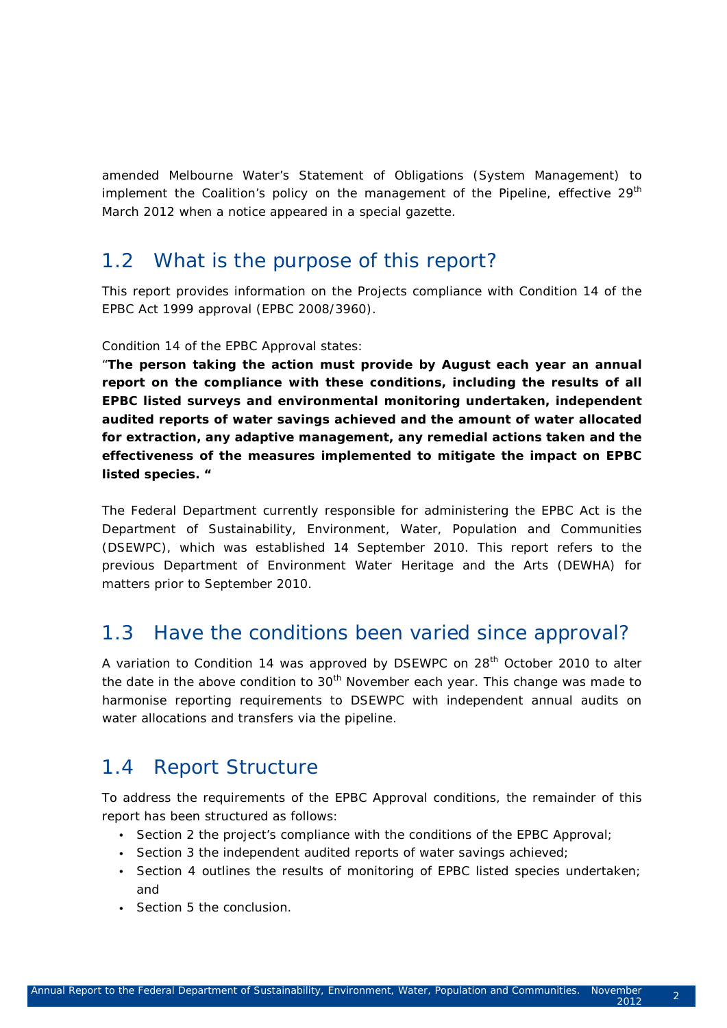amended Melbourne Water's Statement of Obligations (System Management) to implement the Coalition's policy on the management of the Pipeline, effective 29th March 2012 when a notice appeared in a special gazette.

## 1.2 What is the purpose of this report?

This report provides information on the Projects compliance with Condition 14 of the EPBC Act 1999 approval (EPBC 2008/3960).

Condition 14 of the EPBC Approval states:

"**The person taking the action must provide by August each year an annual report on the compliance with these conditions, including the results of all EPBC listed surveys and environmental monitoring undertaken, independent audited reports of water savings achieved and the amount of water allocated for extraction, any adaptive management, any remedial actions taken and the effectiveness of the measures implemented to mitigate the impact on EPBC listed species. "**

The Federal Department currently responsible for administering the EPBC Act is the Department of Sustainability, Environment, Water, Population and Communities (DSEWPC), which was established 14 September 2010. This report refers to the previous Department of Environment Water Heritage and the Arts (DEWHA) for matters prior to September 2010.

## 1.3 Have the conditions been varied since approval?

A variation to Condition 14 was approved by DSEWPC on 28th October 2010 to alter the date in the above condition to 30th November each year. This change was made to harmonise reporting requirements to DSEWPC with independent annual audits on water allocations and transfers via the pipeline.

## 1.4 Report Structure

To address the requirements of the EPBC Approval conditions, the remainder of this report has been structured as follows:

- Section 2 the project's compliance with the conditions of the EPBC Approval;
- Section 3 the independent audited reports of water savings achieved;
- Section 4 outlines the results of monitoring of EPBC listed species undertaken; and
- Section 5 the conclusion.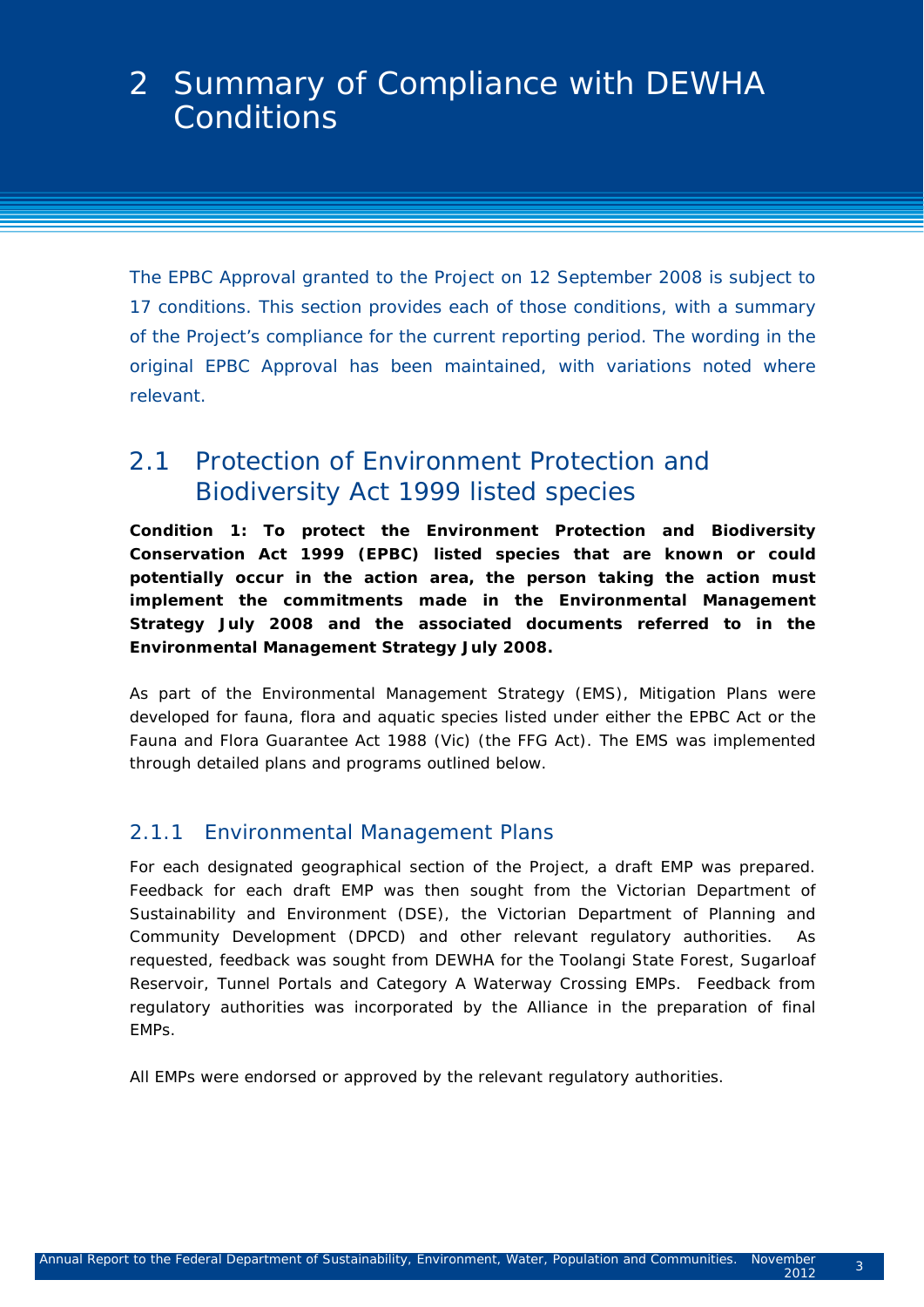# 2 Summary of Compliance with DEWHA Conditions

The EPBC Approval granted to the Project on 12 September 2008 is subject to 17 conditions. This section provides each of those conditions, with a summary of the Project's compliance for the current reporting period. The wording in the original EPBC Approval has been maintained, with variations noted where relevant.

## 2.1 Protection of Environment Protection and Biodiversity Act 1999 listed species

**Condition 1: To protect the Environment Protection and Biodiversity Conservation Act 1999 (EPBC) listed species that are known or could potentially occur in the action area, the person taking the action must implement the commitments made in the Environmental Management Strategy July 2008 and the associated documents referred to in the Environmental Management Strategy July 2008.**

As part of the Environmental Management Strategy (EMS), Mitigation Plans were developed for fauna, flora and aquatic species listed under either the EPBC Act or the Fauna and Flora Guarantee Act 1988 (Vic) (the FFG Act). The EMS was implemented through detailed plans and programs outlined below.

### 2.1.1 Environmental Management Plans

For each designated geographical section of the Project, a draft EMP was prepared. Feedback for each draft EMP was then sought from the Victorian Department of Sustainability and Environment (DSE), the Victorian Department of Planning and Community Development (DPCD) and other relevant regulatory authorities. As requested, feedback was sought from DEWHA for the Toolangi State Forest, Sugarloaf Reservoir, Tunnel Portals and Category A Waterway Crossing EMPs. Feedback from regulatory authorities was incorporated by the Alliance in the preparation of final EMPs.

All EMPs were endorsed or approved by the relevant regulatory authorities.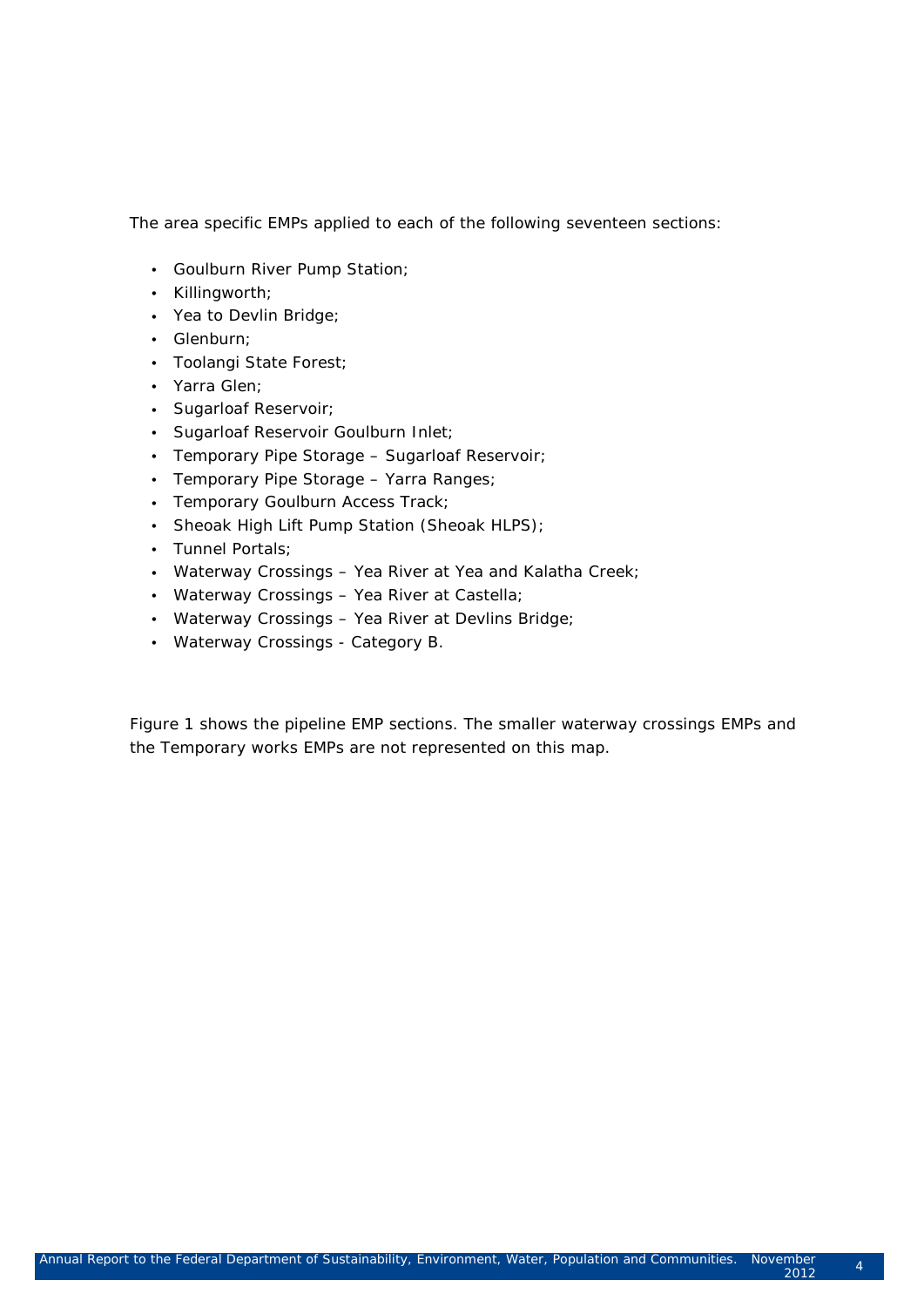The area specific EMPs applied to each of the following seventeen sections:

- Goulburn River Pump Station;
- Killingworth;
- Yea to Devlin Bridge;
- Glenburn;
- Toolangi State Forest;
- Yarra Glen;
- Sugarloaf Reservoir;
- Sugarloaf Reservoir Goulburn Inlet;
- Temporary Pipe Storage – Sugarloaf Reservoir;
- Temporary Pipe Storage – Yarra Ranges;
- Temporary Goulburn Access Track;
- Sheoak High Lift Pump Station (Sheoak HLPS);
- Tunnel Portals;
- Waterway Crossings – Yea River at Yea and Kalatha Creek;
- Waterway Crossings – Yea River at Castella;
- Waterway Crossings – Yea River at Devlins Bridge;
- Waterway Crossings - Category B.

Figure 1 shows the pipeline EMP sections. The smaller waterway crossings EMPs and the Temporary works EMPs are not represented on this map.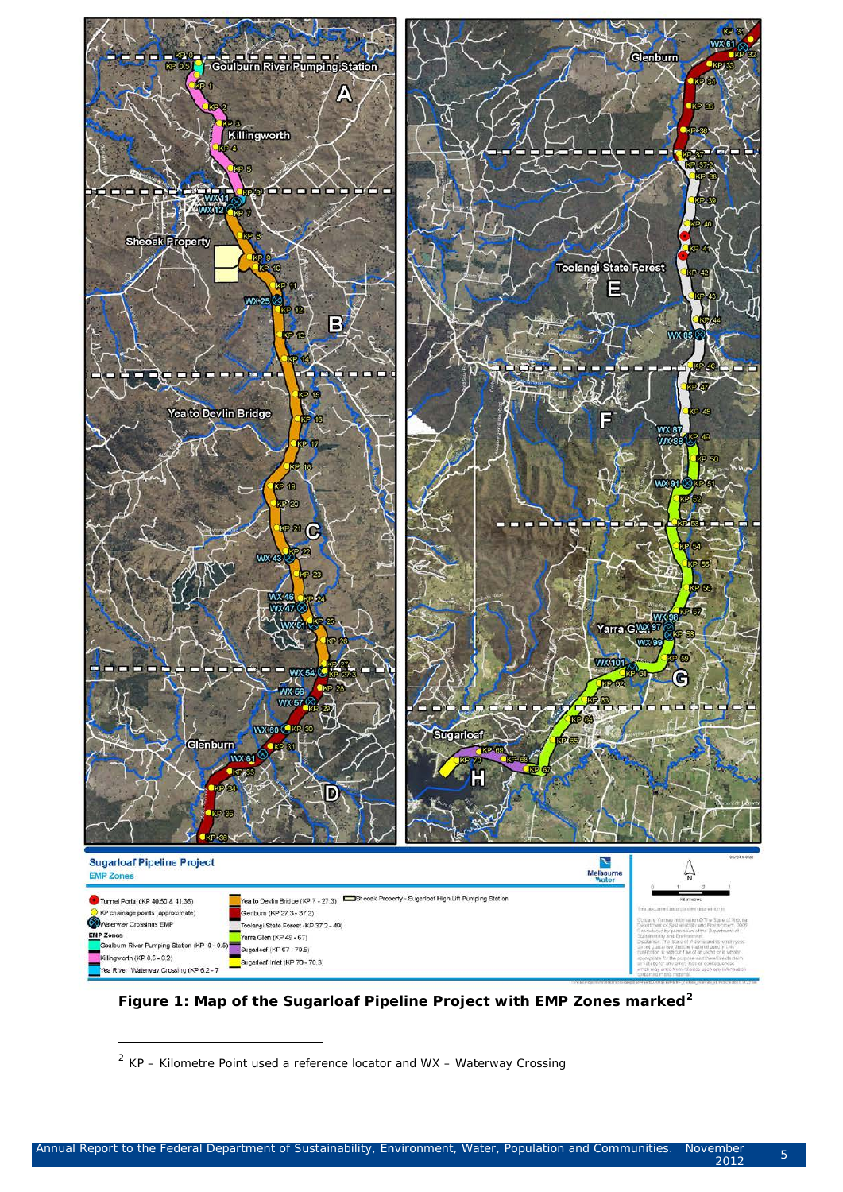**Figure 1: Map of the Sugarloaf Pipeline Project with EMP Zones marked**[2]

[2] KP – Kilometre Point used a reference locator and WX – Waterway Crossing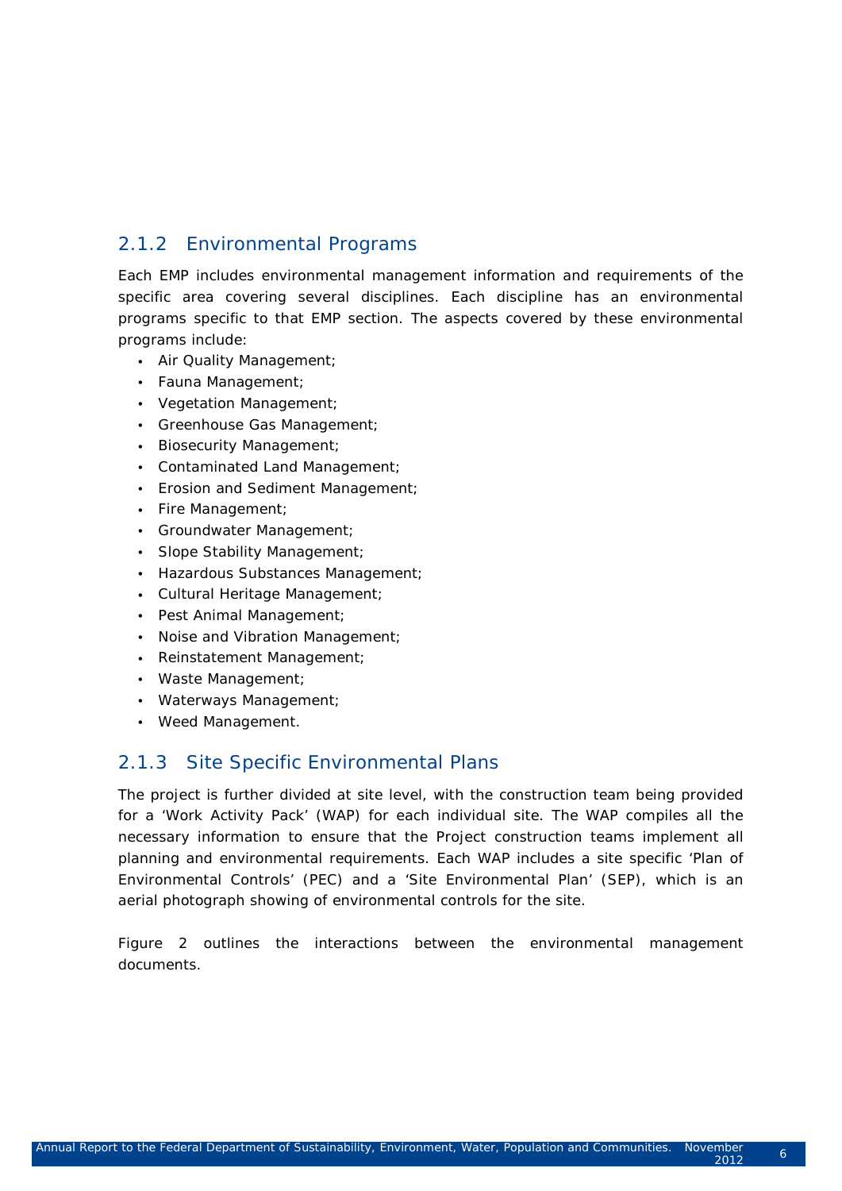### 2.1.2 Environmental Programs

Each EMP includes environmental management information and requirements of the specific area covering several disciplines. Each discipline has an environmental programs specific to that EMP section. The aspects covered by these environmental programs include:

- Air Quality Management;
- Fauna Management;
- Vegetation Management;
- Greenhouse Gas Management;
- Biosecurity Management;
- Contaminated Land Management;
- Erosion and Sediment Management;
- Fire Management;
- Groundwater Management;
- Slope Stability Management;
- Hazardous Substances Management;
- Cultural Heritage Management;
- Pest Animal Management;
- Noise and Vibration Management;
- Reinstatement Management;
- Waste Management;
- Waterways Management;
- Weed Management.

### 2.1.3 Site Specific Environmental Plans

The project is further divided at site level, with the construction team being provided for a 'Work Activity Pack' (WAP) for each individual site. The WAP compiles all the necessary information to ensure that the Project construction teams implement all planning and environmental requirements. Each WAP includes a site specific 'Plan of Environmental Controls' (PEC) and a 'Site Environmental Plan' (SEP), which is an aerial photograph showing of environmental controls for the site.

Figure 2 outlines the interactions between the environmental management documents.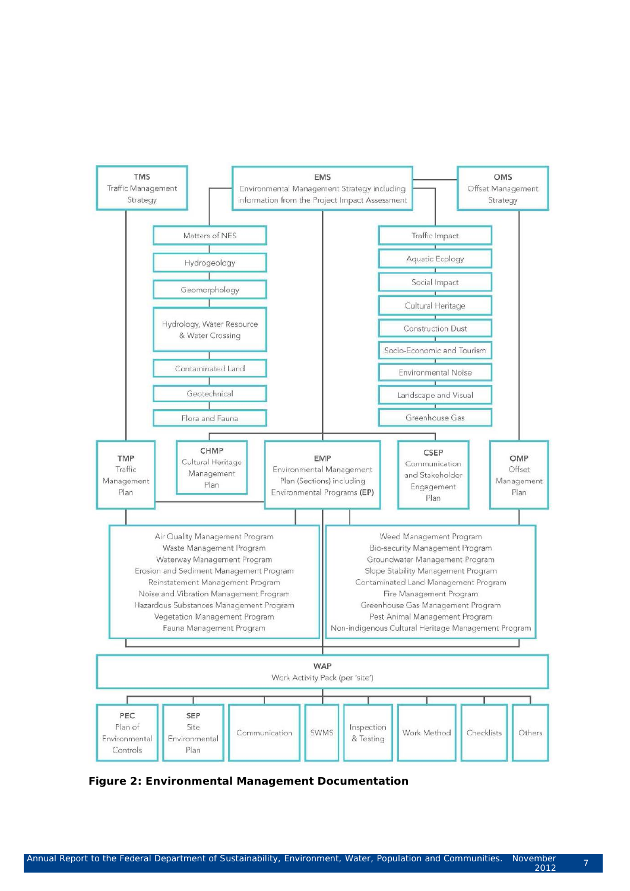TMS
Traffic Management Strategy

EMS
Environmental Management Strategy including information from the Project Impact Assessment

OMS
Offset Management Strategy

Matters of NES

Hydrogeology

Geomorphology

Hydrology, Water Resource & Water Crossing

Contaminated Land

Geotechnical

Flora and Fauna

Traffic Impact

Aquatic Ecology

Social Impact

Cultural Heritage

Construction Dust

Socio-Economic and Tourism

Environmental Noise

Landscape and Visual

Greenhouse Gas

TMP
Traffic Management Plan

CHMP
Cultural Heritage Management Plan

EMP
Environmental Management Plan (Sections) including Environmental Programs **(EP)**

CSEP
Communication and Stakeholder Engagement Plan

OMP
Offset Management Plan

Air Quality Management Program
Waste Management Program
Waterway Management Program
Erosion and Sediment Management Program
Reinstatement Management Program
Noise and Vibration Management Program
Hazardous Substances Management Program
Vegetation Management Program
Fauna Management Program

Weed Management Program
Bio-security Management Program
Groundwater Management Program
Slope Stability Management Program
Contaminated Land Management Program
Fire Management Program
Greenhouse Gas Management Program
Pest Animal Management Program
Non-indigenous Cultural Heritage Management Program

WAP
Work Activity Pack (per 'site')

PEC
Plan of Environmental Controls

SEP
Site Environmental Plan

Communication

SWMS

Inspection & Testing

Work Method

Checklists

Others

**Figure 2: Environmental Management Documentation**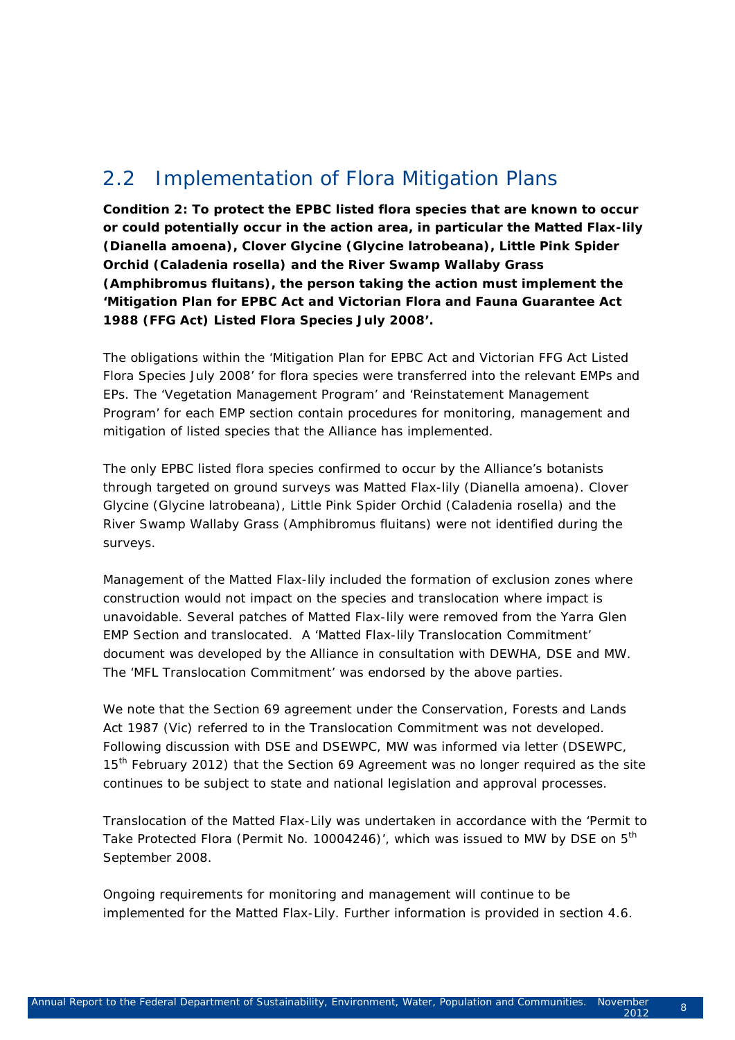## 2.2 Implementation of Flora Mitigation Plans

**Condition 2: To protect the EPBC listed flora species that are known to occur or could potentially occur in the action area, in particular the Matted Flax-lily (Dianella amoena), Clover Glycine (Glycine latrobeana), Little Pink Spider Orchid (Caladenia rosella) and the River Swamp Wallaby Grass (Amphibromus fluitans), the person taking the action must implement the 'Mitigation Plan for EPBC Act and Victorian Flora and Fauna Guarantee Act 1988 (FFG Act) Listed Flora Species July 2008'.**

The obligations within the 'Mitigation Plan for EPBC Act and Victorian FFG Act Listed Flora Species July 2008' for flora species were transferred into the relevant EMPs and EPs. The 'Vegetation Management Program' and 'Reinstatement Management Program' for each EMP section contain procedures for monitoring, management and mitigation of listed species that the Alliance has implemented.

The only EPBC listed flora species confirmed to occur by the Alliance's botanists through targeted on ground surveys was Matted Flax-lily (Dianella amoena). Clover Glycine (Glycine latrobeana), Little Pink Spider Orchid (Caladenia rosella) and the River Swamp Wallaby Grass (Amphibromus fluitans) were not identified during the surveys.

Management of the Matted Flax-lily included the formation of exclusion zones where construction would not impact on the species and translocation where impact is unavoidable. Several patches of Matted Flax-lily were removed from the Yarra Glen EMP Section and translocated. A 'Matted Flax-lily Translocation Commitment' document was developed by the Alliance in consultation with DEWHA, DSE and MW. The 'MFL Translocation Commitment' was endorsed by the above parties.

We note that the Section 69 agreement under the Conservation, Forests and Lands Act 1987 (Vic) referred to in the Translocation Commitment was not developed. Following discussion with DSE and DSEWPC, MW was informed via letter (DSEWPC, 15th February 2012) that the Section 69 Agreement was no longer required as the site continues to be subject to state and national legislation and approval processes.

Translocation of the Matted Flax-Lily was undertaken in accordance with the 'Permit to Take Protected Flora (Permit No. 10004246)', which was issued to MW by DSE on 5th September 2008.

Ongoing requirements for monitoring and management will continue to be implemented for the Matted Flax-Lily. Further information is provided in section 4.6.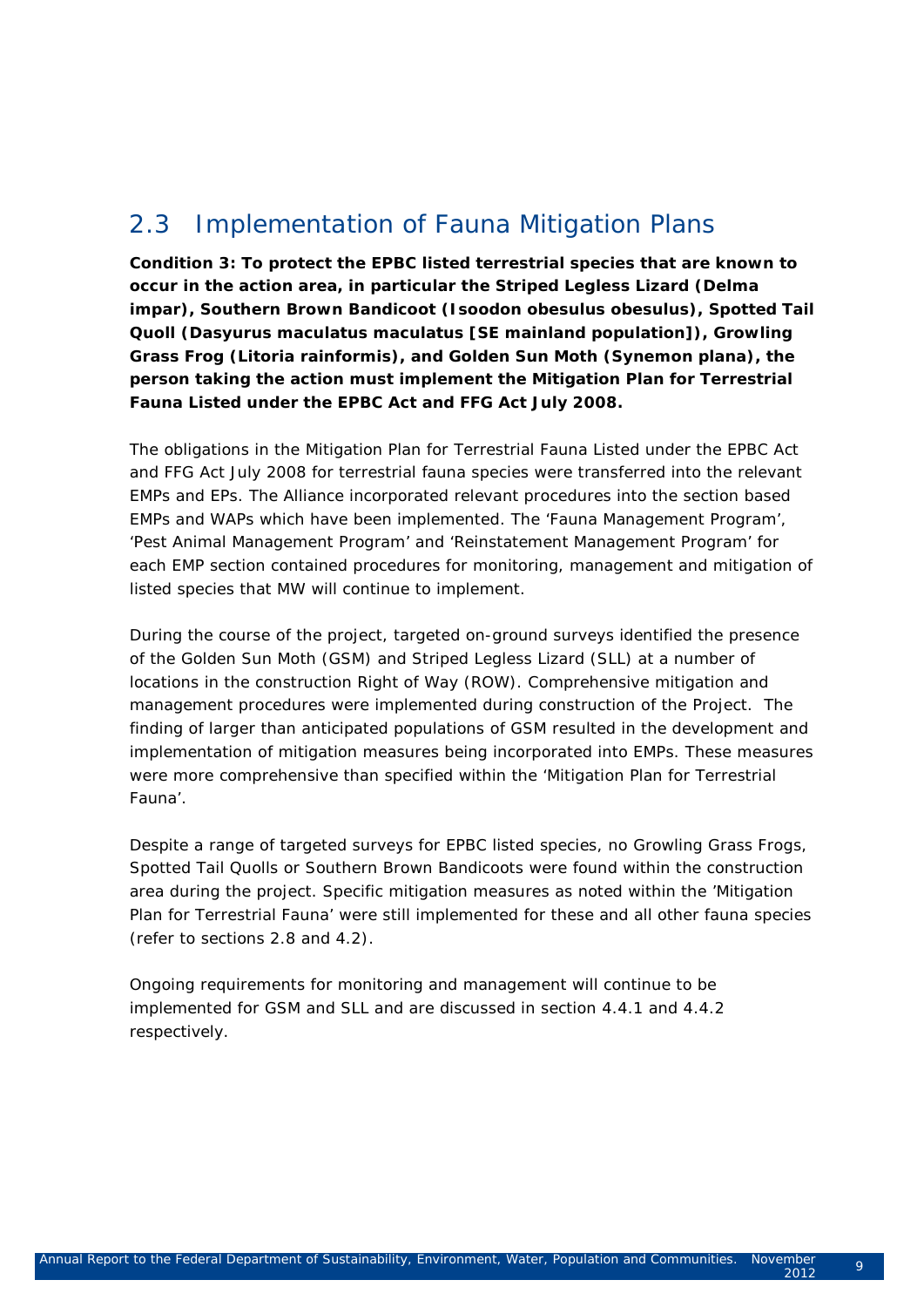## 2.3 Implementation of Fauna Mitigation Plans

**Condition 3: To protect the EPBC listed terrestrial species that are known to occur in the action area, in particular the Striped Legless Lizard (*Delma impar*), Southern Brown Bandicoot (*Isoodon obesulus obesulus*), Spotted Tail Quoll (*Dasyurus maculatus maculatus* [SE mainland population]), Growling Grass Frog (*Litoria rainformis*), and Golden Sun Moth (*Synemon plana*), the person taking the action must implement the Mitigation Plan for Terrestrial Fauna Listed under the EPBC Act and FFG Act July 2008.**

The obligations in the Mitigation Plan for Terrestrial Fauna Listed under the EPBC Act and FFG Act July 2008 for terrestrial fauna species were transferred into the relevant EMPs and EPs. The Alliance incorporated relevant procedures into the section based EMPs and WAPs which have been implemented. The 'Fauna Management Program', 'Pest Animal Management Program' and 'Reinstatement Management Program' for each EMP section contained procedures for monitoring, management and mitigation of listed species that MW will continue to implement.

During the course of the project, targeted on-ground surveys identified the presence of the Golden Sun Moth (GSM) and Striped Legless Lizard (SLL) at a number of locations in the construction Right of Way (ROW). Comprehensive mitigation and management procedures were implemented during construction of the Project. The finding of larger than anticipated populations of GSM resulted in the development and implementation of mitigation measures being incorporated into EMPs. These measures were more comprehensive than specified within the 'Mitigation Plan for Terrestrial Fauna'.

Despite a range of targeted surveys for EPBC listed species, no Growling Grass Frogs, Spotted Tail Quolls or Southern Brown Bandicoots were found within the construction area during the project. Specific mitigation measures as noted within the 'Mitigation Plan for Terrestrial Fauna' were still implemented for these and all other fauna species (refer to sections 2.8 and 4.2).

Ongoing requirements for monitoring and management will continue to be implemented for GSM and SLL and are discussed in section 4.4.1 and 4.4.2 respectively.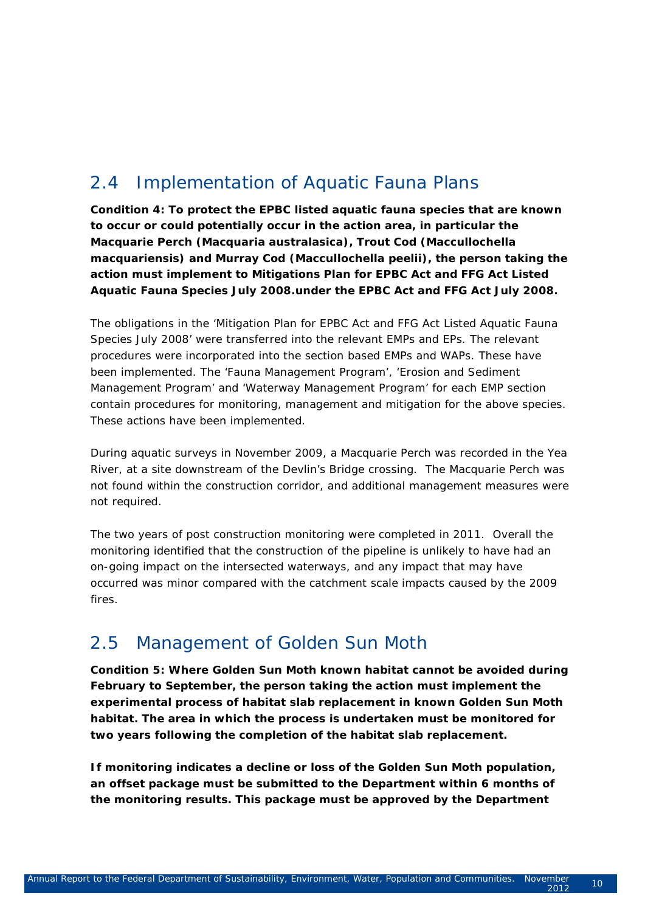## 2.4 Implementation of Aquatic Fauna Plans

**Condition 4: To protect the EPBC listed aquatic fauna species that are known to occur or could potentially occur in the action area, in particular the Macquarie Perch (Macquaria australasica), Trout Cod (Maccullochella macquariensis) and Murray Cod (Maccullochella peelii), the person taking the action must implement to Mitigations Plan for EPBC Act and FFG Act Listed Aquatic Fauna Species July 2008.under the EPBC Act and FFG Act July 2008.**

The obligations in the 'Mitigation Plan for EPBC Act and FFG Act Listed Aquatic Fauna Species July 2008' were transferred into the relevant EMPs and EPs. The relevant procedures were incorporated into the section based EMPs and WAPs. These have been implemented. The 'Fauna Management Program', 'Erosion and Sediment Management Program' and 'Waterway Management Program' for each EMP section contain procedures for monitoring, management and mitigation for the above species. These actions have been implemented.

During aquatic surveys in November 2009, a Macquarie Perch was recorded in the Yea River, at a site downstream of the Devlin's Bridge crossing. The Macquarie Perch was not found within the construction corridor, and additional management measures were not required.

The two years of post construction monitoring were completed in 2011. Overall the monitoring identified that the construction of the pipeline is unlikely to have had an on-going impact on the intersected waterways, and any impact that may have occurred was minor compared with the catchment scale impacts caused by the 2009 fires.

## 2.5 Management of Golden Sun Moth

**Condition 5: Where Golden Sun Moth known habitat cannot be avoided during February to September, the person taking the action must implement the experimental process of habitat slab replacement in known Golden Sun Moth habitat. The area in which the process is undertaken must be monitored for two years following the completion of the habitat slab replacement.**

**If monitoring indicates a decline or loss of the Golden Sun Moth population, an offset package must be submitted to the Department within 6 months of the monitoring results. This package must be approved by the Department**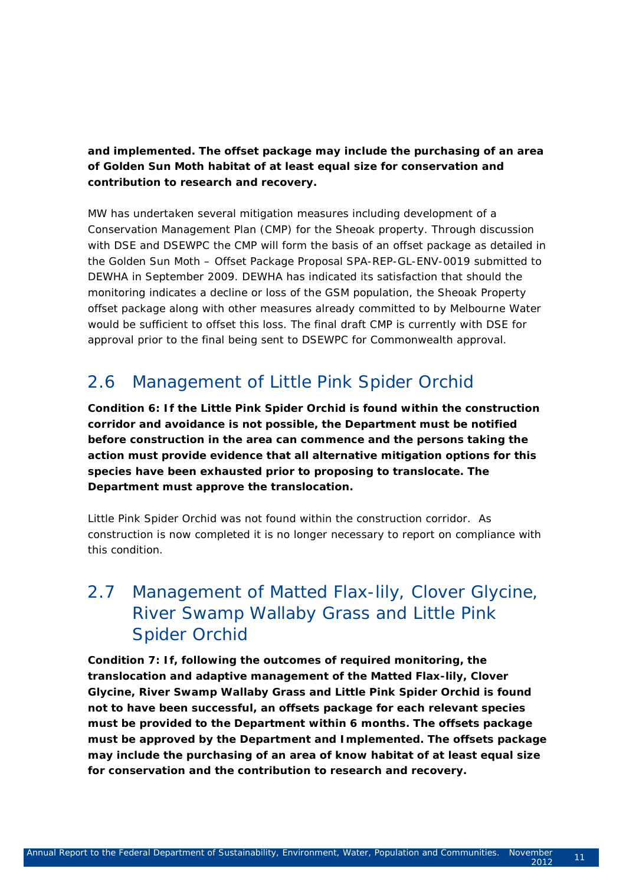**and implemented. The offset package may include the purchasing of an area of Golden Sun Moth habitat of at least equal size for conservation and contribution to research and recovery.**

MW has undertaken several mitigation measures including development of a Conservation Management Plan (CMP) for the Sheoak property. Through discussion with DSE and DSEWPC the CMP will form the basis of an offset package as detailed in the Golden Sun Moth – Offset Package Proposal SPA-REP-GL-ENV-0019 submitted to DEWHA in September 2009. DEWHA has indicated its satisfaction that should the monitoring indicates a decline or loss of the GSM population, the Sheoak Property offset package along with other measures already committed to by Melbourne Water would be sufficient to offset this loss. The final draft CMP is currently with DSE for approval prior to the final being sent to DSEWPC for Commonwealth approval.

## 2.6 Management of Little Pink Spider Orchid

**Condition 6: If the Little Pink Spider Orchid is found within the construction corridor and avoidance is not possible, the Department must be notified before construction in the area can commence and the persons taking the action must provide evidence that all alternative mitigation options for this species have been exhausted prior to proposing to translocate. The Department must approve the translocation.**

Little Pink Spider Orchid was not found within the construction corridor. As construction is now completed it is no longer necessary to report on compliance with this condition.

## 2.7 Management of Matted Flax-lily, Clover Glycine, River Swamp Wallaby Grass and Little Pink Spider Orchid

**Condition 7: If, following the outcomes of required monitoring, the translocation and adaptive management of the Matted Flax-lily, Clover Glycine, River Swamp Wallaby Grass and Little Pink Spider Orchid is found not to have been successful, an offsets package for each relevant species must be provided to the Department within 6 months. The offsets package must be approved by the Department and Implemented. The offsets package may include the purchasing of an area of know habitat of at least equal size for conservation and the contribution to research and recovery.**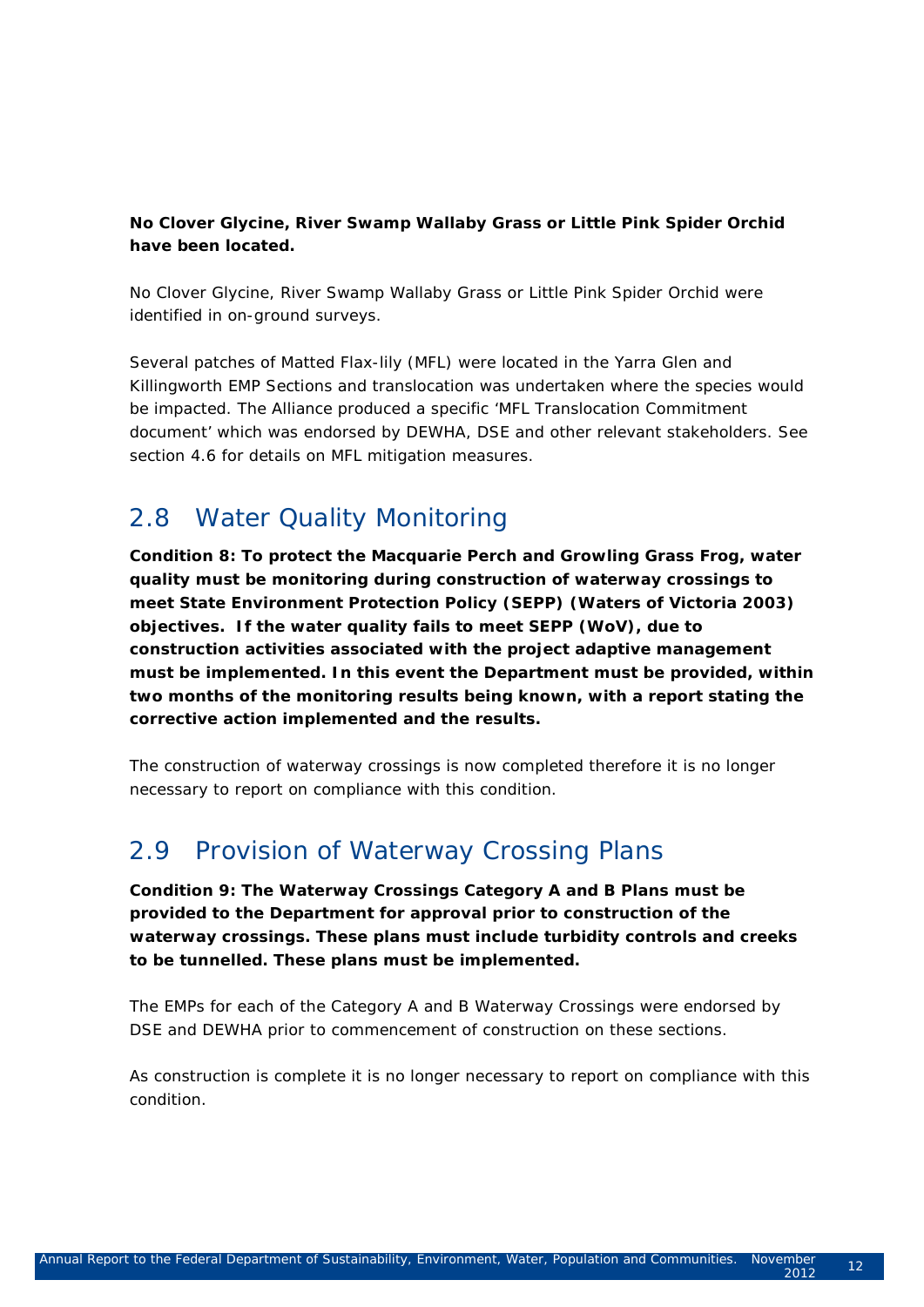**No Clover Glycine, River Swamp Wallaby Grass or Little Pink Spider Orchid have been located.**

No Clover Glycine, River Swamp Wallaby Grass or Little Pink Spider Orchid were identified in on-ground surveys.

Several patches of Matted Flax-lily (MFL) were located in the Yarra Glen and Killingworth EMP Sections and translocation was undertaken where the species would be impacted. The Alliance produced a specific 'MFL Translocation Commitment document' which was endorsed by DEWHA, DSE and other relevant stakeholders. See section 4.6 for details on MFL mitigation measures.

## 2.8 Water Quality Monitoring

**Condition 8: To protect the Macquarie Perch and Growling Grass Frog, water quality must be monitoring during construction of waterway crossings to meet State Environment Protection Policy (SEPP) (Waters of Victoria 2003) objectives. If the water quality fails to meet SEPP (WoV), due to construction activities associated with the project adaptive management must be implemented. In this event the Department must be provided, within two months of the monitoring results being known, with a report stating the corrective action implemented and the results.**

The construction of waterway crossings is now completed therefore it is no longer necessary to report on compliance with this condition.

## 2.9 Provision of Waterway Crossing Plans

**Condition 9: The Waterway Crossings Category A and B Plans must be provided to the Department for approval prior to construction of the waterway crossings. These plans must include turbidity controls and creeks to be tunnelled. These plans must be implemented.**

The EMPs for each of the Category A and B Waterway Crossings were endorsed by DSE and DEWHA prior to commencement of construction on these sections.

As construction is complete it is no longer necessary to report on compliance with this condition.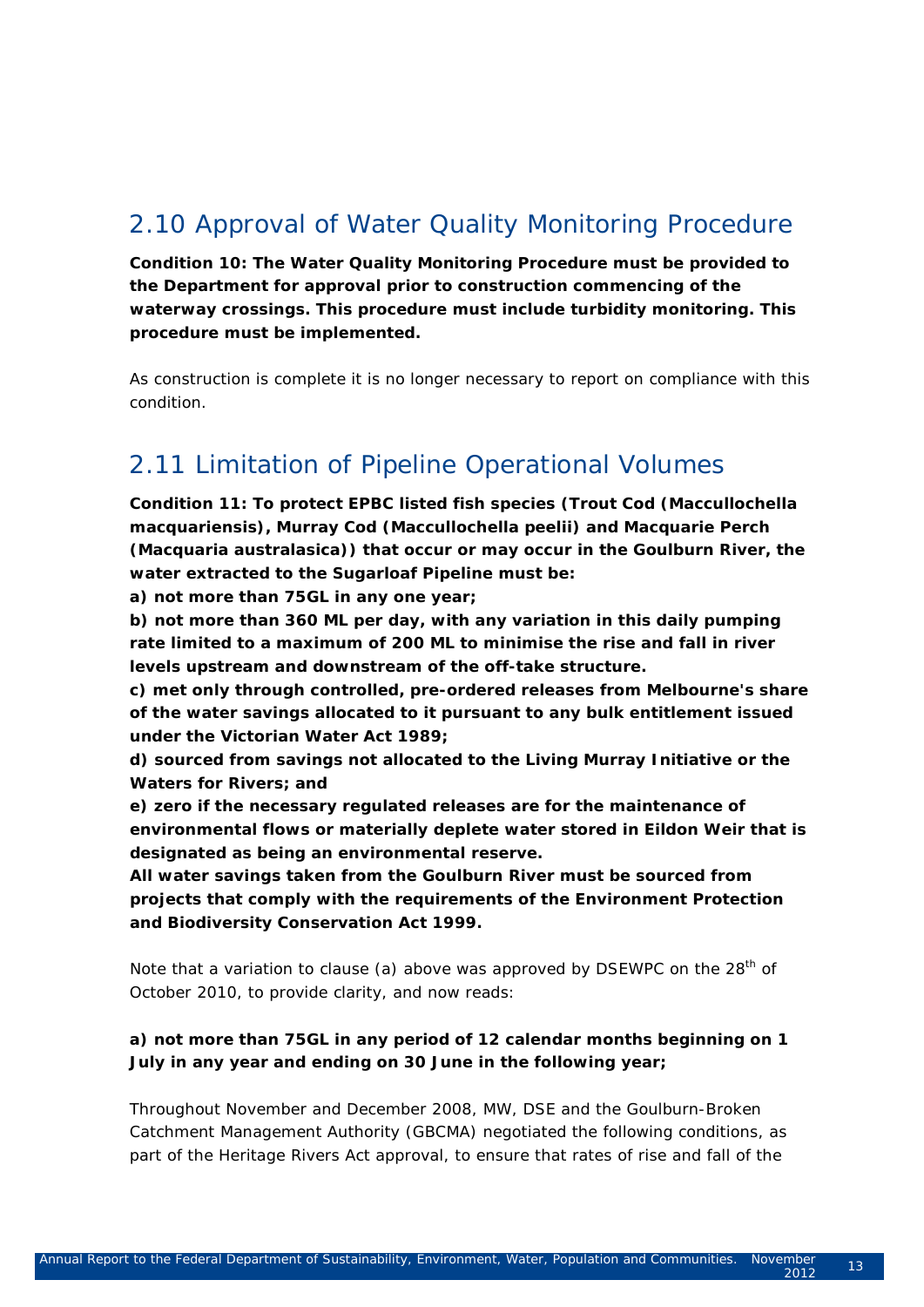## 2.10 Approval of Water Quality Monitoring Procedure

**Condition 10: The Water Quality Monitoring Procedure must be provided to the Department for approval prior to construction commencing of the waterway crossings. This procedure must include turbidity monitoring. This procedure must be implemented.**

As construction is complete it is no longer necessary to report on compliance with this condition.

## 2.11 Limitation of Pipeline Operational Volumes

**Condition 11: To protect EPBC listed fish species (Trout Cod (Maccullochella macquariensis), Murray Cod (Maccullochella peelii) and Macquarie Perch (Macquaria australasica)) that occur or may occur in the Goulburn River, the water extracted to the Sugarloaf Pipeline must be:**

**a) not more than 75GL in any one year;**

**b) not more than 360 ML per day, with any variation in this daily pumping rate limited to a maximum of 200 ML to minimise the rise and fall in river levels upstream and downstream of the off-take structure.**

**c) met only through controlled, pre-ordered releases from Melbourne's share of the water savings allocated to it pursuant to any bulk entitlement issued under the Victorian Water Act 1989;**

**d) sourced from savings not allocated to the Living Murray Initiative or the Waters for Rivers; and**

**e) zero if the necessary regulated releases are for the maintenance of environmental flows or materially deplete water stored in Eildon Weir that is designated as being an environmental reserve.**

**All water savings taken from the Goulburn River must be sourced from projects that comply with the requirements of the Environment Protection and Biodiversity Conservation Act 1999.**

Note that a variation to clause (a) above was approved by DSEWPC on the 28th of October 2010, to provide clarity, and now reads:

**a) not more than 75GL in any period of 12 calendar months beginning on 1 July in any year and ending on 30 June in the following year;**

Throughout November and December 2008, MW, DSE and the Goulburn-Broken Catchment Management Authority (GBCMA) negotiated the following conditions, as part of the Heritage Rivers Act approval, to ensure that rates of rise and fall of the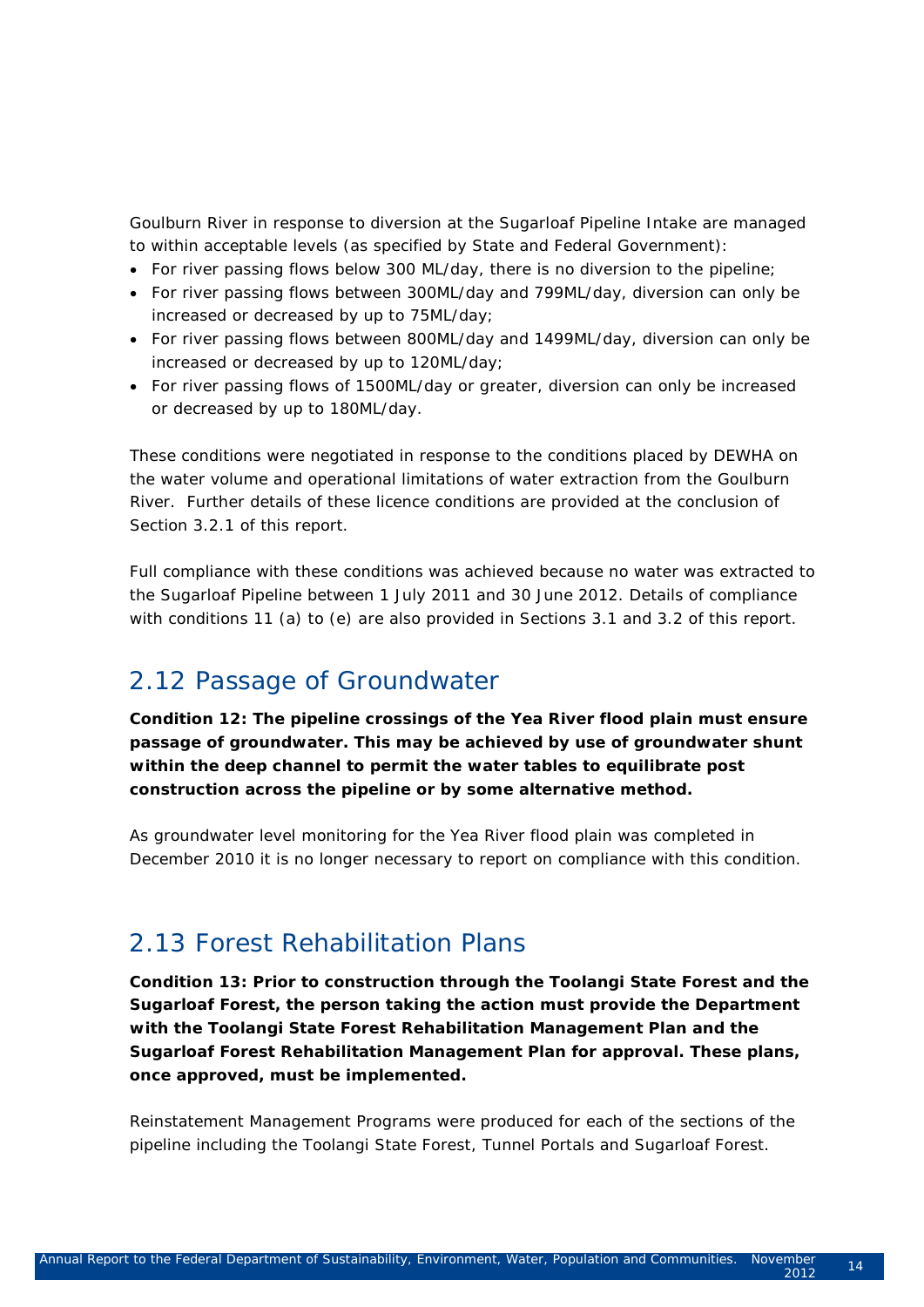Goulburn River in response to diversion at the Sugarloaf Pipeline Intake are managed to within acceptable levels (as specified by State and Federal Government):

- For river passing flows below 300 ML/day, there is no diversion to the pipeline;
- For river passing flows between 300ML/day and 799ML/day, diversion can only be increased or decreased by up to 75ML/day;
- For river passing flows between 800ML/day and 1499ML/day, diversion can only be increased or decreased by up to 120ML/day;
- For river passing flows of 1500ML/day or greater, diversion can only be increased or decreased by up to 180ML/day.

These conditions were negotiated in response to the conditions placed by DEWHA on the water volume and operational limitations of water extraction from the Goulburn River. Further details of these licence conditions are provided at the conclusion of Section 3.2.1 of this report.

Full compliance with these conditions was achieved because no water was extracted to the Sugarloaf Pipeline between 1 July 2011 and 30 June 2012. Details of compliance with conditions 11 (a) to (e) are also provided in Sections 3.1 and 3.2 of this report.

## 2.12 Passage of Groundwater

**Condition 12: The pipeline crossings of the Yea River flood plain must ensure passage of groundwater. This may be achieved by use of groundwater shunt within the deep channel to permit the water tables to equilibrate post construction across the pipeline or by some alternative method.**

As groundwater level monitoring for the Yea River flood plain was completed in December 2010 it is no longer necessary to report on compliance with this condition.

## 2.13 Forest Rehabilitation Plans

**Condition 13: Prior to construction through the Toolangi State Forest and the Sugarloaf Forest, the person taking the action must provide the Department with the Toolangi State Forest Rehabilitation Management Plan and the Sugarloaf Forest Rehabilitation Management Plan for approval. These plans, once approved, must be implemented.**

Reinstatement Management Programs were produced for each of the sections of the pipeline including the Toolangi State Forest, Tunnel Portals and Sugarloaf Forest.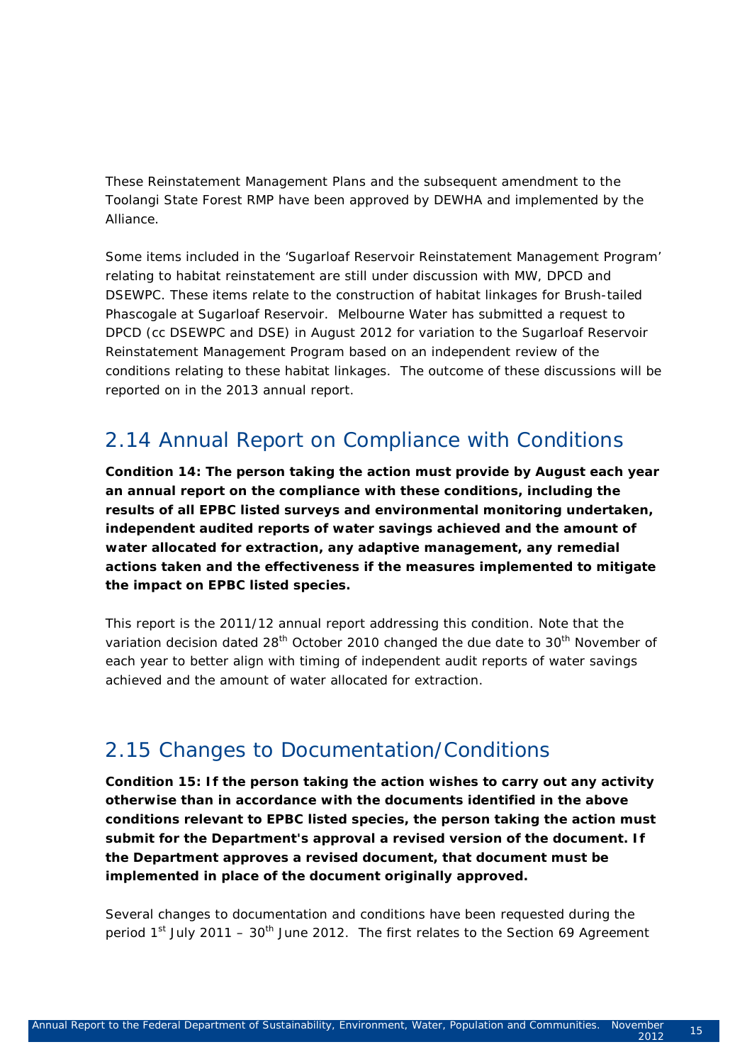These Reinstatement Management Plans and the subsequent amendment to the Toolangi State Forest RMP have been approved by DEWHA and implemented by the Alliance.

Some items included in the 'Sugarloaf Reservoir Reinstatement Management Program' relating to habitat reinstatement are still under discussion with MW, DPCD and DSEWPC. These items relate to the construction of habitat linkages for Brush-tailed Phascogale at Sugarloaf Reservoir. Melbourne Water has submitted a request to DPCD (cc DSEWPC and DSE) in August 2012 for variation to the Sugarloaf Reservoir Reinstatement Management Program based on an independent review of the conditions relating to these habitat linkages. The outcome of these discussions will be reported on in the 2013 annual report.

## 2.14 Annual Report on Compliance with Conditions

**Condition 14: The person taking the action must provide by August each year an annual report on the compliance with these conditions, including the results of all EPBC listed surveys and environmental monitoring undertaken, independent audited reports of water savings achieved and the amount of water allocated for extraction, any adaptive management, any remedial actions taken and the effectiveness if the measures implemented to mitigate the impact on EPBC listed species.**

This report is the 2011/12 annual report addressing this condition. Note that the variation decision dated 28th October 2010 changed the due date to 30th November of each year to better align with timing of independent audit reports of water savings achieved and the amount of water allocated for extraction.

## 2.15 Changes to Documentation/Conditions

**Condition 15: If the person taking the action wishes to carry out any activity otherwise than in accordance with the documents identified in the above conditions relevant to EPBC listed species, the person taking the action must submit for the Department's approval a revised version of the document. If the Department approves a revised document, that document must be implemented in place of the document originally approved.**

Several changes to documentation and conditions have been requested during the period 1st July 2011 – 30th June 2012. The first relates to the Section 69 Agreement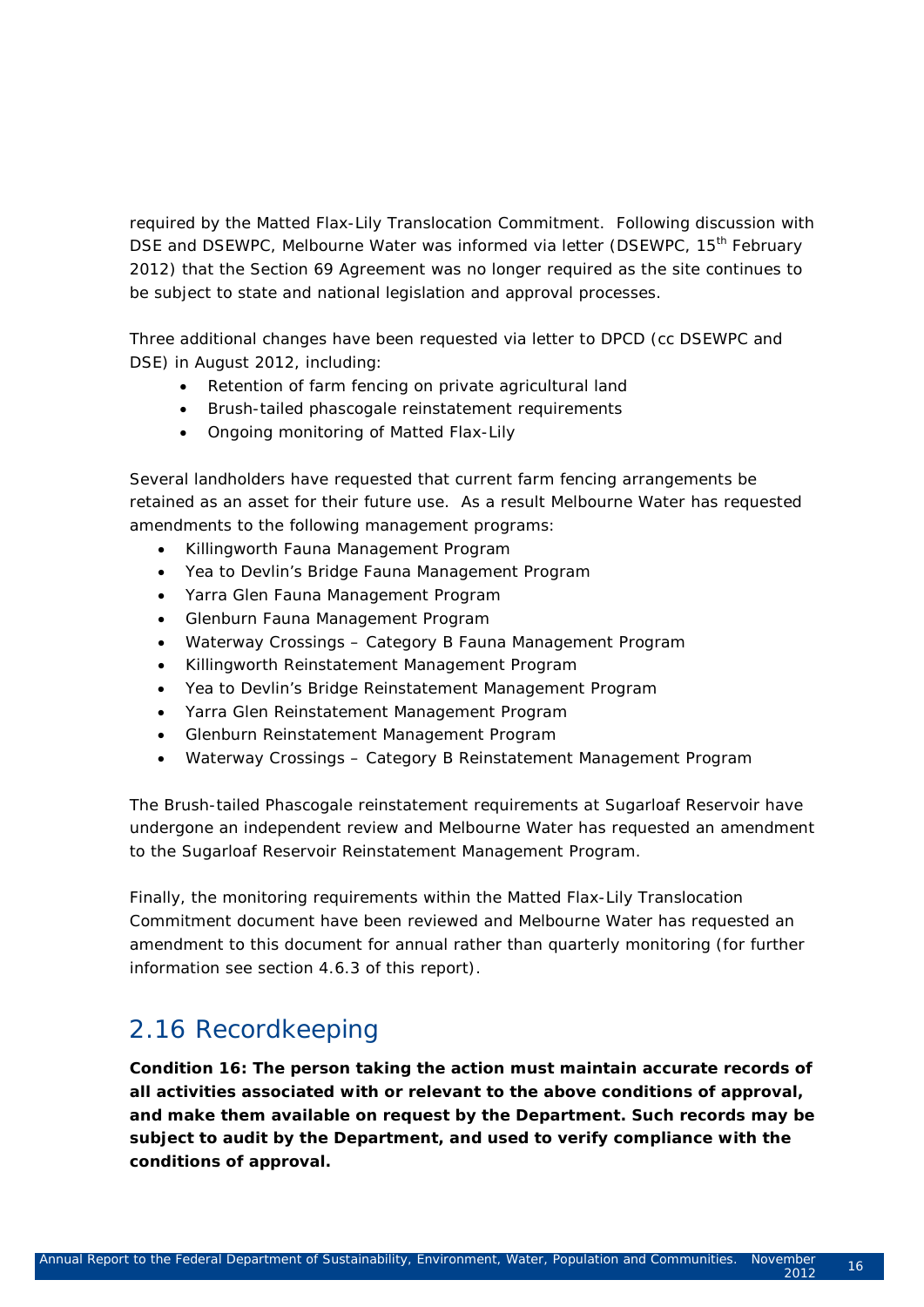required by the Matted Flax-Lily Translocation Commitment. Following discussion with DSE and DSEWPC, Melbourne Water was informed via letter (DSEWPC, 15th February 2012) that the Section 69 Agreement was no longer required as the site continues to be subject to state and national legislation and approval processes.

Three additional changes have been requested via letter to DPCD (cc DSEWPC and DSE) in August 2012, including:

- Retention of farm fencing on private agricultural land
- Brush-tailed phascogale reinstatement requirements
- Ongoing monitoring of Matted Flax-Lily

Several landholders have requested that current farm fencing arrangements be retained as an asset for their future use. As a result Melbourne Water has requested amendments to the following management programs:

- Killingworth Fauna Management Program
- Yea to Devlin's Bridge Fauna Management Program
- Yarra Glen Fauna Management Program
- Glenburn Fauna Management Program
- Waterway Crossings – Category B Fauna Management Program
- Killingworth Reinstatement Management Program
- Yea to Devlin's Bridge Reinstatement Management Program
- Yarra Glen Reinstatement Management Program
- Glenburn Reinstatement Management Program
- Waterway Crossings – Category B Reinstatement Management Program

The Brush-tailed Phascogale reinstatement requirements at Sugarloaf Reservoir have undergone an independent review and Melbourne Water has requested an amendment to the Sugarloaf Reservoir Reinstatement Management Program.

Finally, the monitoring requirements within the Matted Flax-Lily Translocation Commitment document have been reviewed and Melbourne Water has requested an amendment to this document for annual rather than quarterly monitoring (for further information see section 4.6.3 of this report).

## 2.16 Recordkeeping

**Condition 16: The person taking the action must maintain accurate records of all activities associated with or relevant to the above conditions of approval, and make them available on request by the Department. Such records may be subject to audit by the Department, and used to verify compliance with the conditions of approval.**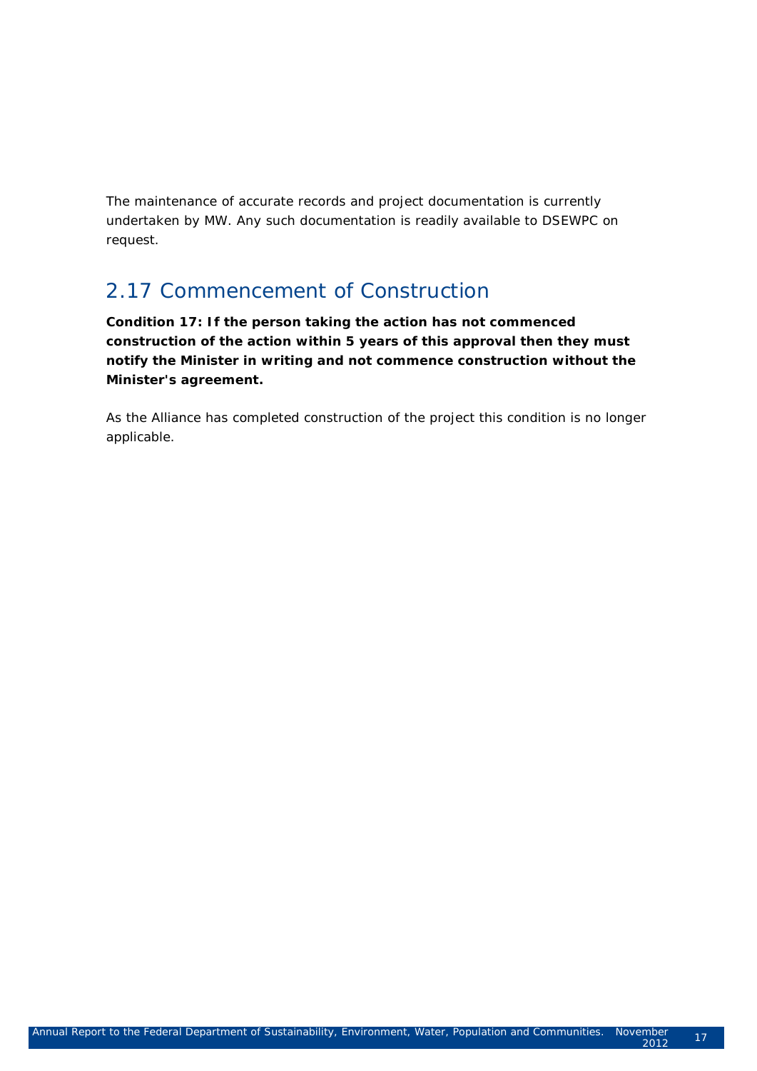The maintenance of accurate records and project documentation is currently undertaken by MW. Any such documentation is readily available to DSEWPC on request.

## 2.17 Commencement of Construction

**Condition 17: If the person taking the action has not commenced construction of the action within 5 years of this approval then they must notify the Minister in writing and not commence construction without the Minister's agreement.**

As the Alliance has completed construction of the project this condition is no longer applicable.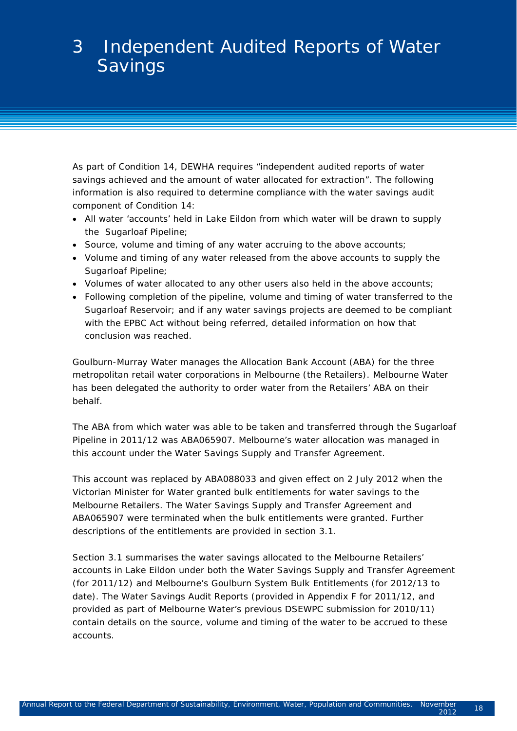# 3 Independent Audited Reports of Water Savings

As part of Condition 14, DEWHA requires "independent audited reports of water savings achieved and the amount of water allocated for extraction". The following information is also required to determine compliance with the water savings audit component of Condition 14:

- All water 'accounts' held in Lake Eildon from which water will be drawn to supply the Sugarloaf Pipeline;
- Source, volume and timing of any water accruing to the above accounts;
- Volume and timing of any water released from the above accounts to supply the Sugarloaf Pipeline;
- Volumes of water allocated to any other users also held in the above accounts;
- Following completion of the pipeline, volume and timing of water transferred to the Sugarloaf Reservoir; and if any water savings projects are deemed to be compliant with the EPBC Act without being referred, detailed information on how that conclusion was reached.

Goulburn-Murray Water manages the Allocation Bank Account (ABA) for the three metropolitan retail water corporations in Melbourne (the Retailers). Melbourne Water has been delegated the authority to order water from the Retailers' ABA on their behalf.

The ABA from which water was able to be taken and transferred through the Sugarloaf Pipeline in 2011/12 was ABA065907. Melbourne's water allocation was managed in this account under the Water Savings Supply and Transfer Agreement.

This account was replaced by ABA088033 and given effect on 2 July 2012 when the Victorian Minister for Water granted bulk entitlements for water savings to the Melbourne Retailers. The Water Savings Supply and Transfer Agreement and ABA065907 were terminated when the bulk entitlements were granted. Further descriptions of the entitlements are provided in section 3.1.

Section 3.1 summarises the water savings allocated to the Melbourne Retailers' accounts in Lake Eildon under both the Water Savings Supply and Transfer Agreement (for 2011/12) and Melbourne's Goulburn System Bulk Entitlements (for 2012/13 to date). The Water Savings Audit Reports (provided in Appendix F for 2011/12, and provided as part of Melbourne Water's previous DSEWPC submission for 2010/11) contain details on the source, volume and timing of the water to be accrued to these accounts.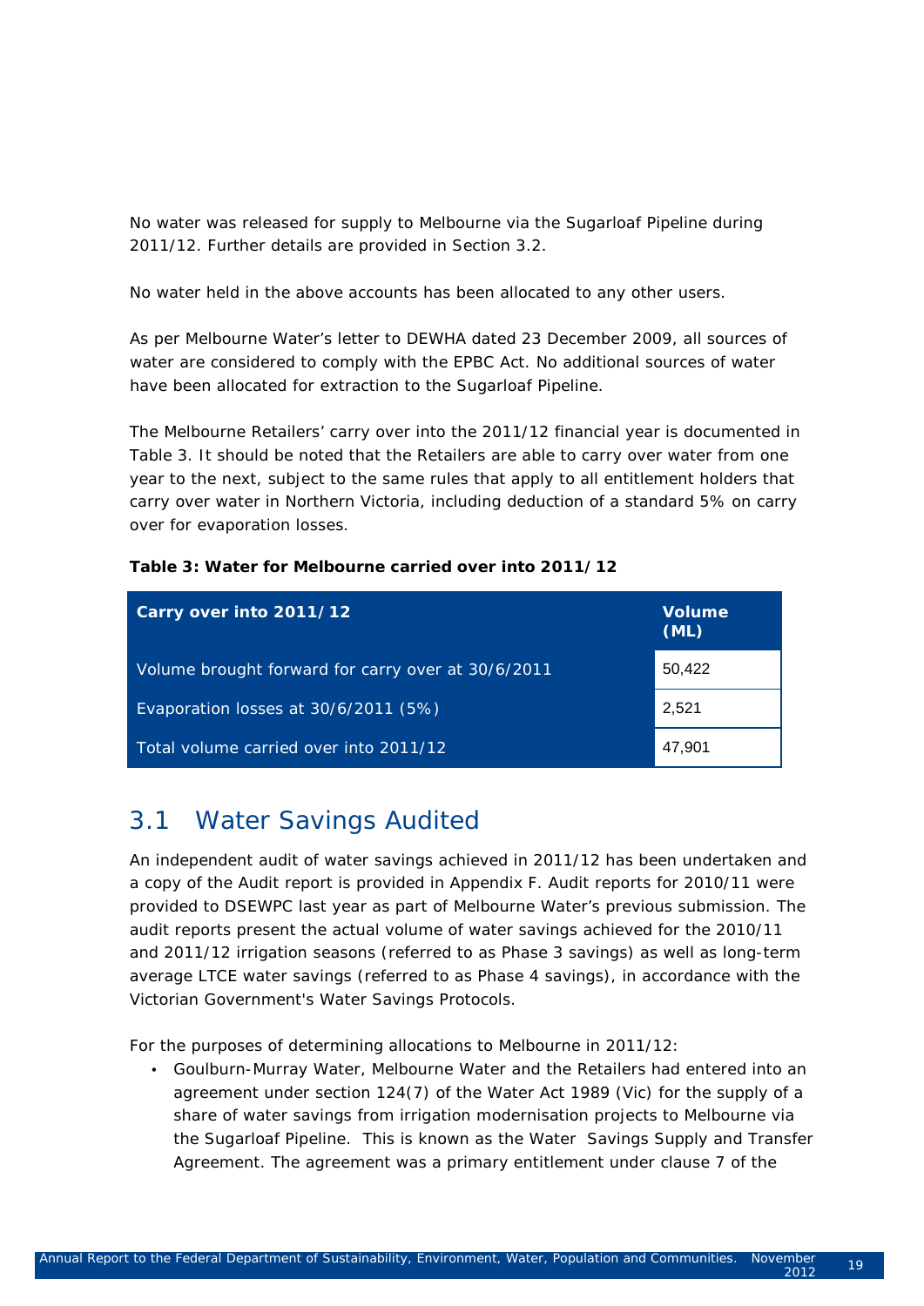No water was released for supply to Melbourne via the Sugarloaf Pipeline during 2011/12. Further details are provided in Section 3.2.

No water held in the above accounts has been allocated to any other users.

As per Melbourne Water's letter to DEWHA dated 23 December 2009, all sources of water are considered to comply with the EPBC Act. No additional sources of water have been allocated for extraction to the Sugarloaf Pipeline.

The Melbourne Retailers' carry over into the 2011/12 financial year is documented in Table 3. It should be noted that the Retailers are able to carry over water from one year to the next, subject to the same rules that apply to all entitlement holders that carry over water in Northern Victoria, including deduction of a standard 5% on carry over for evaporation losses.

**Table 3: Water for Melbourne carried over into 2011/12**

| Carry over into 2011/12 | Volume (ML) |
|---|---|
| Volume brought forward for carry over at 30/6/2011 | 50,422 |
| Evaporation losses at 30/6/2011 (5%) | 2,521 |
| Total volume carried over into 2011/12 | 47,901 |

## 3.1 Water Savings Audited

An independent audit of water savings achieved in 2011/12 has been undertaken and a copy of the Audit report is provided in Appendix F. Audit reports for 2010/11 were provided to DSEWPC last year as part of Melbourne Water's previous submission. The audit reports present the actual volume of water savings achieved for the 2010/11 and 2011/12 irrigation seasons (referred to as Phase 3 savings) as well as long-term average LTCE water savings (referred to as Phase 4 savings), in accordance with the Victorian Government's Water Savings Protocols.

For the purposes of determining allocations to Melbourne in 2011/12:

- Goulburn-Murray Water, Melbourne Water and the Retailers had entered into an agreement under section 124(7) of the Water Act 1989 (Vic) for the supply of a share of water savings from irrigation modernisation projects to Melbourne via the Sugarloaf Pipeline. This is known as the Water Savings Supply and Transfer Agreement. The agreement was a primary entitlement under clause 7 of the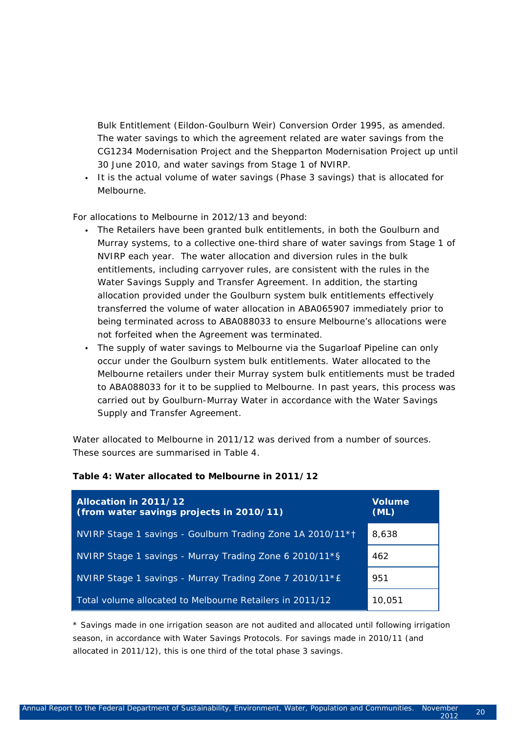Bulk Entitlement (Eildon-Goulburn Weir) Conversion Order 1995, as amended. The water savings to which the agreement related are water savings from the CG1234 Modernisation Project and the Shepparton Modernisation Project up until 30 June 2010, and water savings from Stage 1 of NVIRP.

- It is the actual volume of water savings (Phase 3 savings) that is allocated for Melbourne.

For allocations to Melbourne in 2012/13 and beyond:

- The Retailers have been granted bulk entitlements, in both the Goulburn and Murray systems, to a collective one-third share of water savings from Stage 1 of NVIRP each year. The water allocation and diversion rules in the bulk entitlements, including carryover rules, are consistent with the rules in the Water Savings Supply and Transfer Agreement. In addition, the starting allocation provided under the Goulburn system bulk entitlements effectively transferred the volume of water allocation in ABA065907 immediately prior to being terminated across to ABA088033 to ensure Melbourne's allocations were not forfeited when the Agreement was terminated.
- The supply of water savings to Melbourne via the Sugarloaf Pipeline can only occur under the Goulburn system bulk entitlements. Water allocated to the Melbourne retailers under their Murray system bulk entitlements must be traded to ABA088033 for it to be supplied to Melbourne. In past years, this process was carried out by Goulburn-Murray Water in accordance with the Water Savings Supply and Transfer Agreement.

Water allocated to Melbourne in 2011/12 was derived from a number of sources. These sources are summarised in Table 4.

**Table 4: Water allocated to Melbourne in 2011/12**

| Allocation in 2011/12 (from water savings projects in 2010/11) | Volume (ML) |
|---|---|
| NVIRP Stage 1 savings - Goulburn Trading Zone 1A 2010/11*† | 8,638 |
| NVIRP Stage 1 savings - Murray Trading Zone 6 2010/11*§ | 462 |
| NVIRP Stage 1 savings - Murray Trading Zone 7 2010/11*£ | 951 |
| Total volume allocated to Melbourne Retailers in 2011/12 | 10,051 |

* Savings made in one irrigation season are not audited and allocated until following irrigation season, in accordance with Water Savings Protocols. For savings made in 2010/11 (and allocated in 2011/12), this is one third of the total phase 3 savings.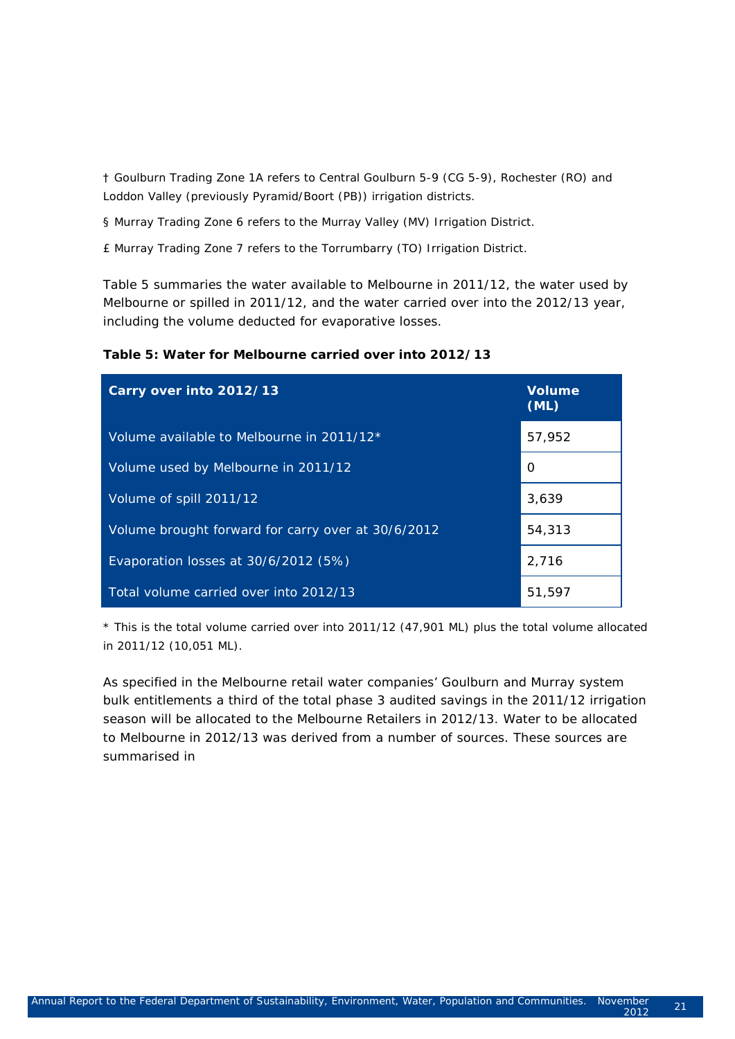† Goulburn Trading Zone 1A refers to Central Goulburn 5-9 (CG 5-9), Rochester (RO) and Loddon Valley (previously Pyramid/Boort (PB)) irrigation districts.

§ Murray Trading Zone 6 refers to the Murray Valley (MV) Irrigation District.

£ Murray Trading Zone 7 refers to the Torrumbarry (TO) Irrigation District.

Table 5 summaries the water available to Melbourne in 2011/12, the water used by Melbourne or spilled in 2011/12, and the water carried over into the 2012/13 year, including the volume deducted for evaporative losses.

**Table 5: Water for Melbourne carried over into 2012/13**

| Carry over into 2012/13 | Volume (ML) |
|---|---|
| Volume available to Melbourne in 2011/12* | 57,952 |
| Volume used by Melbourne in 2011/12 | 0 |
| Volume of spill 2011/12 | 3,639 |
| Volume brought forward for carry over at 30/6/2012 | 54,313 |
| Evaporation losses at 30/6/2012 (5%) | 2,716 |
| Total volume carried over into 2012/13 | 51,597 |

* This is the total volume carried over into 2011/12 (47,901 ML) plus the total volume allocated in 2011/12 (10,051 ML).

As specified in the Melbourne retail water companies' Goulburn and Murray system bulk entitlements a third of the total phase 3 audited savings in the 2011/12 irrigation season will be allocated to the Melbourne Retailers in 2012/13. Water to be allocated to Melbourne in 2012/13 was derived from a number of sources. These sources are summarised in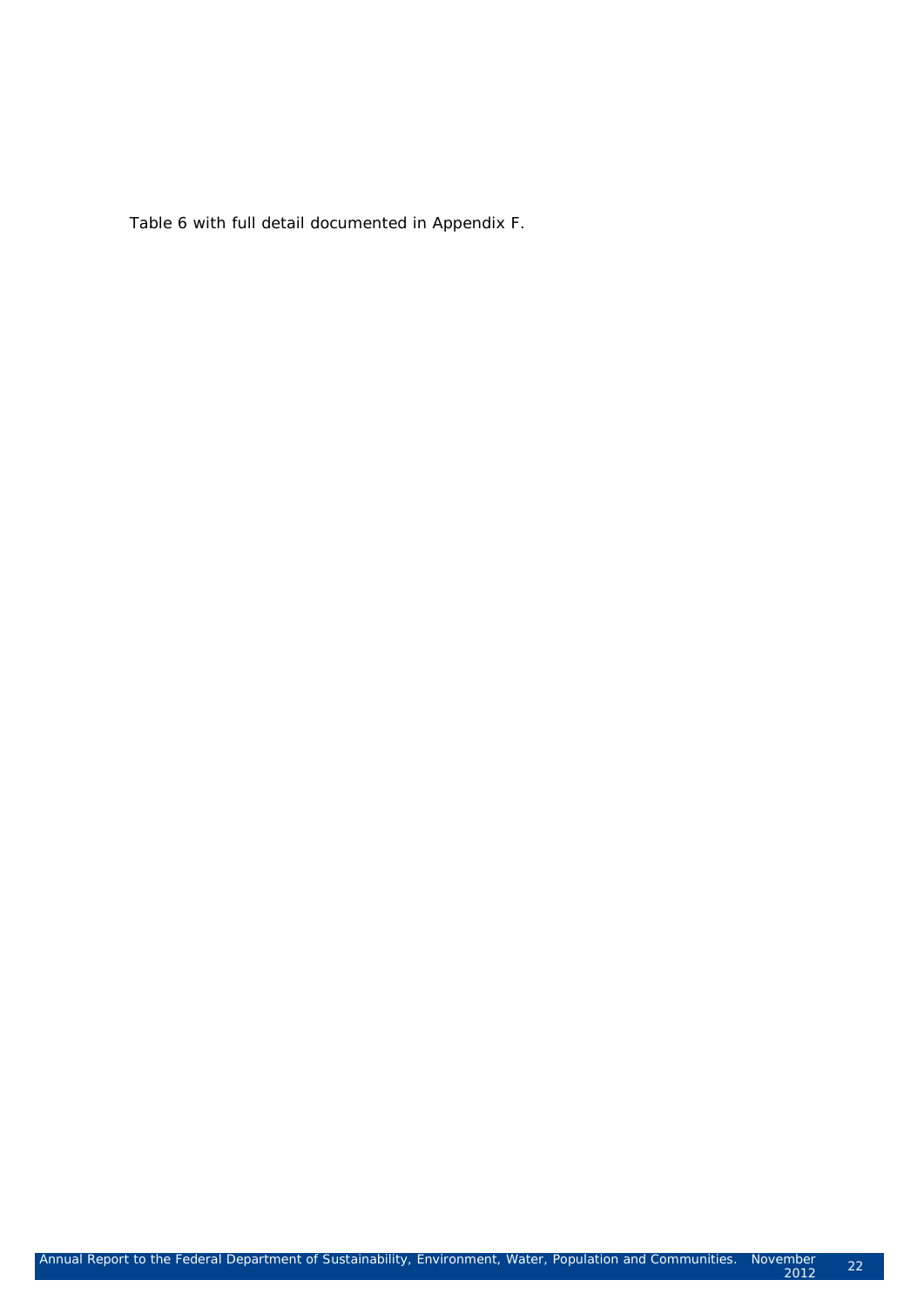Table 6 with full detail documented in Appendix F.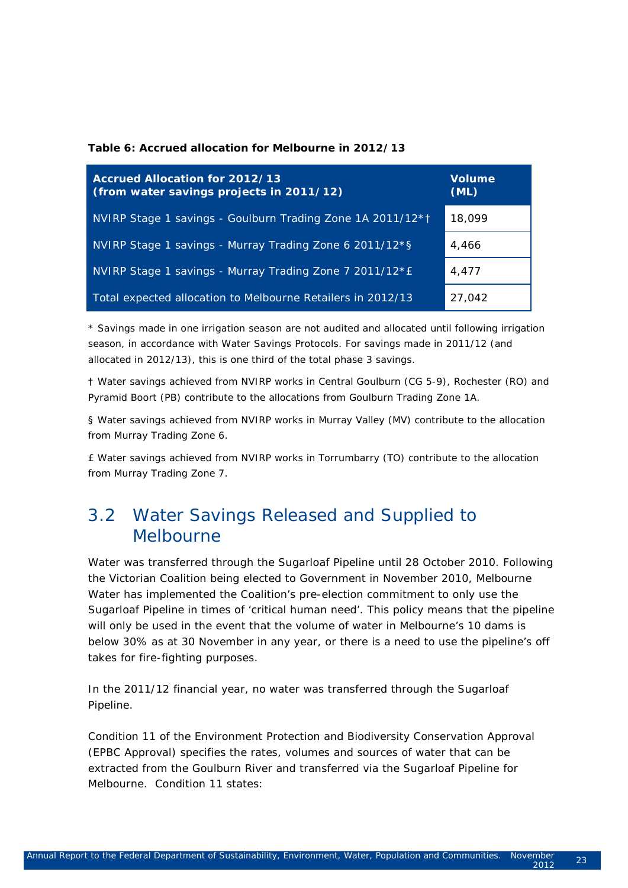**Table 6: Accrued allocation for Melbourne in 2012/13**

| Accrued Allocation for 2012/13 (from water savings projects in 2011/12) | Volume (ML) |
|---|---|
| NVIRP Stage 1 savings - Goulburn Trading Zone 1A 2011/12*† | 18,099 |
| NVIRP Stage 1 savings - Murray Trading Zone 6 2011/12*§ | 4,466 |
| NVIRP Stage 1 savings - Murray Trading Zone 7 2011/12*£ | 4,477 |
| Total expected allocation to Melbourne Retailers in 2012/13 | 27,042 |

* Savings made in one irrigation season are not audited and allocated until following irrigation season, in accordance with Water Savings Protocols. For savings made in 2011/12 (and allocated in 2012/13), this is one third of the total phase 3 savings.

† Water savings achieved from NVIRP works in Central Goulburn (CG 5-9), Rochester (RO) and Pyramid Boort (PB) contribute to the allocations from Goulburn Trading Zone 1A.

§ Water savings achieved from NVIRP works in Murray Valley (MV) contribute to the allocation from Murray Trading Zone 6.

£ Water savings achieved from NVIRP works in Torrumbarry (TO) contribute to the allocation from Murray Trading Zone 7.

## 3.2 Water Savings Released and Supplied to Melbourne

Water was transferred through the Sugarloaf Pipeline until 28 October 2010. Following the Victorian Coalition being elected to Government in November 2010, Melbourne Water has implemented the Coalition's pre-election commitment to only use the Sugarloaf Pipeline in times of 'critical human need'. This policy means that the pipeline will only be used in the event that the volume of water in Melbourne's 10 dams is below 30% as at 30 November in any year, or there is a need to use the pipeline's off takes for fire-fighting purposes.

In the 2011/12 financial year, no water was transferred through the Sugarloaf Pipeline.

Condition 11 of the Environment Protection and Biodiversity Conservation Approval (EPBC Approval) specifies the rates, volumes and sources of water that can be extracted from the Goulburn River and transferred via the Sugarloaf Pipeline for Melbourne. Condition 11 states: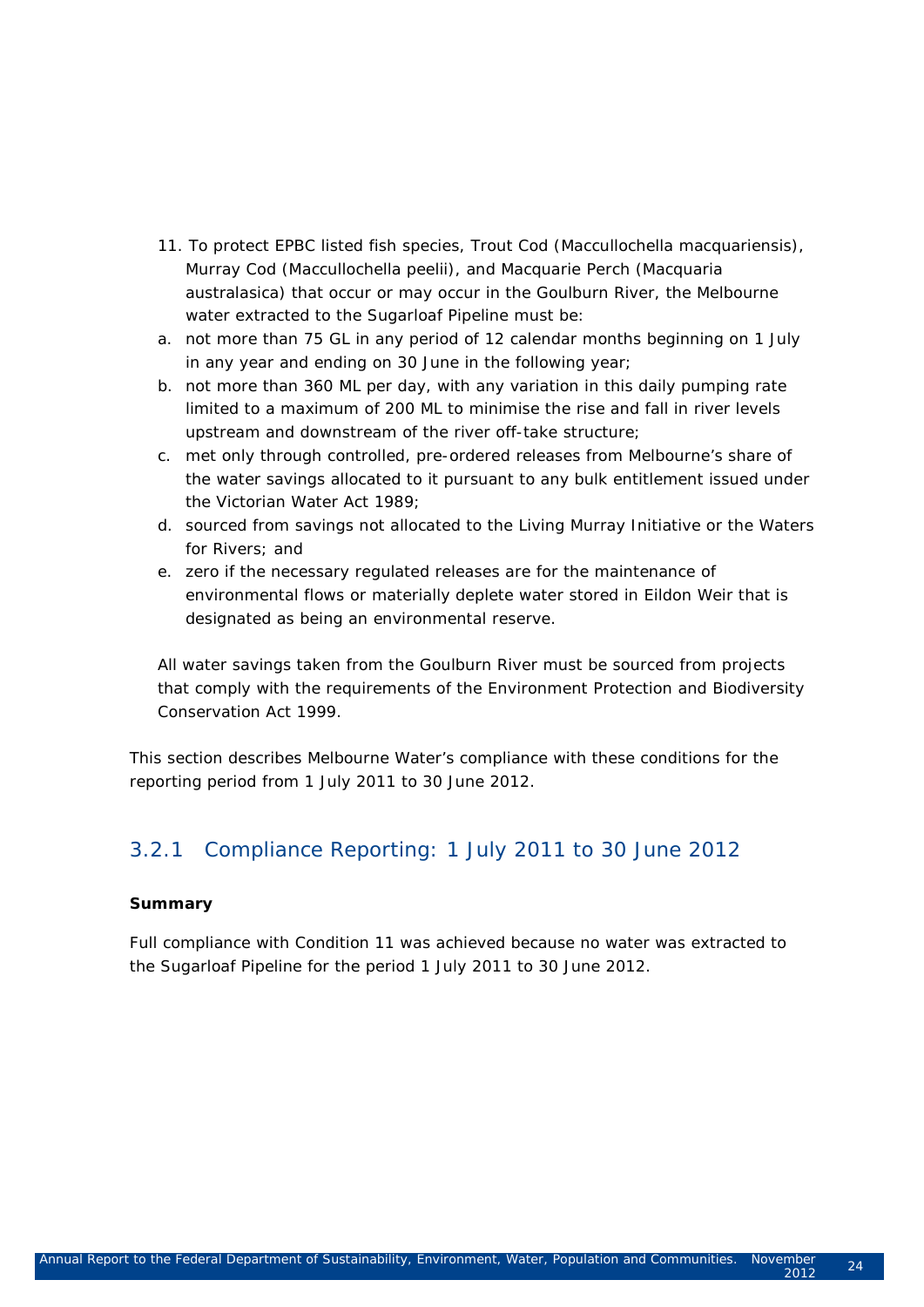11. To protect EPBC listed fish species, Trout Cod (Maccullochella macquariensis), Murray Cod (Maccullochella peelii), and Macquarie Perch (Macquaria australasica) that occur or may occur in the Goulburn River, the Melbourne water extracted to the Sugarloaf Pipeline must be:

a. not more than 75 GL in any period of 12 calendar months beginning on 1 July in any year and ending on 30 June in the following year;

b. not more than 360 ML per day, with any variation in this daily pumping rate limited to a maximum of 200 ML to minimise the rise and fall in river levels upstream and downstream of the river off-take structure;

c. met only through controlled, pre-ordered releases from Melbourne's share of the water savings allocated to it pursuant to any bulk entitlement issued under the Victorian Water Act 1989;

d. sourced from savings not allocated to the Living Murray Initiative or the Waters for Rivers; and

e. zero if the necessary regulated releases are for the maintenance of environmental flows or materially deplete water stored in Eildon Weir that is designated as being an environmental reserve.

All water savings taken from the Goulburn River must be sourced from projects that comply with the requirements of the Environment Protection and Biodiversity Conservation Act 1999.

This section describes Melbourne Water's compliance with these conditions for the reporting period from 1 July 2011 to 30 June 2012.

### 3.2.1 Compliance Reporting: 1 July 2011 to 30 June 2012

**Summary**

Full compliance with Condition 11 was achieved because no water was extracted to the Sugarloaf Pipeline for the period 1 July 2011 to 30 June 2012.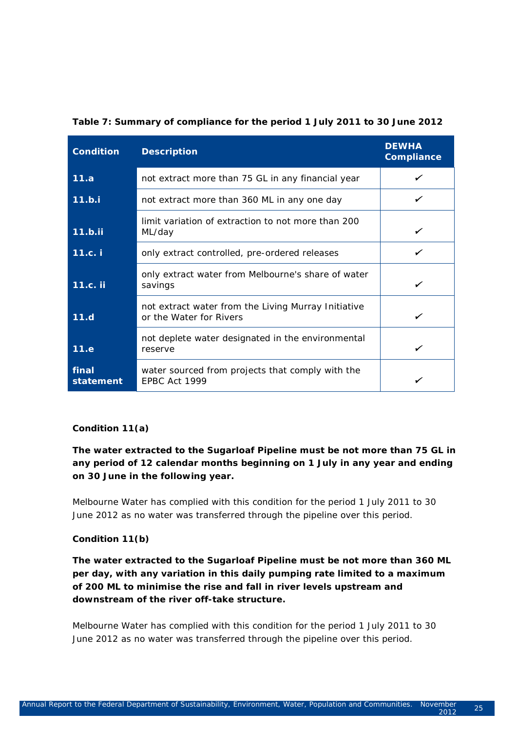**Table 7: Summary of compliance for the period 1 July 2011 to 30 June 2012**

| Condition | Description | DEWHA Compliance |
|---|---|---|
| **11.a** | not extract more than 75 GL in any financial year | ✓ |
| **11.b.i** | not extract more than 360 ML in any one day | ✓ |
| **11.b.ii** | limit variation of extraction to not more than 200 ML/day | ✓ |
| **11.c. i** | only extract controlled, pre-ordered releases | ✓ |
| **11.c. ii** | only extract water from Melbourne's share of water savings | ✓ |
| **11.d** | not extract water from the Living Murray Initiative or the Water for Rivers | ✓ |
| **11.e** | not deplete water designated in the environmental reserve | ✓ |
| **final statement** | water sourced from projects that comply with the EPBC Act 1999 | ✓ |

**Condition 11(a)**

**The water extracted to the Sugarloaf Pipeline must be not more than 75 GL in any period of 12 calendar months beginning on 1 July in any year and ending on 30 June in the following year.**

Melbourne Water has complied with this condition for the period 1 July 2011 to 30 June 2012 as no water was transferred through the pipeline over this period.

**Condition 11(b)**

**The water extracted to the Sugarloaf Pipeline must be not more than 360 ML per day, with any variation in this daily pumping rate limited to a maximum of 200 ML to minimise the rise and fall in river levels upstream and downstream of the river off-take structure.**

Melbourne Water has complied with this condition for the period 1 July 2011 to 30 June 2012 as no water was transferred through the pipeline over this period.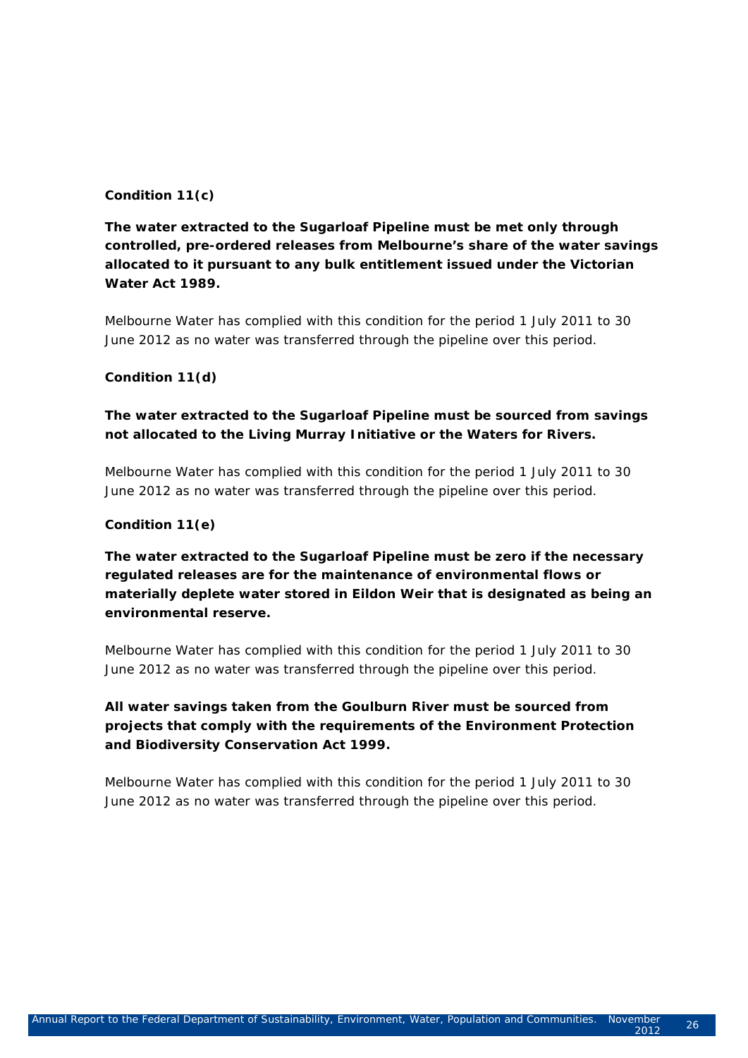**Condition 11(c)**

**The water extracted to the Sugarloaf Pipeline must be met only through controlled, pre-ordered releases from Melbourne's share of the water savings allocated to it pursuant to any bulk entitlement issued under the Victorian Water Act 1989.**

Melbourne Water has complied with this condition for the period 1 July 2011 to 30 June 2012 as no water was transferred through the pipeline over this period.

**Condition 11(d)**

**The water extracted to the Sugarloaf Pipeline must be sourced from savings not allocated to the Living Murray Initiative or the Waters for Rivers.**

Melbourne Water has complied with this condition for the period 1 July 2011 to 30 June 2012 as no water was transferred through the pipeline over this period.

**Condition 11(e)**

**The water extracted to the Sugarloaf Pipeline must be zero if the necessary regulated releases are for the maintenance of environmental flows or materially deplete water stored in Eildon Weir that is designated as being an environmental reserve.**

Melbourne Water has complied with this condition for the period 1 July 2011 to 30 June 2012 as no water was transferred through the pipeline over this period.

**All water savings taken from the Goulburn River must be sourced from projects that comply with the requirements of the Environment Protection and Biodiversity Conservation Act 1999.**

Melbourne Water has complied with this condition for the period 1 July 2011 to 30 June 2012 as no water was transferred through the pipeline over this period.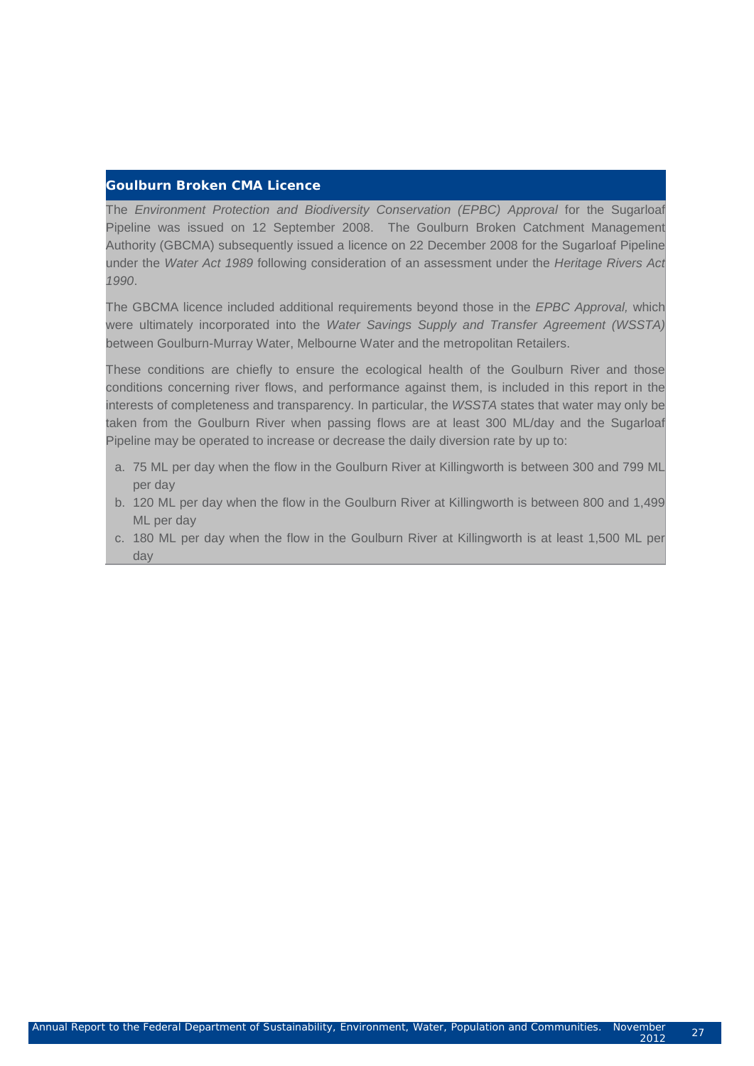## Goulburn Broken CMA Licence

The *Environment Protection and Biodiversity Conservation (EPBC) Approval* for the Sugarloaf Pipeline was issued on 12 September 2008. The Goulburn Broken Catchment Management Authority (GBCMA) subsequently issued a licence on 22 December 2008 for the Sugarloaf Pipeline under the *Water Act 1989* following consideration of an assessment under the *Heritage Rivers Act 1990*.

The GBCMA licence included additional requirements beyond those in the *EPBC Approval,* which were ultimately incorporated into the *Water Savings Supply and Transfer Agreement (WSSTA)* between Goulburn-Murray Water, Melbourne Water and the metropolitan Retailers.

These conditions are chiefly to ensure the ecological health of the Goulburn River and those conditions concerning river flows, and performance against them, is included in this report in the interests of completeness and transparency. In particular, the *WSSTA* states that water may only be taken from the Goulburn River when passing flows are at least 300 ML/day and the Sugarloaf Pipeline may be operated to increase or decrease the daily diversion rate by up to:

a. 75 ML per day when the flow in the Goulburn River at Killingworth is between 300 and 799 ML per day
b. 120 ML per day when the flow in the Goulburn River at Killingworth is between 800 and 1,499 ML per day
c. 180 ML per day when the flow in the Goulburn River at Killingworth is at least 1,500 ML per day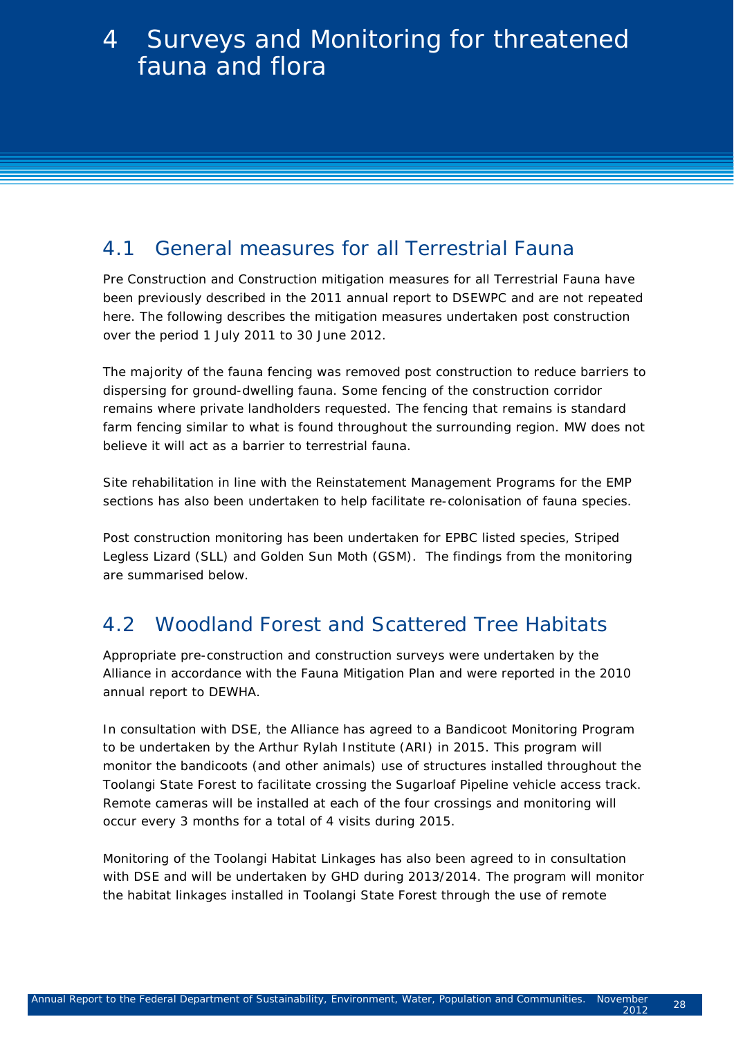# 4 Surveys and Monitoring for threatened fauna and flora

## 4.1 General measures for all Terrestrial Fauna

Pre Construction and Construction mitigation measures for all Terrestrial Fauna have been previously described in the 2011 annual report to DSEWPC and are not repeated here. The following describes the mitigation measures undertaken post construction over the period 1 July 2011 to 30 June 2012.

The majority of the fauna fencing was removed post construction to reduce barriers to dispersing for ground-dwelling fauna. Some fencing of the construction corridor remains where private landholders requested. The fencing that remains is standard farm fencing similar to what is found throughout the surrounding region. MW does not believe it will act as a barrier to terrestrial fauna.

Site rehabilitation in line with the Reinstatement Management Programs for the EMP sections has also been undertaken to help facilitate re-colonisation of fauna species.

Post construction monitoring has been undertaken for EPBC listed species, Striped Legless Lizard (SLL) and Golden Sun Moth (GSM). The findings from the monitoring are summarised below.

## 4.2 Woodland Forest and Scattered Tree Habitats

Appropriate pre-construction and construction surveys were undertaken by the Alliance in accordance with the Fauna Mitigation Plan and were reported in the 2010 annual report to DEWHA.

In consultation with DSE, the Alliance has agreed to a Bandicoot Monitoring Program to be undertaken by the Arthur Rylah Institute (ARI) in 2015. This program will monitor the bandicoots (and other animals) use of structures installed throughout the Toolangi State Forest to facilitate crossing the Sugarloaf Pipeline vehicle access track. Remote cameras will be installed at each of the four crossings and monitoring will occur every 3 months for a total of 4 visits during 2015.

Monitoring of the Toolangi Habitat Linkages has also been agreed to in consultation with DSE and will be undertaken by GHD during 2013/2014. The program will monitor the habitat linkages installed in Toolangi State Forest through the use of remote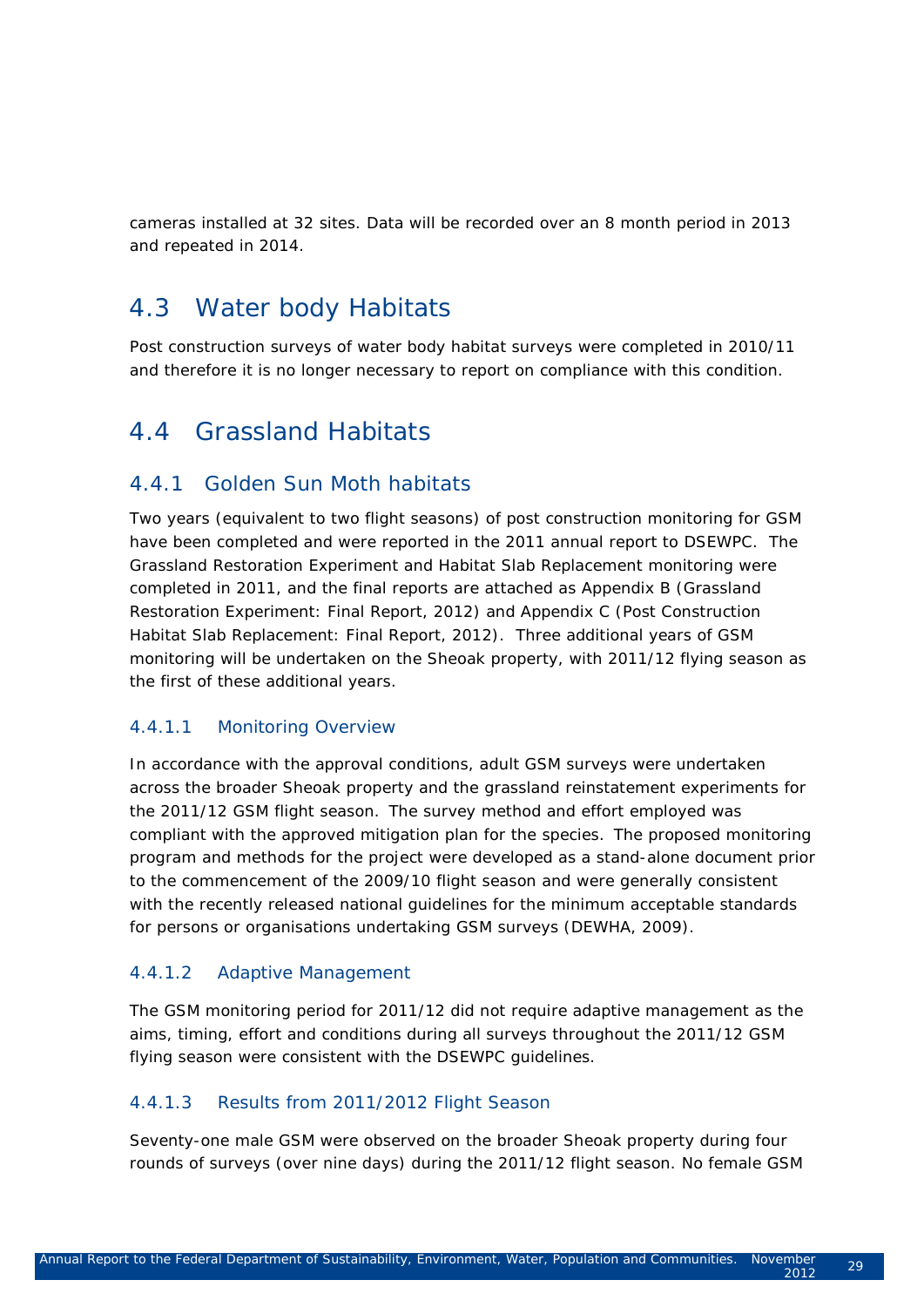cameras installed at 32 sites. Data will be recorded over an 8 month period in 2013 and repeated in 2014.

## 4.3 Water body Habitats

Post construction surveys of water body habitat surveys were completed in 2010/11 and therefore it is no longer necessary to report on compliance with this condition.

## 4.4 Grassland Habitats

### 4.4.1 Golden Sun Moth habitats

Two years (equivalent to two flight seasons) of post construction monitoring for GSM have been completed and were reported in the 2011 annual report to DSEWPC. The Grassland Restoration Experiment and Habitat Slab Replacement monitoring were completed in 2011, and the final reports are attached as Appendix B (Grassland Restoration Experiment: Final Report, 2012) and Appendix C (Post Construction Habitat Slab Replacement: Final Report, 2012). Three additional years of GSM monitoring will be undertaken on the Sheoak property, with 2011/12 flying season as the first of these additional years.

#### 4.4.1.1 Monitoring Overview

In accordance with the approval conditions, adult GSM surveys were undertaken across the broader Sheoak property and the grassland reinstatement experiments for the 2011/12 GSM flight season. The survey method and effort employed was compliant with the approved mitigation plan for the species. The proposed monitoring program and methods for the project were developed as a stand-alone document prior to the commencement of the 2009/10 flight season and were generally consistent with the recently released national guidelines for the minimum acceptable standards for persons or organisations undertaking GSM surveys (DEWHA, 2009).

#### 4.4.1.2 Adaptive Management

The GSM monitoring period for 2011/12 did not require adaptive management as the aims, timing, effort and conditions during all surveys throughout the 2011/12 GSM flying season were consistent with the DSEWPC guidelines.

#### 4.4.1.3 Results from 2011/2012 Flight Season

Seventy-one male GSM were observed on the broader Sheoak property during four rounds of surveys (over nine days) during the 2011/12 flight season. No female GSM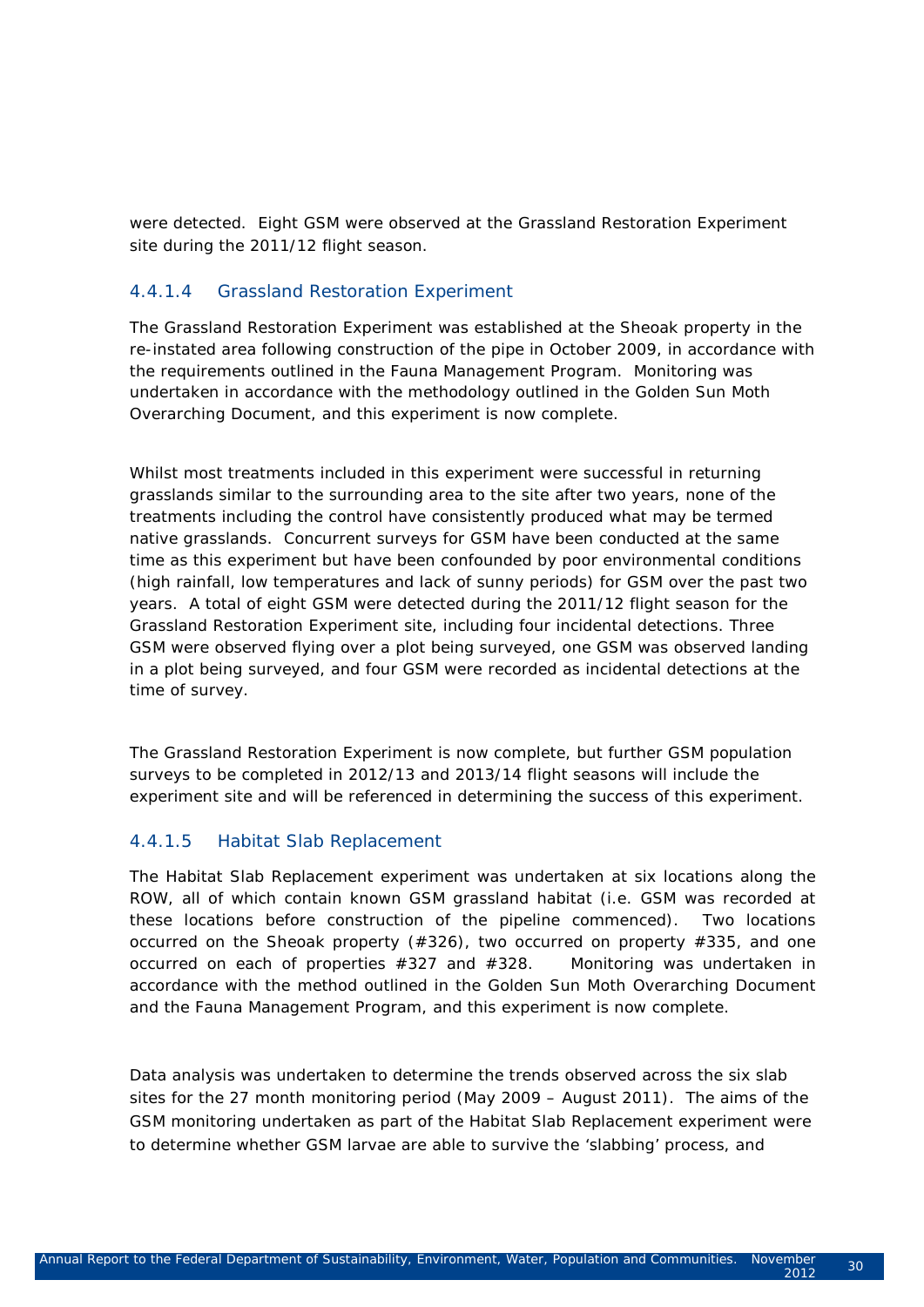were detected. Eight GSM were observed at the Grassland Restoration Experiment site during the 2011/12 flight season.

#### 4.4.1.4 Grassland Restoration Experiment

The Grassland Restoration Experiment was established at the Sheoak property in the re-instated area following construction of the pipe in October 2009, in accordance with the requirements outlined in the Fauna Management Program. Monitoring was undertaken in accordance with the methodology outlined in the Golden Sun Moth Overarching Document, and this experiment is now complete.

Whilst most treatments included in this experiment were successful in returning grasslands similar to the surrounding area to the site after two years, none of the treatments including the control have consistently produced what may be termed native grasslands. Concurrent surveys for GSM have been conducted at the same time as this experiment but have been confounded by poor environmental conditions (high rainfall, low temperatures and lack of sunny periods) for GSM over the past two years. A total of eight GSM were detected during the 2011/12 flight season for the Grassland Restoration Experiment site, including four incidental detections. Three GSM were observed flying over a plot being surveyed, one GSM was observed landing in a plot being surveyed, and four GSM were recorded as incidental detections at the time of survey.

The Grassland Restoration Experiment is now complete, but further GSM population surveys to be completed in 2012/13 and 2013/14 flight seasons will include the experiment site and will be referenced in determining the success of this experiment.

#### 4.4.1.5 Habitat Slab Replacement

The Habitat Slab Replacement experiment was undertaken at six locations along the ROW, all of which contain known GSM grassland habitat (i.e. GSM was recorded at these locations before construction of the pipeline commenced). Two locations occurred on the Sheoak property (#326), two occurred on property #335, and one occurred on each of properties #327 and #328. Monitoring was undertaken in accordance with the method outlined in the Golden Sun Moth Overarching Document and the Fauna Management Program, and this experiment is now complete.

Data analysis was undertaken to determine the trends observed across the six slab sites for the 27 month monitoring period (May 2009 – August 2011). The aims of the GSM monitoring undertaken as part of the Habitat Slab Replacement experiment were to determine whether GSM larvae are able to survive the 'slabbing' process, and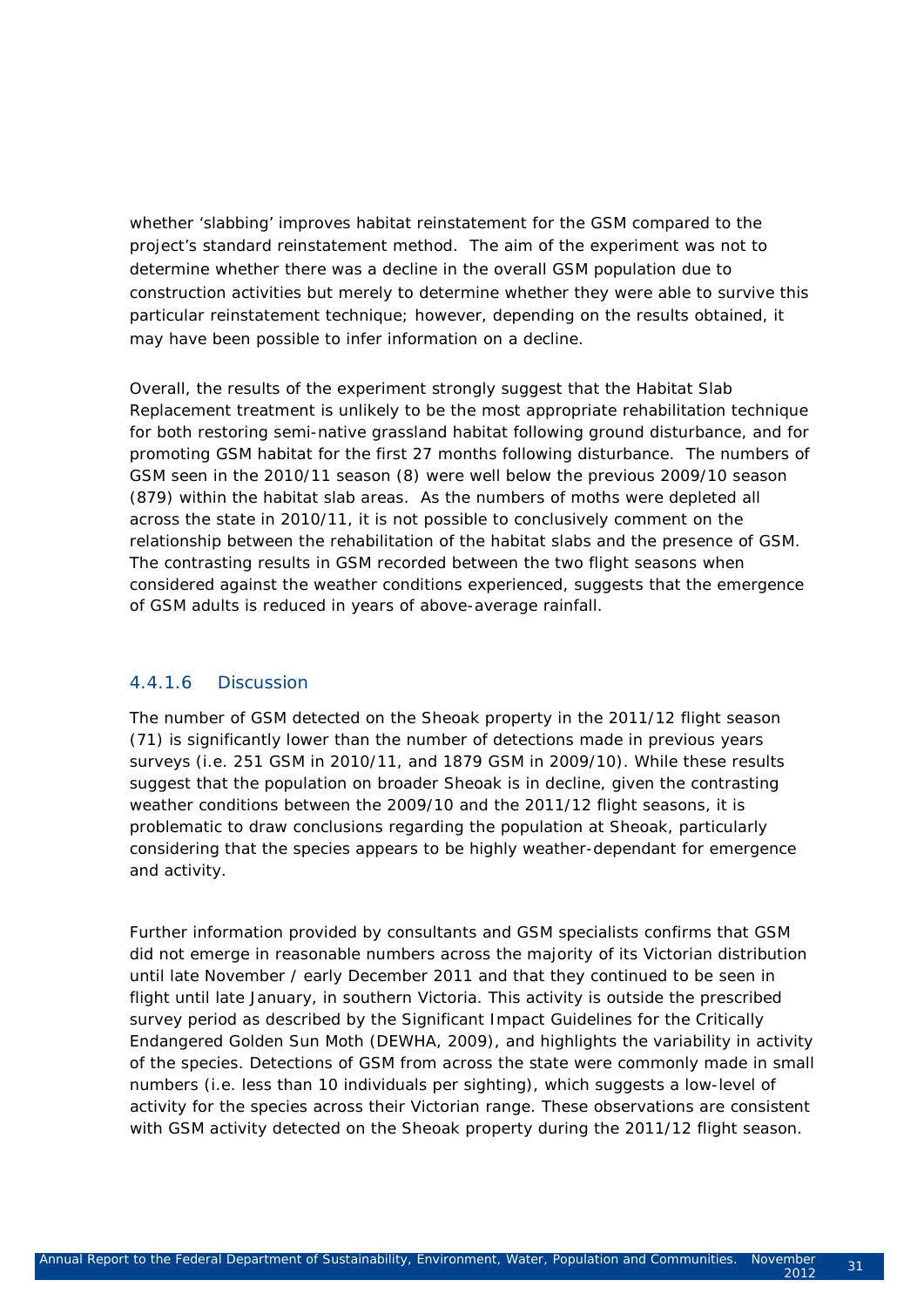whether 'slabbing' improves habitat reinstatement for the GSM compared to the project's standard reinstatement method. The aim of the experiment was not to determine whether there was a decline in the overall GSM population due to construction activities but merely to determine whether they were able to survive this particular reinstatement technique; however, depending on the results obtained, it may have been possible to infer information on a decline.

Overall, the results of the experiment strongly suggest that the Habitat Slab Replacement treatment is unlikely to be the most appropriate rehabilitation technique for both restoring semi-native grassland habitat following ground disturbance, and for promoting GSM habitat for the first 27 months following disturbance. The numbers of GSM seen in the 2010/11 season (8) were well below the previous 2009/10 season (879) within the habitat slab areas. As the numbers of moths were depleted all across the state in 2010/11, it is not possible to conclusively comment on the relationship between the rehabilitation of the habitat slabs and the presence of GSM. The contrasting results in GSM recorded between the two flight seasons when considered against the weather conditions experienced, suggests that the emergence of GSM adults is reduced in years of above-average rainfall.

#### 4.4.1.6 Discussion

The number of GSM detected on the Sheoak property in the 2011/12 flight season (71) is significantly lower than the number of detections made in previous years surveys (i.e. 251 GSM in 2010/11, and 1879 GSM in 2009/10). While these results suggest that the population on broader Sheoak is in decline, given the contrasting weather conditions between the 2009/10 and the 2011/12 flight seasons, it is problematic to draw conclusions regarding the population at Sheoak, particularly considering that the species appears to be highly weather-dependant for emergence and activity.

Further information provided by consultants and GSM specialists confirms that GSM did not emerge in reasonable numbers across the majority of its Victorian distribution until late November / early December 2011 and that they continued to be seen in flight until late January, in southern Victoria. This activity is outside the prescribed survey period as described by the Significant Impact Guidelines for the Critically Endangered Golden Sun Moth (DEWHA, 2009), and highlights the variability in activity of the species. Detections of GSM from across the state were commonly made in small numbers (i.e. less than 10 individuals per sighting), which suggests a low-level of activity for the species across their Victorian range. These observations are consistent with GSM activity detected on the Sheoak property during the 2011/12 flight season.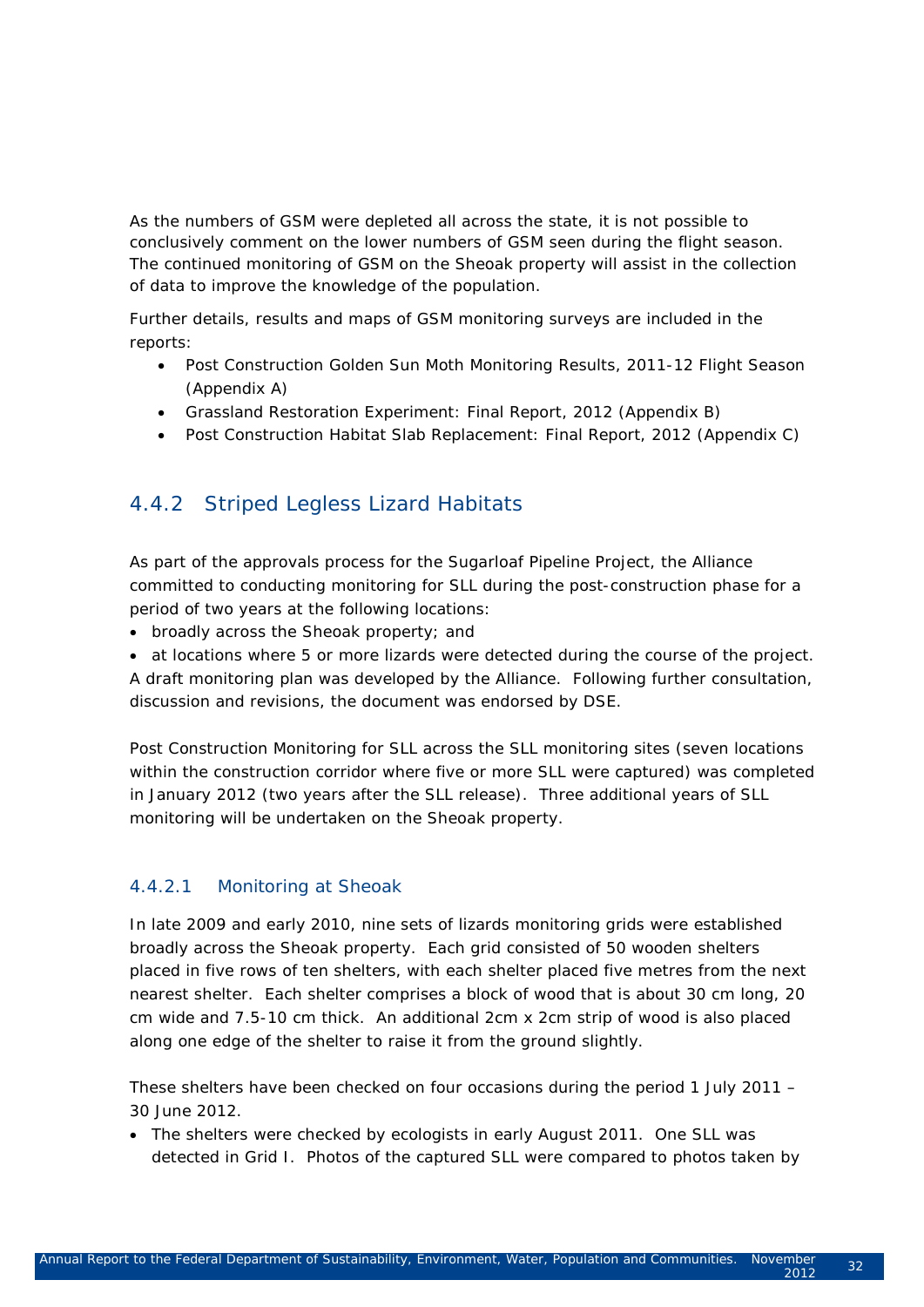As the numbers of GSM were depleted all across the state, it is not possible to conclusively comment on the lower numbers of GSM seen during the flight season. The continued monitoring of GSM on the Sheoak property will assist in the collection of data to improve the knowledge of the population.

Further details, results and maps of GSM monitoring surveys are included in the reports:

- Post Construction Golden Sun Moth Monitoring Results, 2011-12 Flight Season (Appendix A)
- Grassland Restoration Experiment: Final Report, 2012 (Appendix B)
- Post Construction Habitat Slab Replacement: Final Report, 2012 (Appendix C)

### 4.4.2 Striped Legless Lizard Habitats

As part of the approvals process for the Sugarloaf Pipeline Project, the Alliance committed to conducting monitoring for SLL during the post-construction phase for a period of two years at the following locations:

- broadly across the Sheoak property; and
- at locations where 5 or more lizards were detected during the course of the project.

A draft monitoring plan was developed by the Alliance. Following further consultation, discussion and revisions, the document was endorsed by DSE.

Post Construction Monitoring for SLL across the SLL monitoring sites (seven locations within the construction corridor where five or more SLL were captured) was completed in January 2012 (two years after the SLL release). Three additional years of SLL monitoring will be undertaken on the Sheoak property.

#### 4.4.2.1 Monitoring at Sheoak

In late 2009 and early 2010, nine sets of lizards monitoring grids were established broadly across the Sheoak property. Each grid consisted of 50 wooden shelters placed in five rows of ten shelters, with each shelter placed five metres from the next nearest shelter. Each shelter comprises a block of wood that is about 30 cm long, 20 cm wide and 7.5-10 cm thick. An additional 2cm x 2cm strip of wood is also placed along one edge of the shelter to raise it from the ground slightly.

These shelters have been checked on four occasions during the period 1 July 2011 – 30 June 2012.

- The shelters were checked by ecologists in early August 2011. One SLL was detected in Grid I. Photos of the captured SLL were compared to photos taken by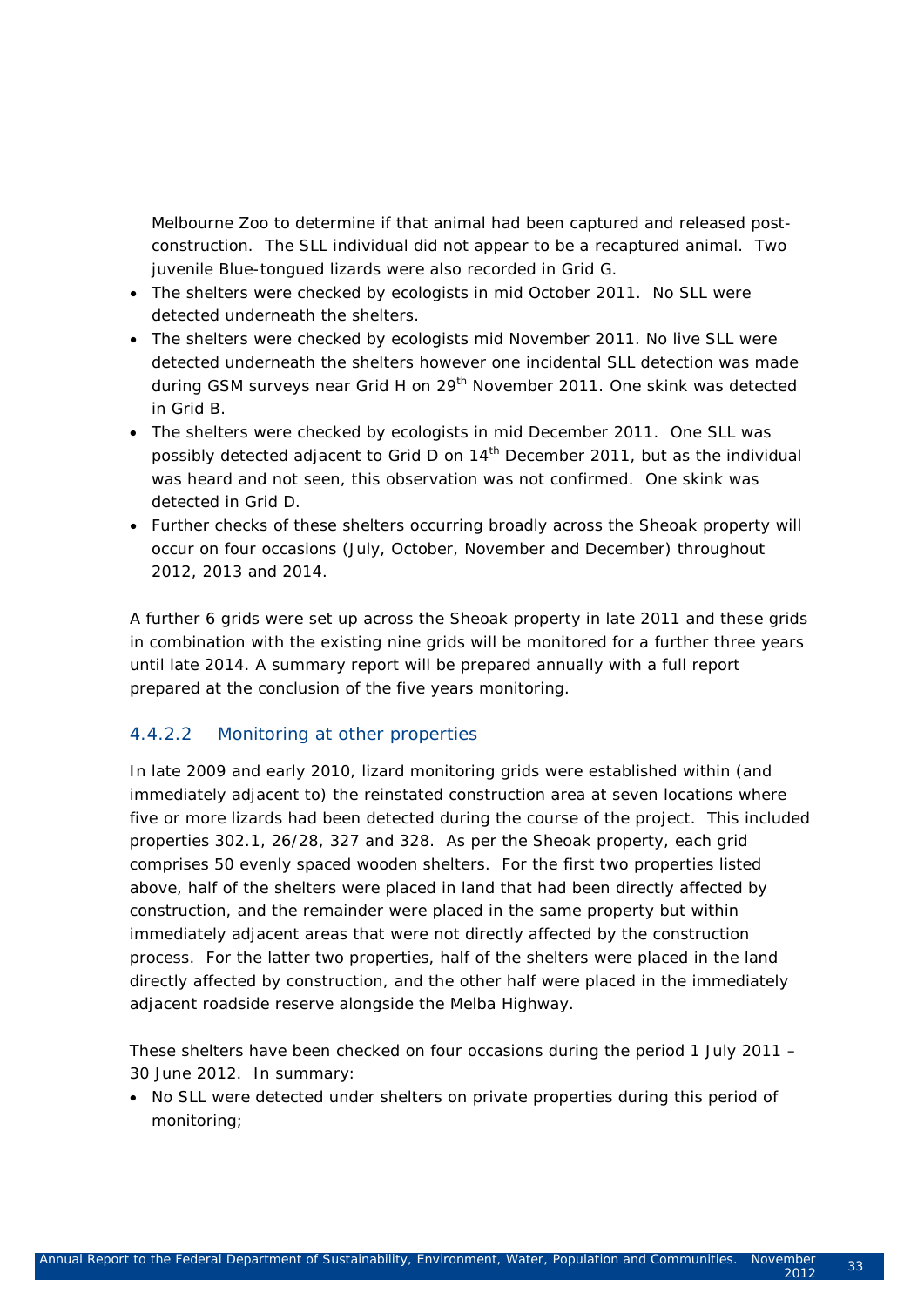Melbourne Zoo to determine if that animal had been captured and released post-construction. The SLL individual did not appear to be a recaptured animal. Two juvenile Blue-tongued lizards were also recorded in Grid G.

- The shelters were checked by ecologists in mid October 2011. No SLL were detected underneath the shelters.
- The shelters were checked by ecologists mid November 2011. No live SLL were detected underneath the shelters however one incidental SLL detection was made during GSM surveys near Grid H on 29th November 2011. One skink was detected in Grid B.
- The shelters were checked by ecologists in mid December 2011. One SLL was possibly detected adjacent to Grid D on 14th December 2011, but as the individual was heard and not seen, this observation was not confirmed. One skink was detected in Grid D.
- Further checks of these shelters occurring broadly across the Sheoak property will occur on four occasions (July, October, November and December) throughout 2012, 2013 and 2014.

A further 6 grids were set up across the Sheoak property in late 2011 and these grids in combination with the existing nine grids will be monitored for a further three years until late 2014. A summary report will be prepared annually with a full report prepared at the conclusion of the five years monitoring.

#### 4.4.2.2 Monitoring at other properties

In late 2009 and early 2010, lizard monitoring grids were established within (and immediately adjacent to) the reinstated construction area at seven locations where five or more lizards had been detected during the course of the project. This included properties 302.1, 26/28, 327 and 328. As per the Sheoak property, each grid comprises 50 evenly spaced wooden shelters. For the first two properties listed above, half of the shelters were placed in land that had been directly affected by construction, and the remainder were placed in the same property but within immediately adjacent areas that were not directly affected by the construction process. For the latter two properties, half of the shelters were placed in the land directly affected by construction, and the other half were placed in the immediately adjacent roadside reserve alongside the Melba Highway.

These shelters have been checked on four occasions during the period 1 July 2011 – 30 June 2012. In summary:

- No SLL were detected under shelters on private properties during this period of monitoring;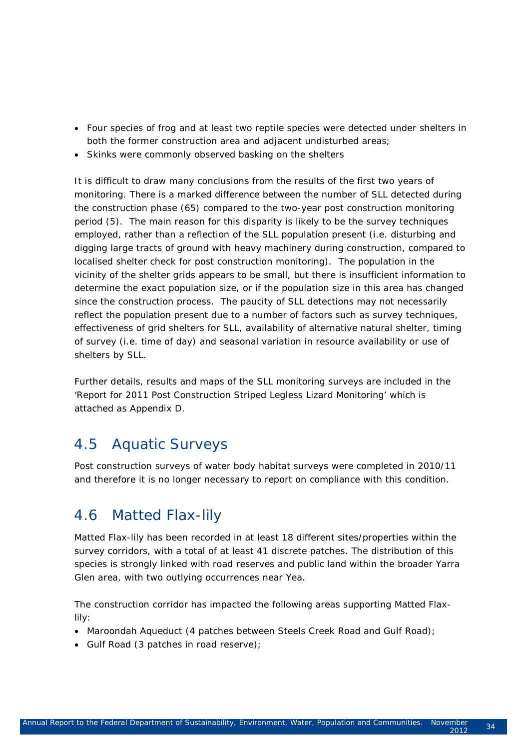- Four species of frog and at least two reptile species were detected under shelters in both the former construction area and adjacent undisturbed areas;
- Skinks were commonly observed basking on the shelters

It is difficult to draw many conclusions from the results of the first two years of monitoring. There is a marked difference between the number of SLL detected during the construction phase (65) compared to the two-year post construction monitoring period (5). The main reason for this disparity is likely to be the survey techniques employed, rather than a reflection of the SLL population present (i.e. disturbing and digging large tracts of ground with heavy machinery during construction, compared to localised shelter check for post construction monitoring). The population in the vicinity of the shelter grids appears to be small, but there is insufficient information to determine the exact population size, or if the population size in this area has changed since the construction process. The paucity of SLL detections may not necessarily reflect the population present due to a number of factors such as survey techniques, effectiveness of grid shelters for SLL, availability of alternative natural shelter, timing of survey (i.e. time of day) and seasonal variation in resource availability or use of shelters by SLL.

Further details, results and maps of the SLL monitoring surveys are included in the 'Report for 2011 Post Construction Striped Legless Lizard Monitoring' which is attached as Appendix D.

## 4.5 Aquatic Surveys

Post construction surveys of water body habitat surveys were completed in 2010/11 and therefore it is no longer necessary to report on compliance with this condition.

## 4.6 Matted Flax-lily

Matted Flax-lily has been recorded in at least 18 different sites/properties within the survey corridors, with a total of at least 41 discrete patches. The distribution of this species is strongly linked with road reserves and public land within the broader Yarra Glen area, with two outlying occurrences near Yea.

The construction corridor has impacted the following areas supporting Matted Flax-lily:

- Maroondah Aqueduct (4 patches between Steels Creek Road and Gulf Road);
- Gulf Road (3 patches in road reserve);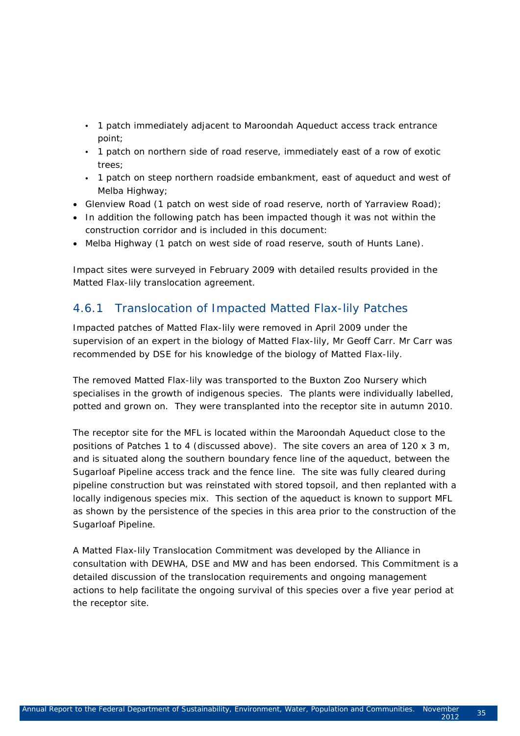- 1 patch immediately adjacent to Maroondah Aqueduct access track entrance point;
  - 1 patch on northern side of road reserve, immediately east of a row of exotic trees;
  - 1 patch on steep northern roadside embankment, east of aqueduct and west of Melba Highway;
- Glenview Road (1 patch on west side of road reserve, north of Yarraview Road);
- In addition the following patch has been impacted though it was not within the construction corridor and is included in this document:
- Melba Highway (1 patch on west side of road reserve, south of Hunts Lane).

Impact sites were surveyed in February 2009 with detailed results provided in the Matted Flax-lily translocation agreement.

### 4.6.1 Translocation of Impacted Matted Flax-lily Patches

Impacted patches of Matted Flax-lily were removed in April 2009 under the supervision of an expert in the biology of Matted Flax-lily, Mr Geoff Carr. Mr Carr was recommended by DSE for his knowledge of the biology of Matted Flax-lily.

The removed Matted Flax-lily was transported to the Buxton Zoo Nursery which specialises in the growth of indigenous species. The plants were individually labelled, potted and grown on. They were transplanted into the receptor site in autumn 2010.

The receptor site for the MFL is located within the Maroondah Aqueduct close to the positions of Patches 1 to 4 (discussed above). The site covers an area of 120 x 3 m, and is situated along the southern boundary fence line of the aqueduct, between the Sugarloaf Pipeline access track and the fence line. The site was fully cleared during pipeline construction but was reinstated with stored topsoil, and then replanted with a locally indigenous species mix. This section of the aqueduct is known to support MFL as shown by the persistence of the species in this area prior to the construction of the Sugarloaf Pipeline.

A Matted Flax-lily Translocation Commitment was developed by the Alliance in consultation with DEWHA, DSE and MW and has been endorsed. This Commitment is a detailed discussion of the translocation requirements and ongoing management actions to help facilitate the ongoing survival of this species over a five year period at the receptor site.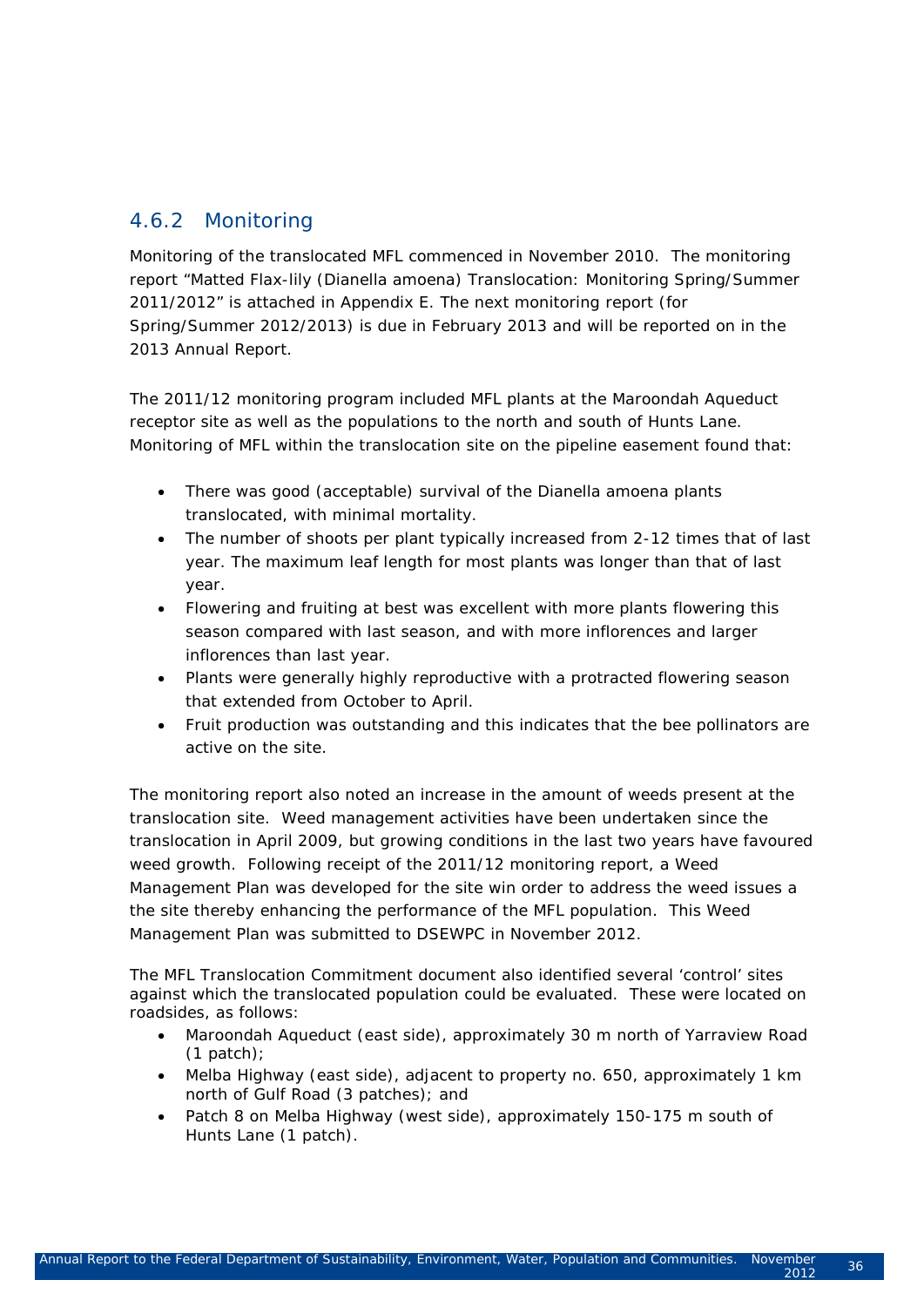## 4.6.2 Monitoring

Monitoring of the translocated MFL commenced in November 2010. The monitoring report "Matted Flax-lily (Dianella amoena) Translocation: Monitoring Spring/Summer 2011/2012" is attached in Appendix E. The next monitoring report (for Spring/Summer 2012/2013) is due in February 2013 and will be reported on in the 2013 Annual Report.

The 2011/12 monitoring program included MFL plants at the Maroondah Aqueduct receptor site as well as the populations to the north and south of Hunts Lane. Monitoring of MFL within the translocation site on the pipeline easement found that:

- There was good (acceptable) survival of the Dianella amoena plants translocated, with minimal mortality.
- The number of shoots per plant typically increased from 2-12 times that of last year. The maximum leaf length for most plants was longer than that of last year.
- Flowering and fruiting at best was excellent with more plants flowering this season compared with last season, and with more inflorences and larger inflorences than last year.
- Plants were generally highly reproductive with a protracted flowering season that extended from October to April.
- Fruit production was outstanding and this indicates that the bee pollinators are active on the site.

The monitoring report also noted an increase in the amount of weeds present at the translocation site. Weed management activities have been undertaken since the translocation in April 2009, but growing conditions in the last two years have favoured weed growth. Following receipt of the 2011/12 monitoring report, a Weed Management Plan was developed for the site win order to address the weed issues a the site thereby enhancing the performance of the MFL population. This Weed Management Plan was submitted to DSEWPC in November 2012.

The MFL Translocation Commitment document also identified several 'control' sites against which the translocated population could be evaluated. These were located on roadsides, as follows:

- Maroondah Aqueduct (east side), approximately 30 m north of Yarraview Road (1 patch);
- Melba Highway (east side), adjacent to property no. 650, approximately 1 km north of Gulf Road (3 patches); and
- Patch 8 on Melba Highway (west side), approximately 150-175 m south of Hunts Lane (1 patch).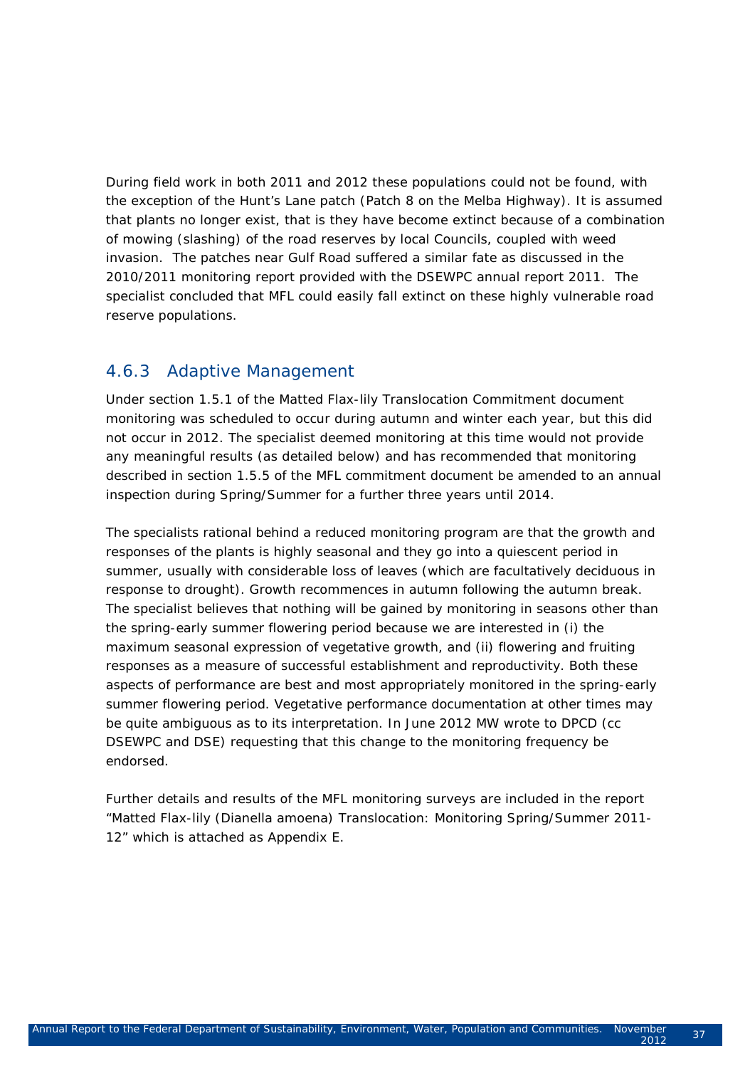During field work in both 2011 and 2012 these populations could not be found, with the exception of the Hunt's Lane patch (Patch 8 on the Melba Highway). It is assumed that plants no longer exist, that is they have become extinct because of a combination of mowing (slashing) of the road reserves by local Councils, coupled with weed invasion. The patches near Gulf Road suffered a similar fate as discussed in the 2010/2011 monitoring report provided with the DSEWPC annual report 2011. The specialist concluded that MFL could easily fall extinct on these highly vulnerable road reserve populations.

### 4.6.3 Adaptive Management

Under section 1.5.1 of the Matted Flax-lily Translocation Commitment document monitoring was scheduled to occur during autumn and winter each year, but this did not occur in 2012. The specialist deemed monitoring at this time would not provide any meaningful results (as detailed below) and has recommended that monitoring described in section 1.5.5 of the MFL commitment document be amended to an annual inspection during Spring/Summer for a further three years until 2014.

The specialists rational behind a reduced monitoring program are that the growth and responses of the plants is highly seasonal and they go into a quiescent period in summer, usually with considerable loss of leaves (which are facultatively deciduous in response to drought). Growth recommences in autumn following the autumn break. The specialist believes that nothing will be gained by monitoring in seasons other than the spring-early summer flowering period because we are interested in (i) the maximum seasonal expression of vegetative growth, and (ii) flowering and fruiting responses as a measure of successful establishment and reproductivity. Both these aspects of performance are best and most appropriately monitored in the spring-early summer flowering period. Vegetative performance documentation at other times may be quite ambiguous as to its interpretation. In June 2012 MW wrote to DPCD (cc DSEWPC and DSE) requesting that this change to the monitoring frequency be endorsed.

Further details and results of the MFL monitoring surveys are included in the report "Matted Flax-lily (Dianella amoena) Translocation: Monitoring Spring/Summer 2011-12" which is attached as Appendix E.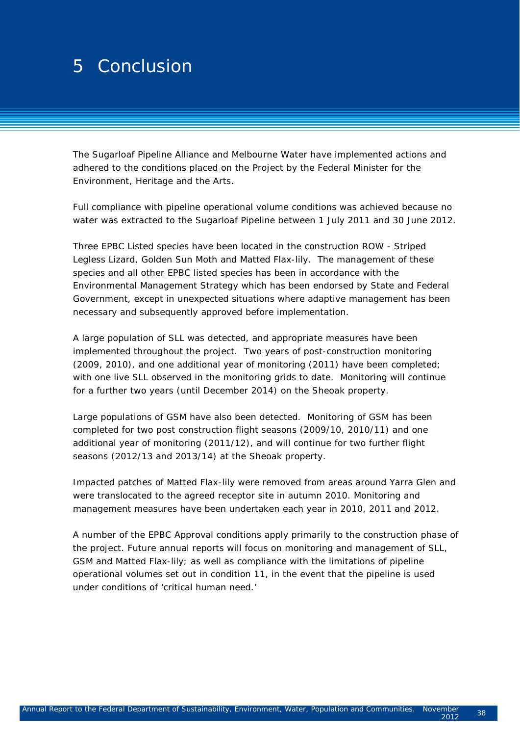# 5 Conclusion

The Sugarloaf Pipeline Alliance and Melbourne Water have implemented actions and adhered to the conditions placed on the Project by the Federal Minister for the Environment, Heritage and the Arts.

Full compliance with pipeline operational volume conditions was achieved because no water was extracted to the Sugarloaf Pipeline between 1 July 2011 and 30 June 2012.

Three EPBC Listed species have been located in the construction ROW - Striped Legless Lizard, Golden Sun Moth and Matted Flax-lily. The management of these species and all other EPBC listed species has been in accordance with the Environmental Management Strategy which has been endorsed by State and Federal Government, except in unexpected situations where adaptive management has been necessary and subsequently approved before implementation.

A large population of SLL was detected, and appropriate measures have been implemented throughout the project. Two years of post-construction monitoring (2009, 2010), and one additional year of monitoring (2011) have been completed; with one live SLL observed in the monitoring grids to date. Monitoring will continue for a further two years (until December 2014) on the Sheoak property.

Large populations of GSM have also been detected. Monitoring of GSM has been completed for two post construction flight seasons (2009/10, 2010/11) and one additional year of monitoring (2011/12), and will continue for two further flight seasons (2012/13 and 2013/14) at the Sheoak property.

Impacted patches of Matted Flax-lily were removed from areas around Yarra Glen and were translocated to the agreed receptor site in autumn 2010. Monitoring and management measures have been undertaken each year in 2010, 2011 and 2012.

A number of the EPBC Approval conditions apply primarily to the construction phase of the project. Future annual reports will focus on monitoring and management of SLL, GSM and Matted Flax-lily; as well as compliance with the limitations of pipeline operational volumes set out in condition 11, in the event that the pipeline is used under conditions of 'critical human need.'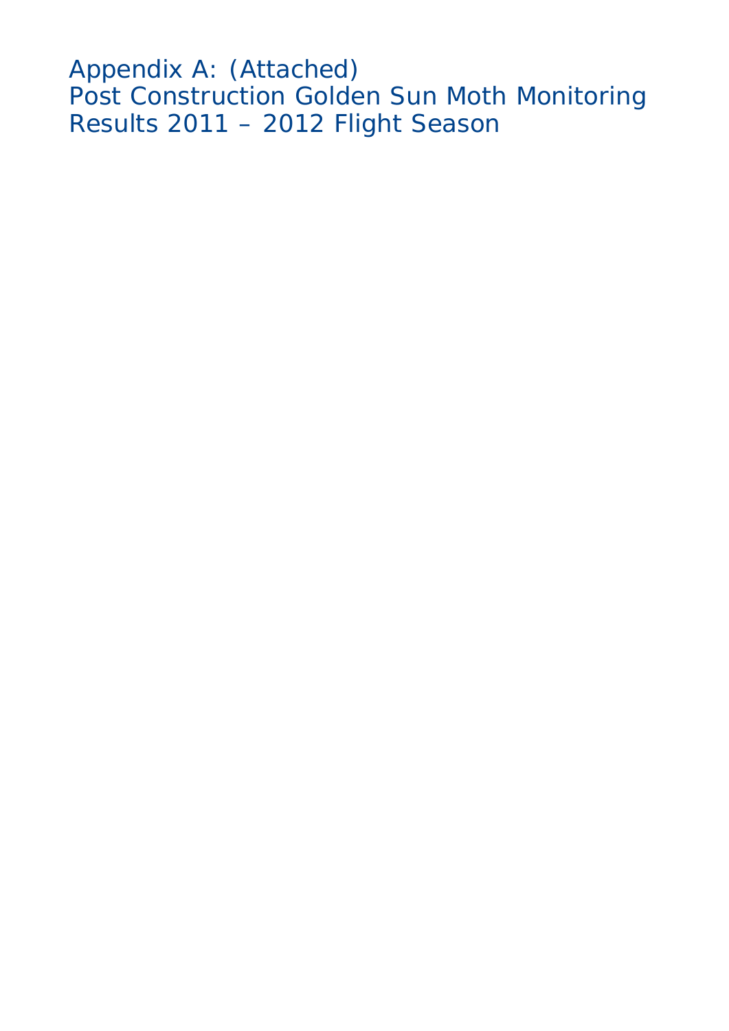# Appendix A: (Attached)
# Post Construction Golden Sun Moth Monitoring Results 2011 – 2012 Flight Season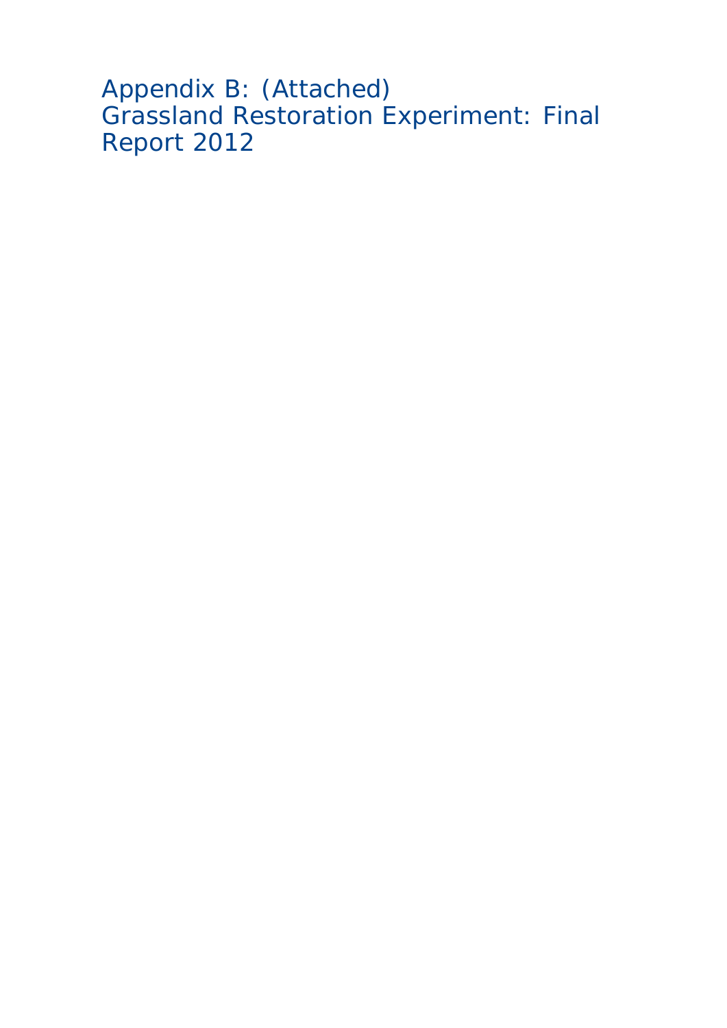# Appendix B: (Attached)
# Grassland Restoration Experiment: Final Report 2012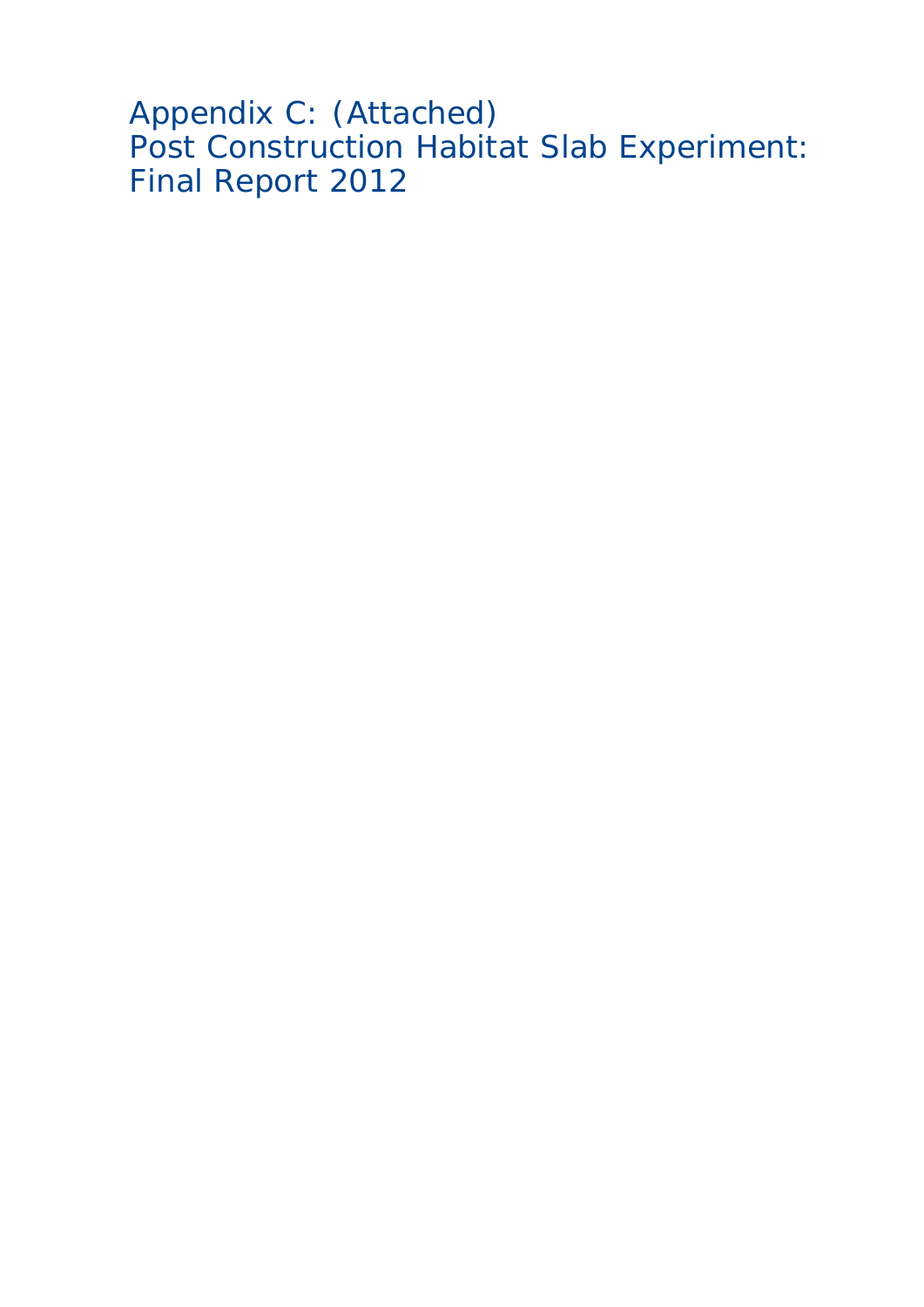# Appendix C: (Attached)
# Post Construction Habitat Slab Experiment: Final Report 2012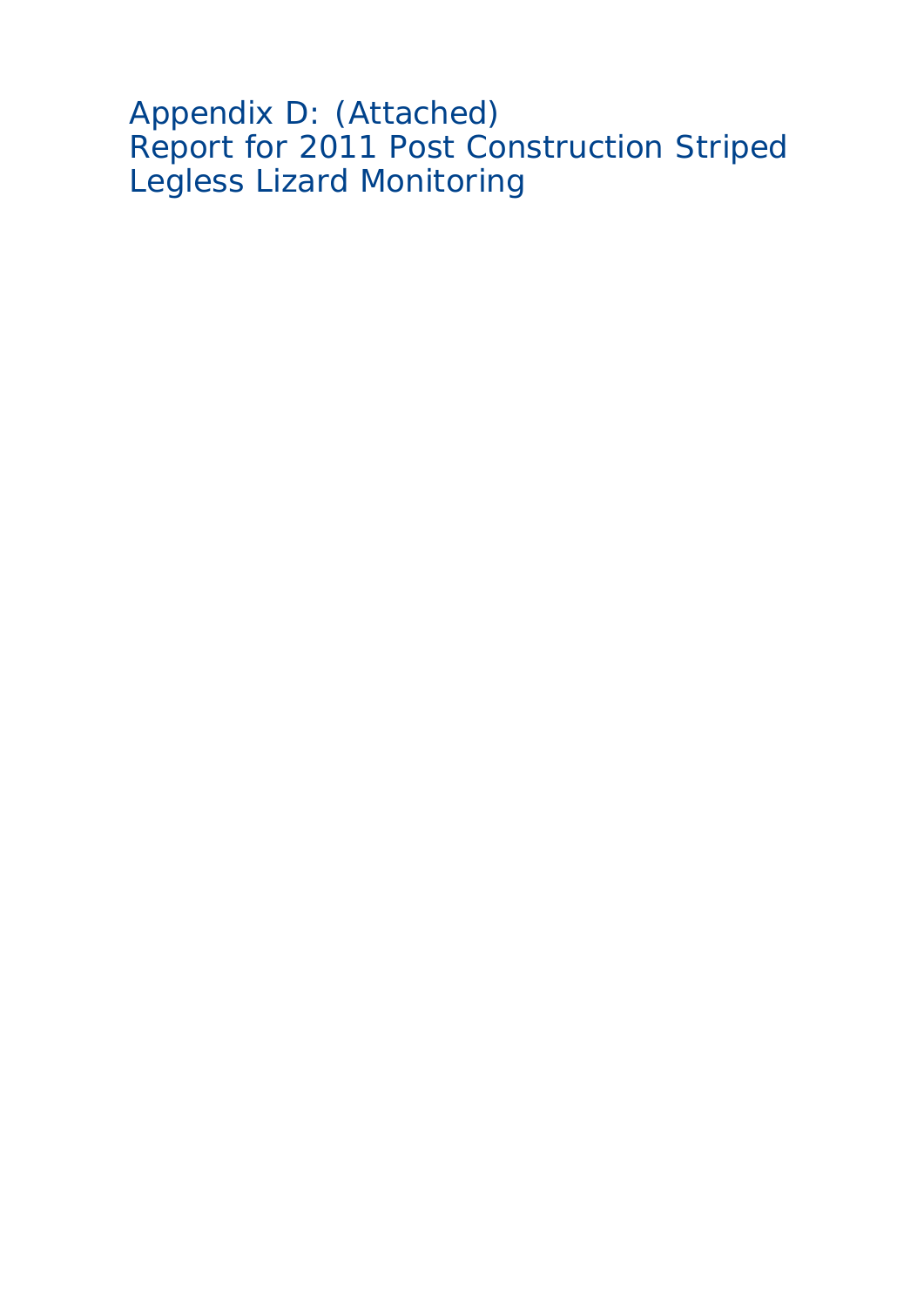# Appendix D: (Attached)
# Report for 2011 Post Construction Striped Legless Lizard Monitoring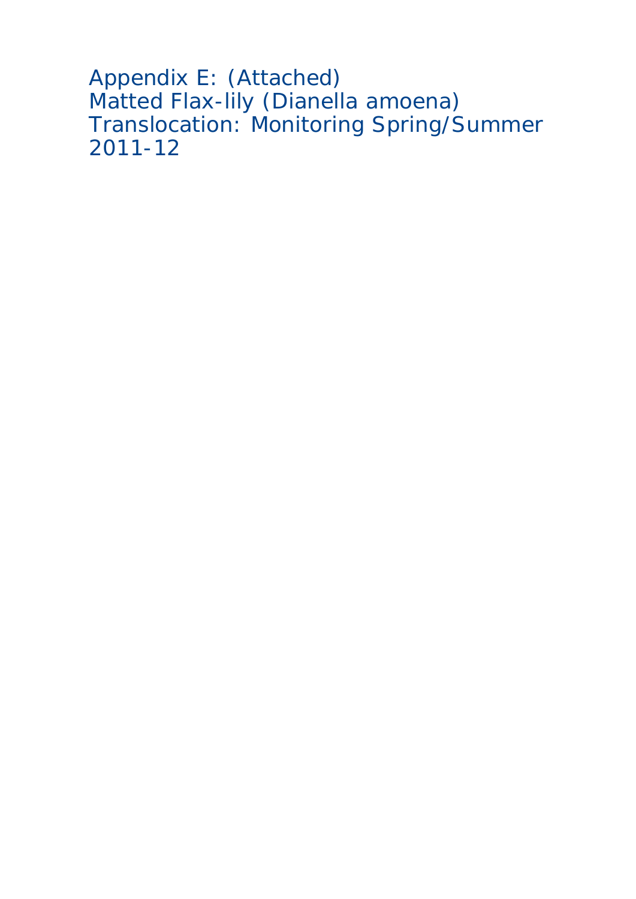# Appendix E: (Attached)
# Matted Flax-lily (*Dianella amoena*) Translocation: Monitoring Spring/Summer 2011-12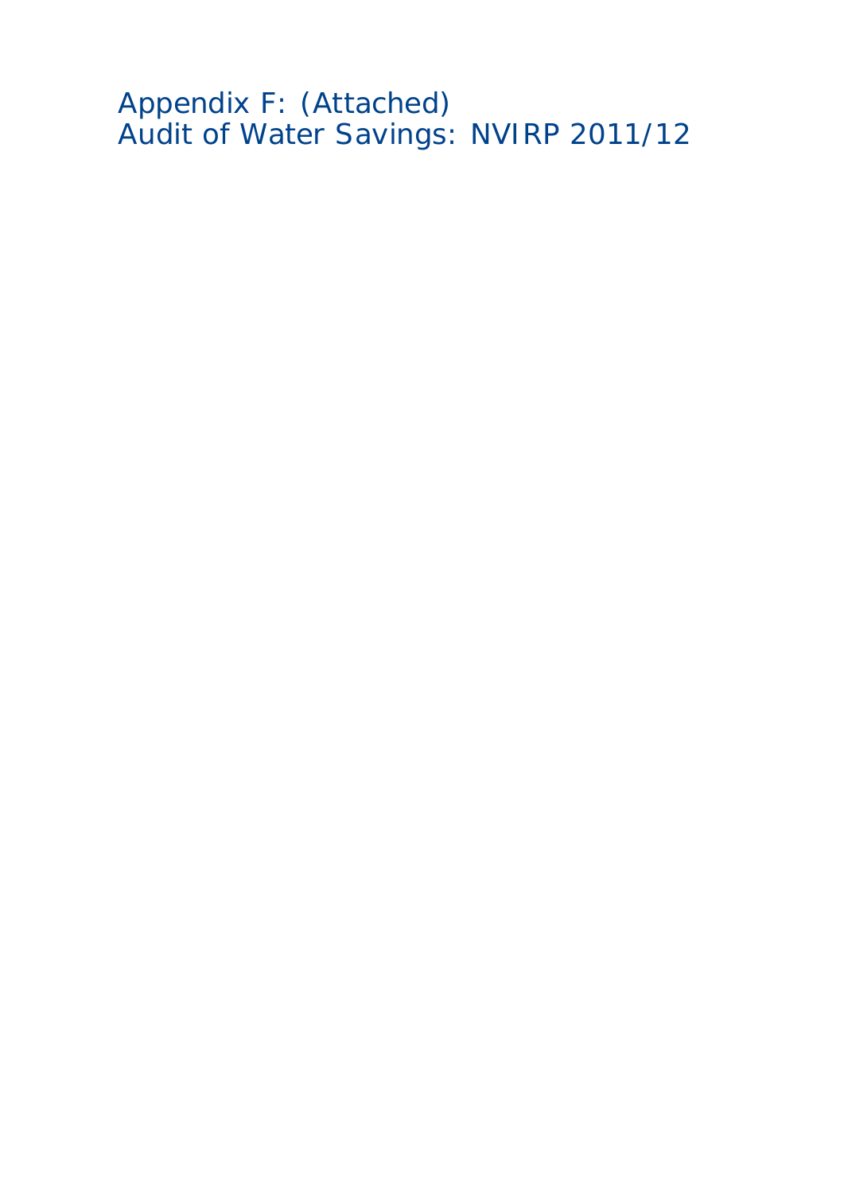# Appendix F: (Attached)
# Audit of Water Savings: NVIRP 2011/12